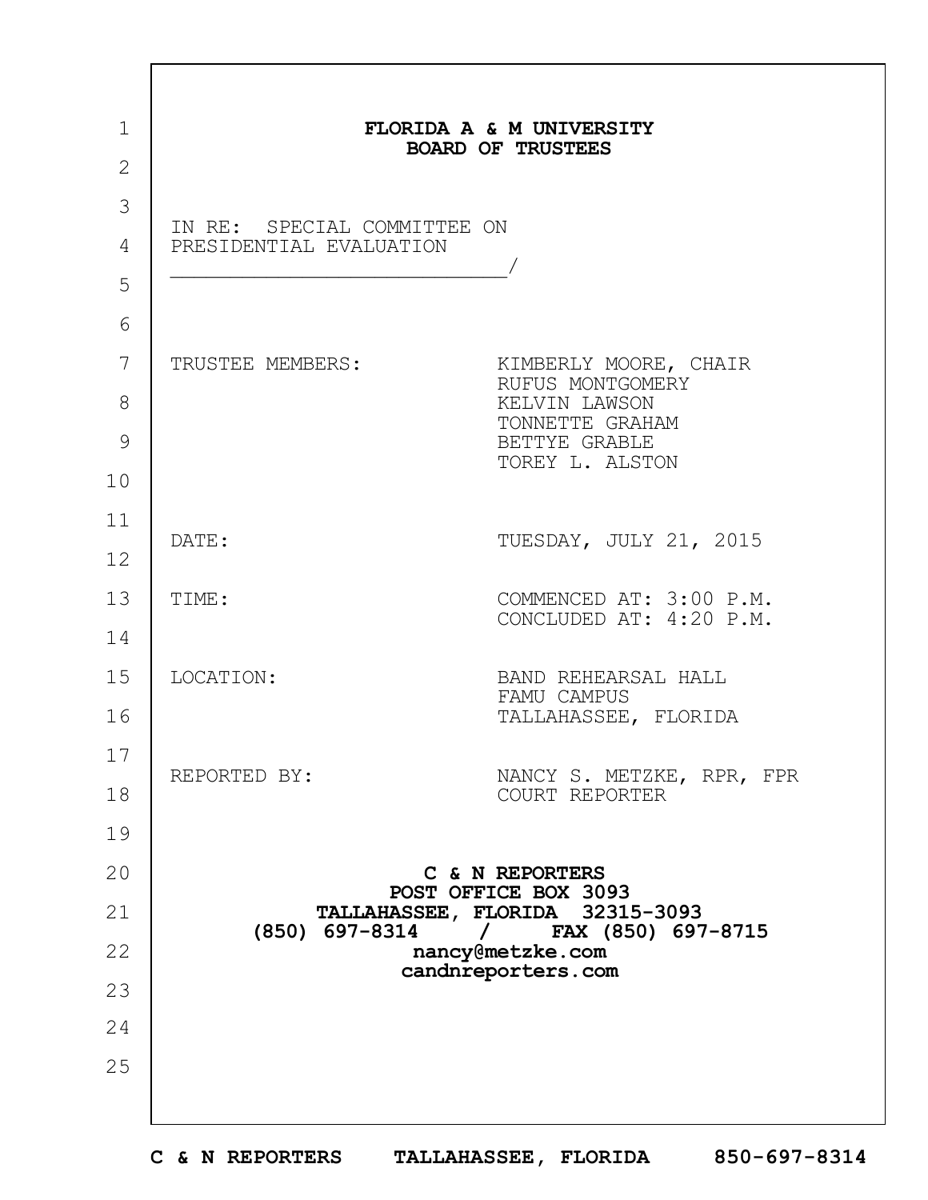**FLORIDA A & M UNIVERSITY**
**BOARD OF TRUSTEES**

IN RE: SPECIAL COMMITTEE ON
PRESIDENTIAL EVALUATION
____________________________/

| | |
|---|---|
| TRUSTEE MEMBERS: | KIMBERLY MOORE, CHAIR<br>RUFUS MONTGOMERY<br>KELVIN LAWSON<br>TONNETTE GRAHAM<br>BETTYE GRABLE<br>TOREY L. ALSTON |
| DATE: | TUESDAY, JULY 21, 2015 |
| TIME: | COMMENCED AT: 3:00 P.M.<br>CONCLUDED AT: 4:20 P.M. |
| LOCATION: | BAND REHEARSAL HALL<br>FAMU CAMPUS<br>TALLAHASSEE, FLORIDA |
| REPORTED BY: | NANCY S. METZKE, RPR, FPR<br>COURT REPORTER |

**C & N REPORTERS**
**POST OFFICE BOX 3093**
**TALLAHASSEE, FLORIDA 32315-3093**
**(850) 697-8314 / FAX (850) 697-8715**
**nancy@metzke.com**
**candnreporters.com**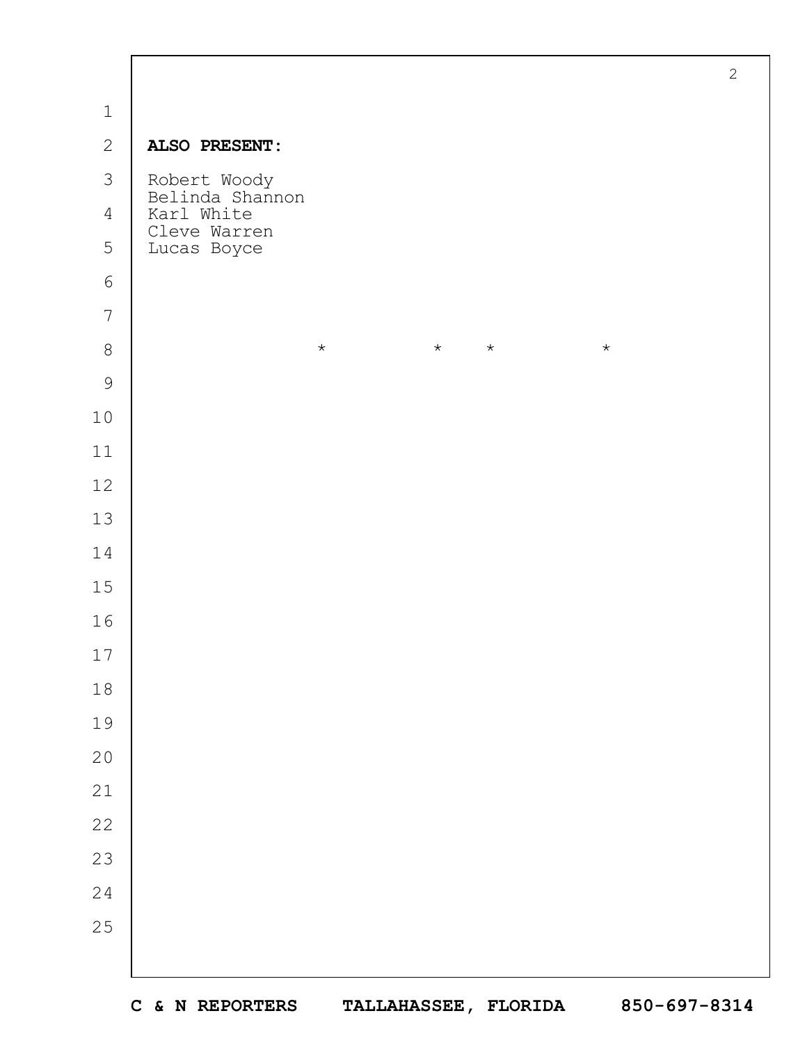**ALSO PRESENT:**

Robert Woody
Belinda Shannon
Karl White
Cleve Warren
Lucas Boyce

\* \* \* \*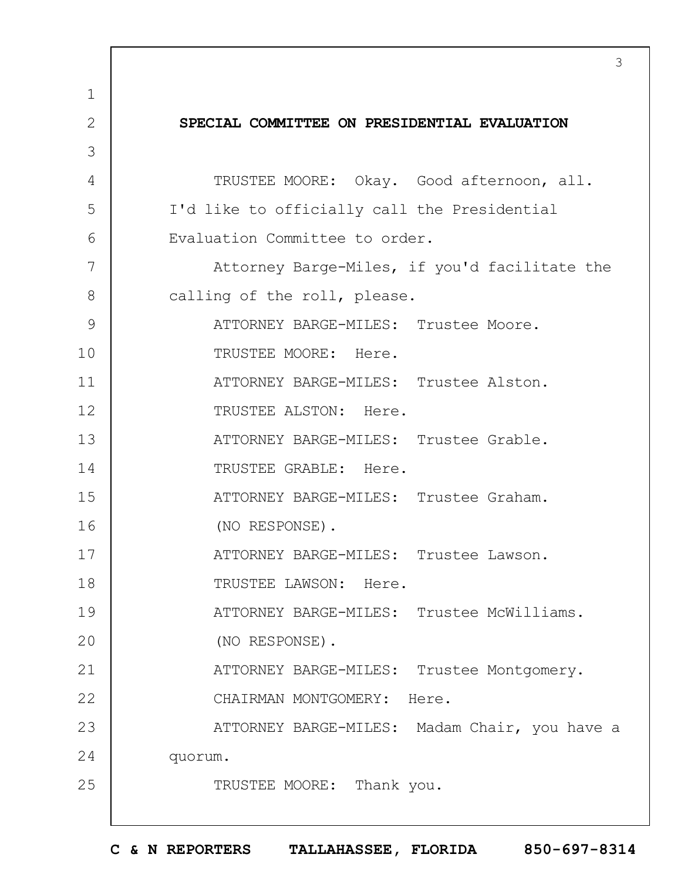## SPECIAL COMMITTEE ON PRESIDENTIAL EVALUATION

TRUSTEE MOORE: Okay. Good afternoon, all. I'd like to officially call the Presidential Evaluation Committee to order.

Attorney Barge-Miles, if you'd facilitate the calling of the roll, please.

ATTORNEY BARGE-MILES: Trustee Moore.

TRUSTEE MOORE: Here.

ATTORNEY BARGE-MILES: Trustee Alston.

TRUSTEE ALSTON: Here.

ATTORNEY BARGE-MILES: Trustee Grable.

TRUSTEE GRABLE: Here.

ATTORNEY BARGE-MILES: Trustee Graham.

(NO RESPONSE).

ATTORNEY BARGE-MILES: Trustee Lawson.

TRUSTEE LAWSON: Here.

ATTORNEY BARGE-MILES: Trustee McWilliams.

(NO RESPONSE).

ATTORNEY BARGE-MILES: Trustee Montgomery.

CHAIRMAN MONTGOMERY: Here.

ATTORNEY BARGE-MILES: Madam Chair, you have a quorum.

TRUSTEE MOORE: Thank you.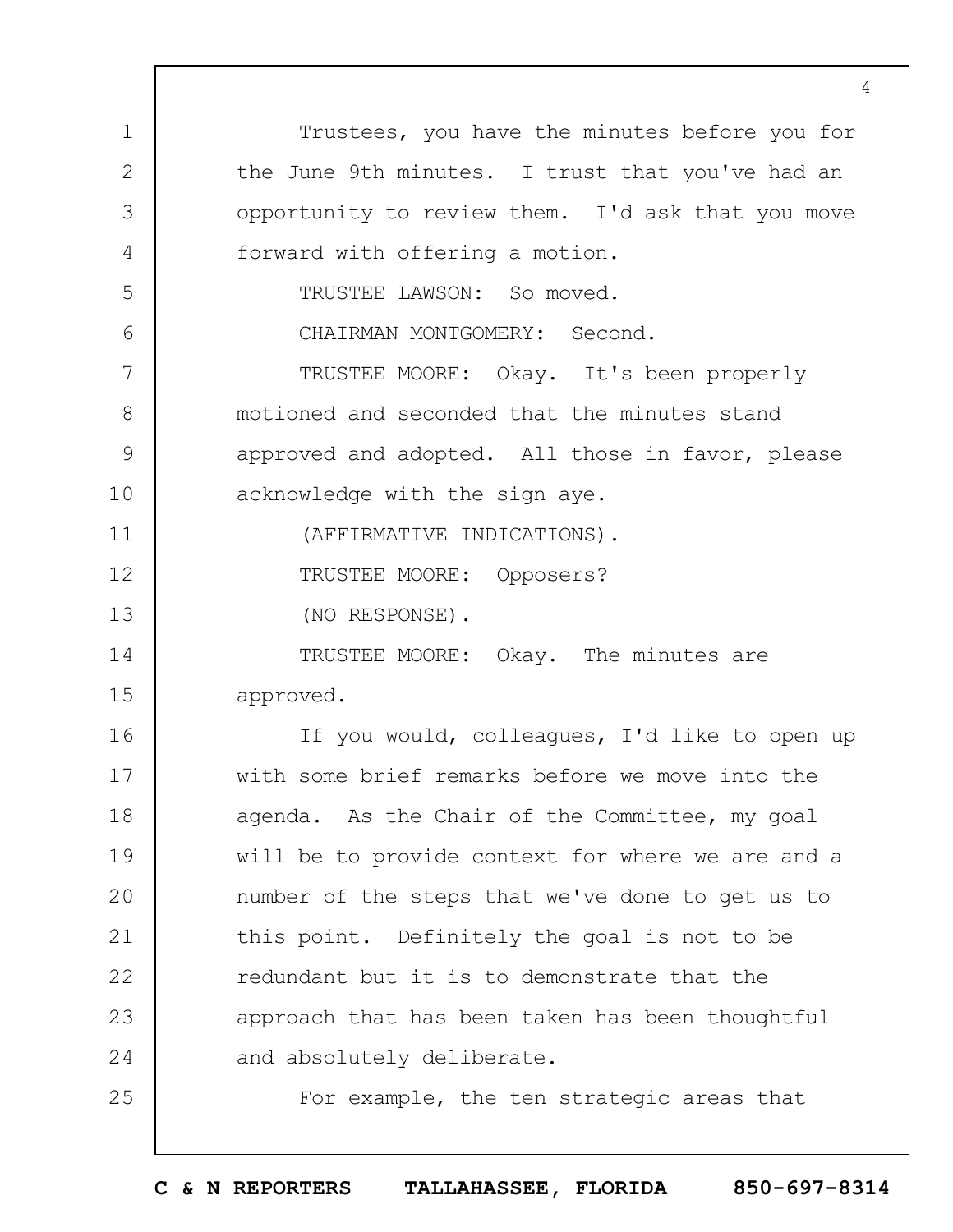Trustees, you have the minutes before you for the June 9th minutes. I trust that you've had an opportunity to review them. I'd ask that you move forward with offering a motion.

TRUSTEE LAWSON: So moved.

CHAIRMAN MONTGOMERY: Second.

TRUSTEE MOORE: Okay. It's been properly motioned and seconded that the minutes stand approved and adopted. All those in favor, please acknowledge with the sign aye.

(AFFIRMATIVE INDICATIONS).

TRUSTEE MOORE: Opposers?

(NO RESPONSE).

TRUSTEE MOORE: Okay. The minutes are approved.

If you would, colleagues, I'd like to open up with some brief remarks before we move into the agenda. As the Chair of the Committee, my goal will be to provide context for where we are and a number of the steps that we've done to get us to this point. Definitely the goal is not to be redundant but it is to demonstrate that the approach that has been taken has been thoughtful and absolutely deliberate.

For example, the ten strategic areas that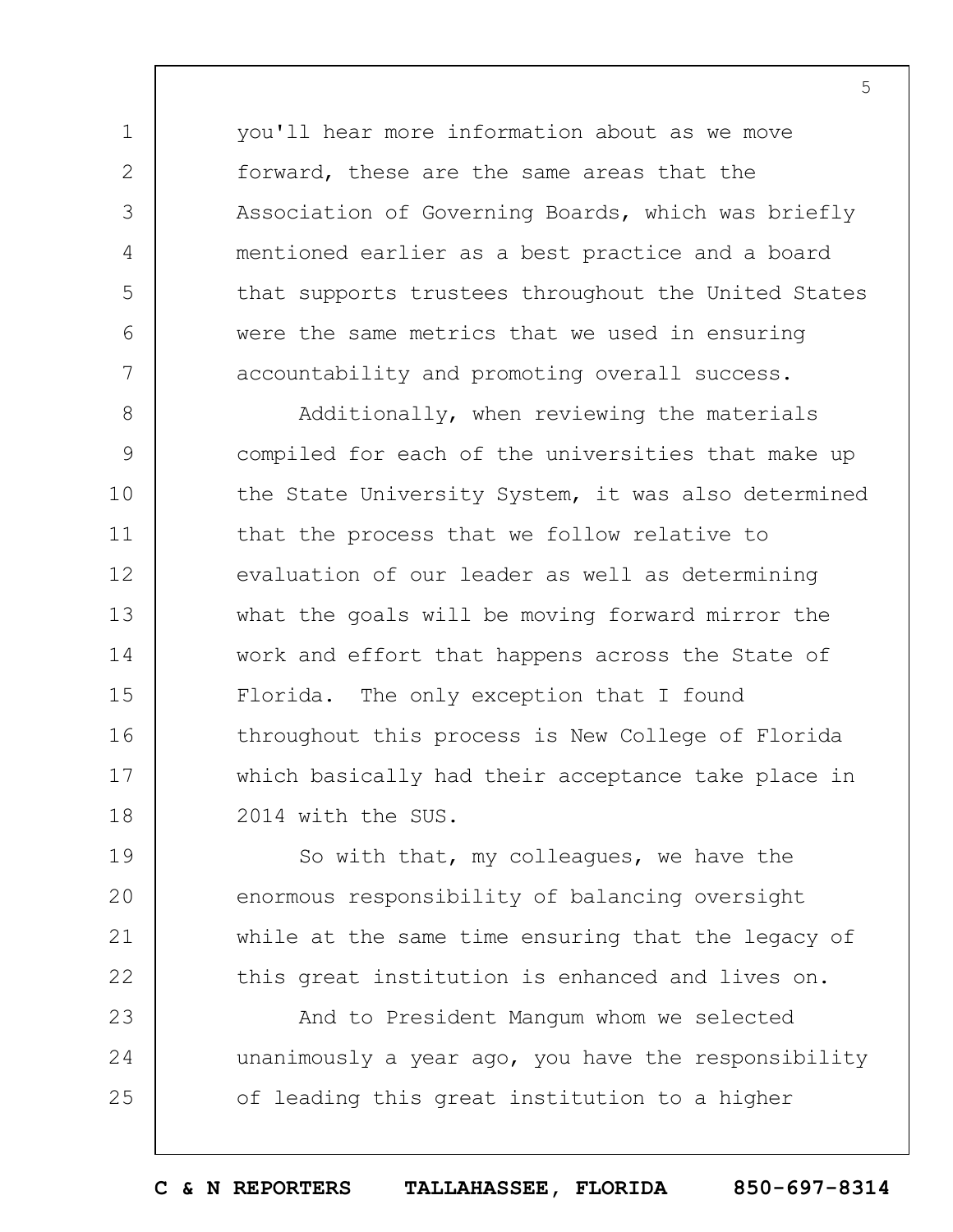you'll hear more information about as we move forward, these are the same areas that the Association of Governing Boards, which was briefly mentioned earlier as a best practice and a board that supports trustees throughout the United States were the same metrics that we used in ensuring accountability and promoting overall success.

Additionally, when reviewing the materials compiled for each of the universities that make up the State University System, it was also determined that the process that we follow relative to evaluation of our leader as well as determining what the goals will be moving forward mirror the work and effort that happens across the State of Florida. The only exception that I found throughout this process is New College of Florida which basically had their acceptance take place in 2014 with the SUS.

So with that, my colleagues, we have the enormous responsibility of balancing oversight while at the same time ensuring that the legacy of this great institution is enhanced and lives on.

And to President Mangum whom we selected unanimously a year ago, you have the responsibility of leading this great institution to a higher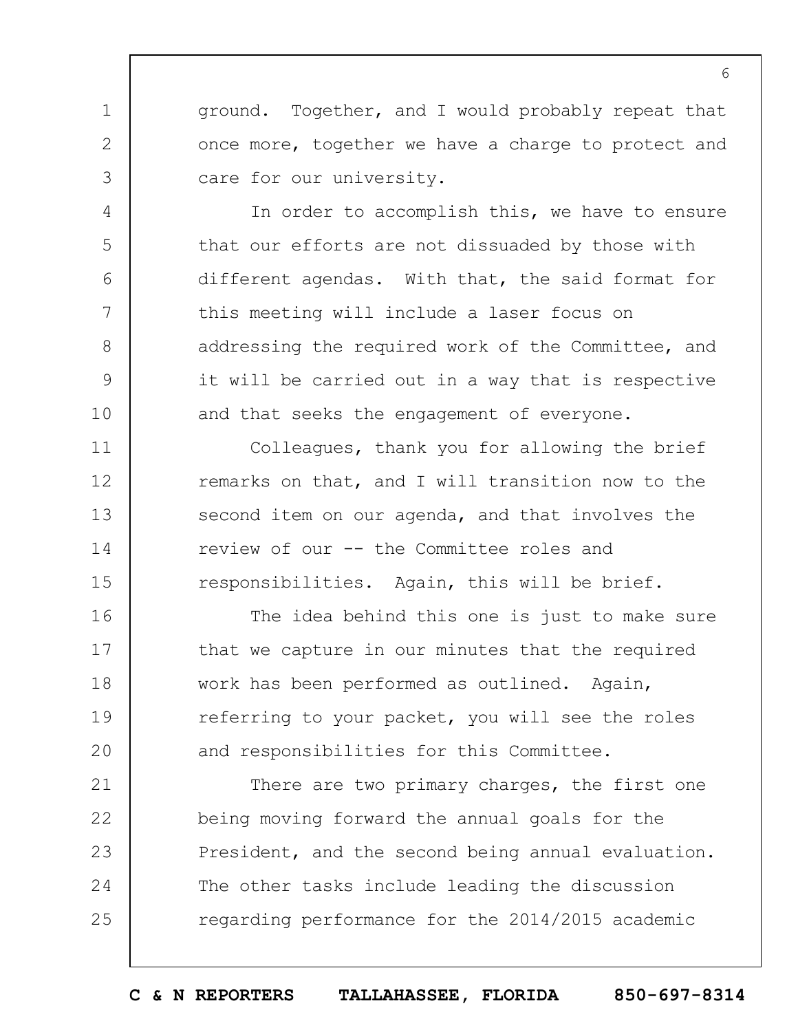ground. Together, and I would probably repeat that once more, together we have a charge to protect and care for our university.

In order to accomplish this, we have to ensure that our efforts are not dissuaded by those with different agendas. With that, the said format for this meeting will include a laser focus on addressing the required work of the Committee, and it will be carried out in a way that is respective and that seeks the engagement of everyone.

Colleagues, thank you for allowing the brief remarks on that, and I will transition now to the second item on our agenda, and that involves the review of our -- the Committee roles and responsibilities. Again, this will be brief.

The idea behind this one is just to make sure that we capture in our minutes that the required work has been performed as outlined. Again, referring to your packet, you will see the roles and responsibilities for this Committee.

There are two primary charges, the first one being moving forward the annual goals for the President, and the second being annual evaluation. The other tasks include leading the discussion regarding performance for the 2014/2015 academic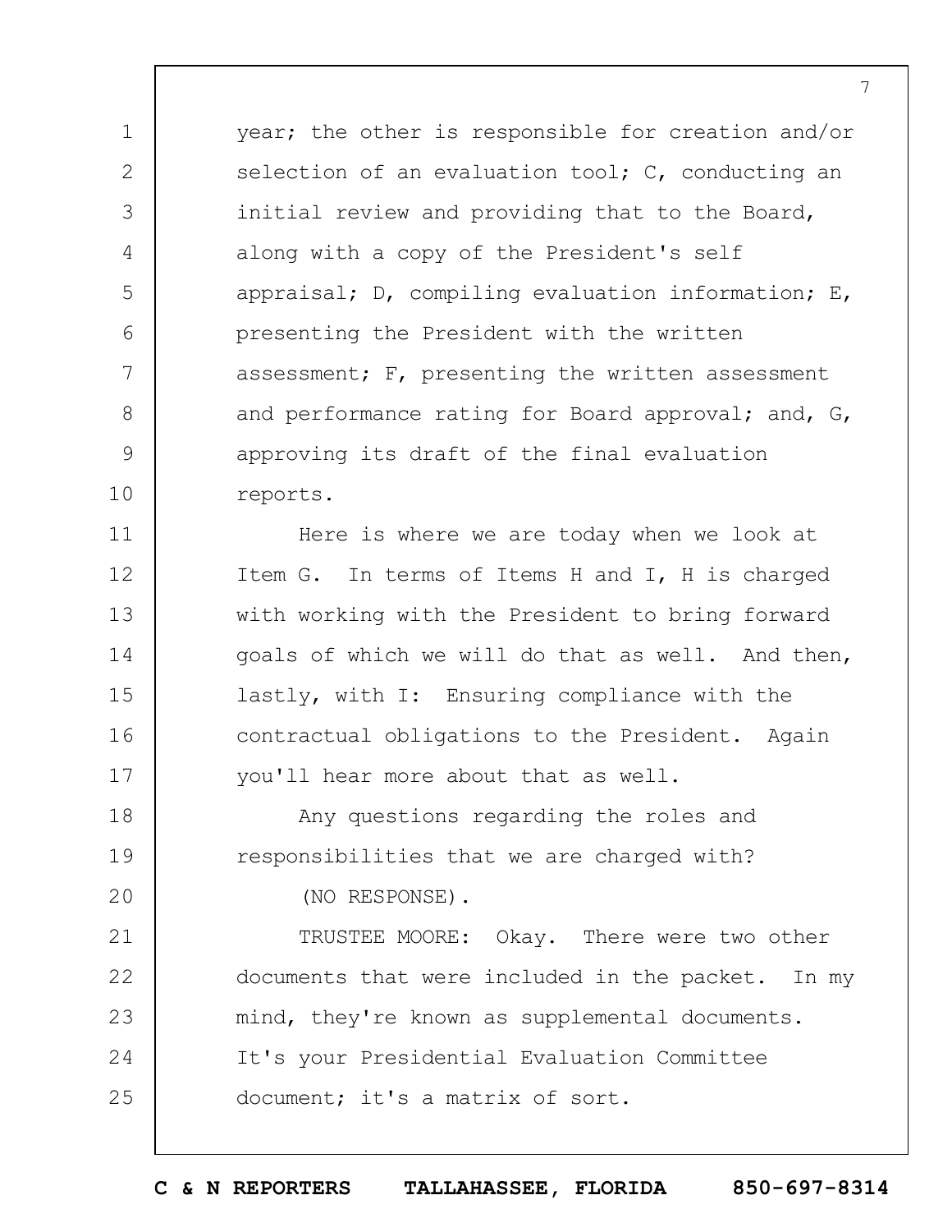year; the other is responsible for creation and/or selection of an evaluation tool; C, conducting an initial review and providing that to the Board, along with a copy of the President's self appraisal; D, compiling evaluation information; E, presenting the President with the written assessment; F, presenting the written assessment and performance rating for Board approval; and, G, approving its draft of the final evaluation reports.

Here is where we are today when we look at Item G. In terms of Items H and I, H is charged with working with the President to bring forward goals of which we will do that as well. And then, lastly, with I: Ensuring compliance with the contractual obligations to the President. Again you'll hear more about that as well.

Any questions regarding the roles and responsibilities that we are charged with?

(NO RESPONSE).

TRUSTEE MOORE: Okay. There were two other documents that were included in the packet. In my mind, they're known as supplemental documents. It's your Presidential Evaluation Committee document; it's a matrix of sort.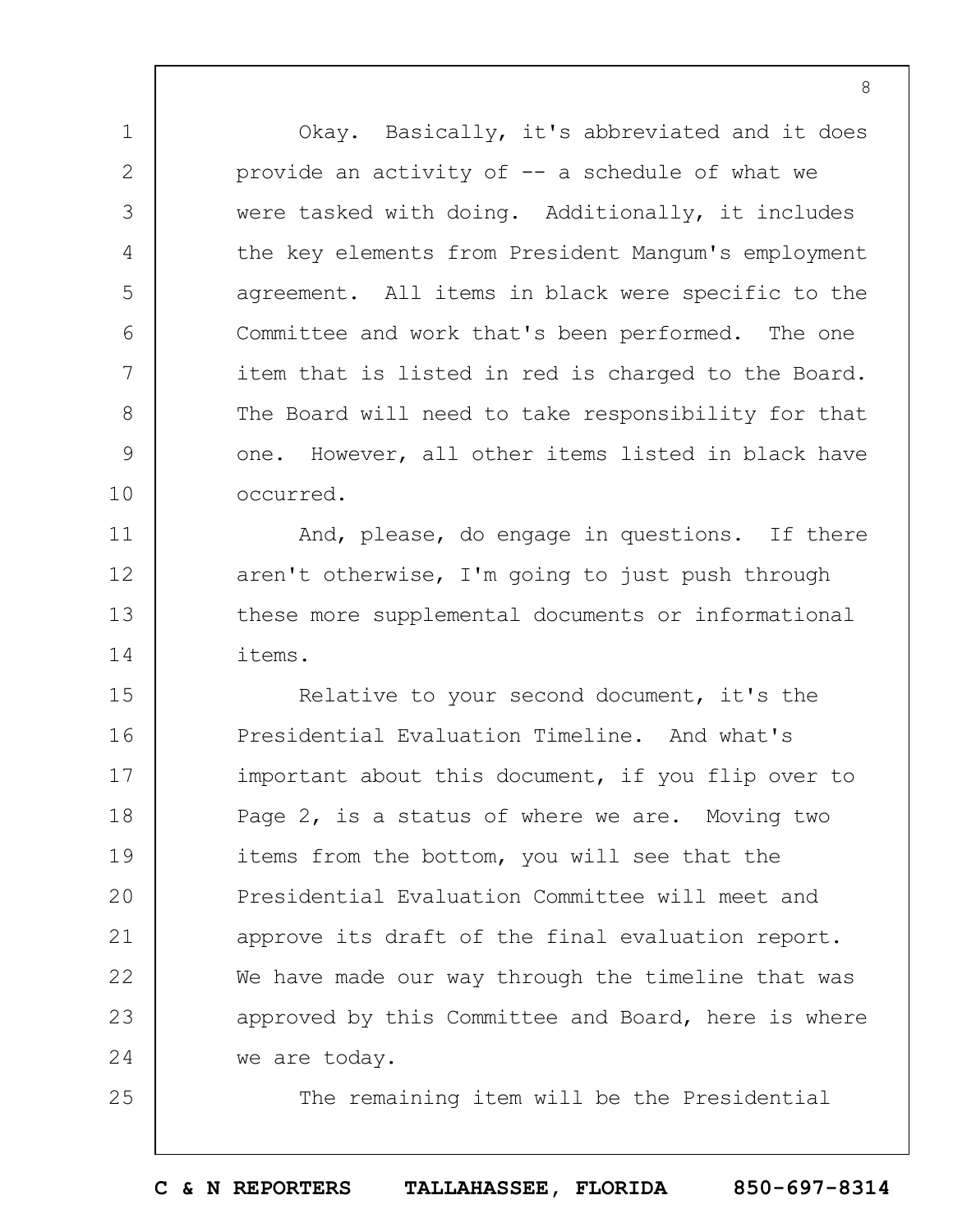Okay. Basically, it's abbreviated and it does provide an activity of -- a schedule of what we were tasked with doing. Additionally, it includes the key elements from President Mangum's employment agreement. All items in black were specific to the Committee and work that's been performed. The one item that is listed in red is charged to the Board. The Board will need to take responsibility for that one. However, all other items listed in black have occurred.

And, please, do engage in questions. If there aren't otherwise, I'm going to just push through these more supplemental documents or informational items.

Relative to your second document, it's the Presidential Evaluation Timeline. And what's important about this document, if you flip over to Page 2, is a status of where we are. Moving two items from the bottom, you will see that the Presidential Evaluation Committee will meet and approve its draft of the final evaluation report. We have made our way through the timeline that was approved by this Committee and Board, here is where we are today.

The remaining item will be the Presidential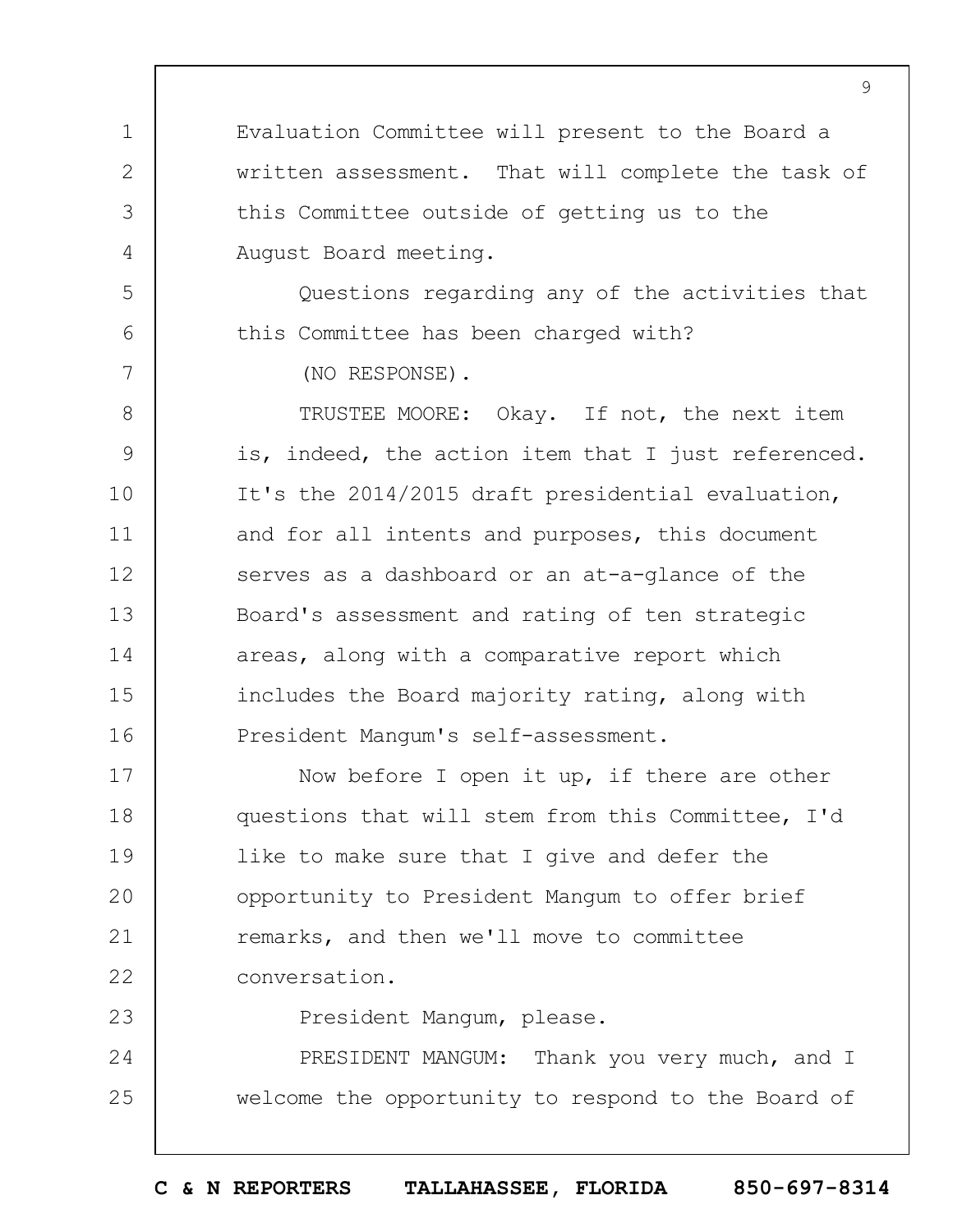Evaluation Committee will present to the Board a written assessment. That will complete the task of this Committee outside of getting us to the August Board meeting.

Questions regarding any of the activities that this Committee has been charged with?

(NO RESPONSE).

TRUSTEE MOORE: Okay. If not, the next item is, indeed, the action item that I just referenced. It's the 2014/2015 draft presidential evaluation, and for all intents and purposes, this document serves as a dashboard or an at-a-glance of the Board's assessment and rating of ten strategic areas, along with a comparative report which includes the Board majority rating, along with President Mangum's self-assessment.

Now before I open it up, if there are other questions that will stem from this Committee, I'd like to make sure that I give and defer the opportunity to President Mangum to offer brief remarks, and then we'll move to committee conversation.

President Mangum, please.

PRESIDENT MANGUM: Thank you very much, and I welcome the opportunity to respond to the Board of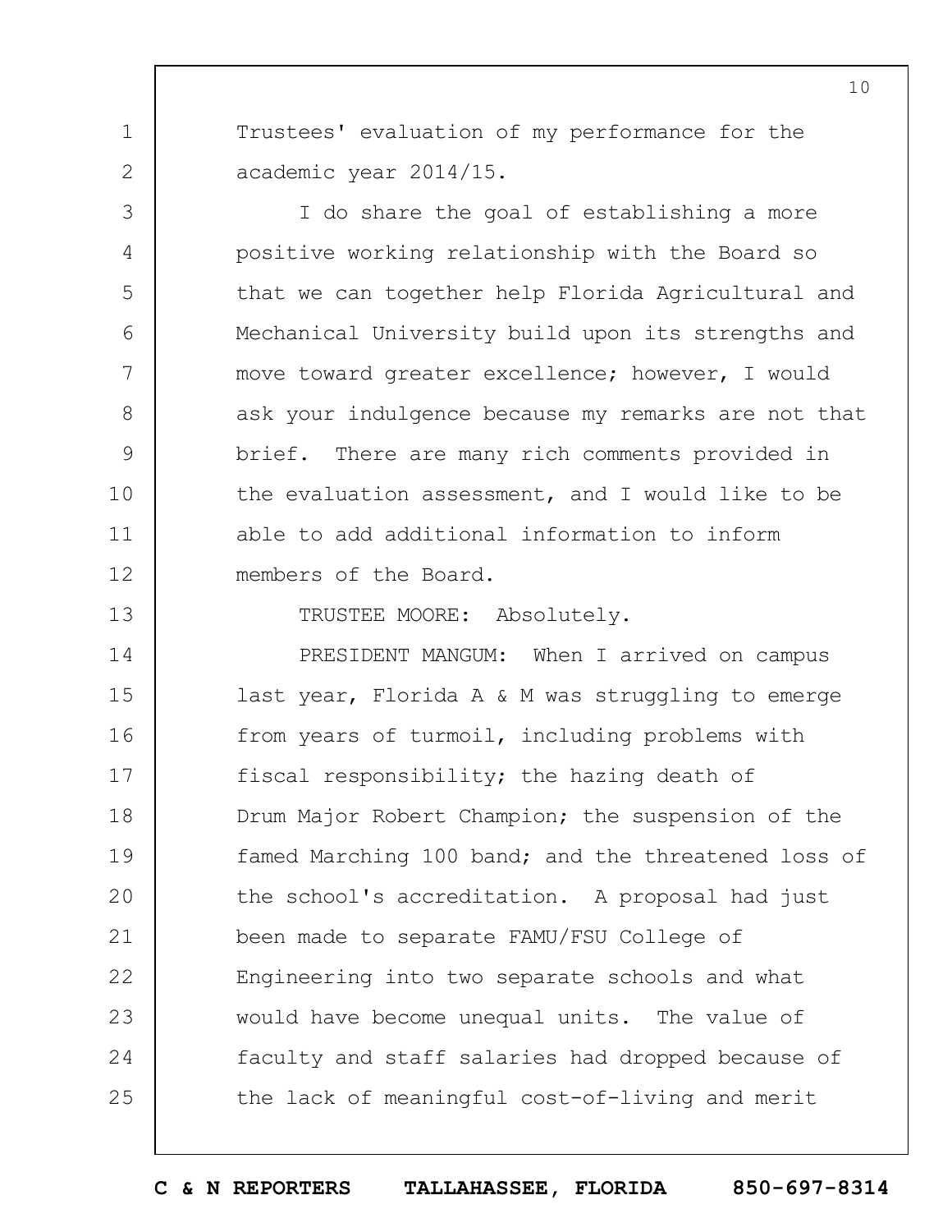Trustees' evaluation of my performance for the academic year 2014/15.

I do share the goal of establishing a more positive working relationship with the Board so that we can together help Florida Agricultural and Mechanical University build upon its strengths and move toward greater excellence; however, I would ask your indulgence because my remarks are not that brief. There are many rich comments provided in the evaluation assessment, and I would like to be able to add additional information to inform members of the Board.

TRUSTEE MOORE: Absolutely.

PRESIDENT MANGUM: When I arrived on campus last year, Florida A & M was struggling to emerge from years of turmoil, including problems with fiscal responsibility; the hazing death of Drum Major Robert Champion; the suspension of the famed Marching 100 band; and the threatened loss of the school's accreditation. A proposal had just been made to separate FAMU/FSU College of Engineering into two separate schools and what would have become unequal units. The value of faculty and staff salaries had dropped because of the lack of meaningful cost-of-living and merit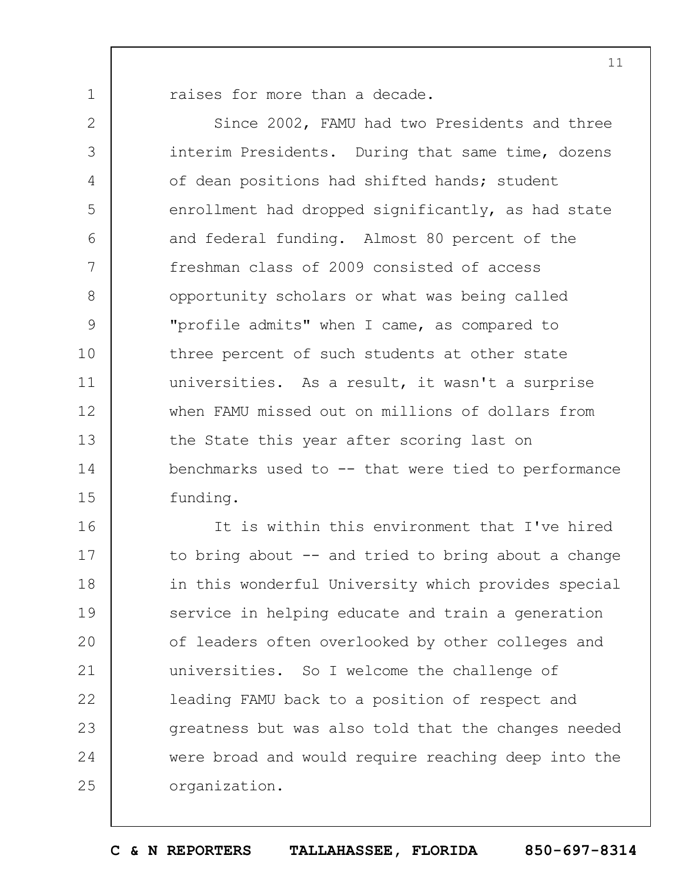raises for more than a decade.

Since 2002, FAMU had two Presidents and three interim Presidents. During that same time, dozens of dean positions had shifted hands; student enrollment had dropped significantly, as had state and federal funding. Almost 80 percent of the freshman class of 2009 consisted of access opportunity scholars or what was being called "profile admits" when I came, as compared to three percent of such students at other state universities. As a result, it wasn't a surprise when FAMU missed out on millions of dollars from the State this year after scoring last on benchmarks used to -- that were tied to performance funding.

It is within this environment that I've hired to bring about -- and tried to bring about a change in this wonderful University which provides special service in helping educate and train a generation of leaders often overlooked by other colleges and universities. So I welcome the challenge of leading FAMU back to a position of respect and greatness but was also told that the changes needed were broad and would require reaching deep into the organization.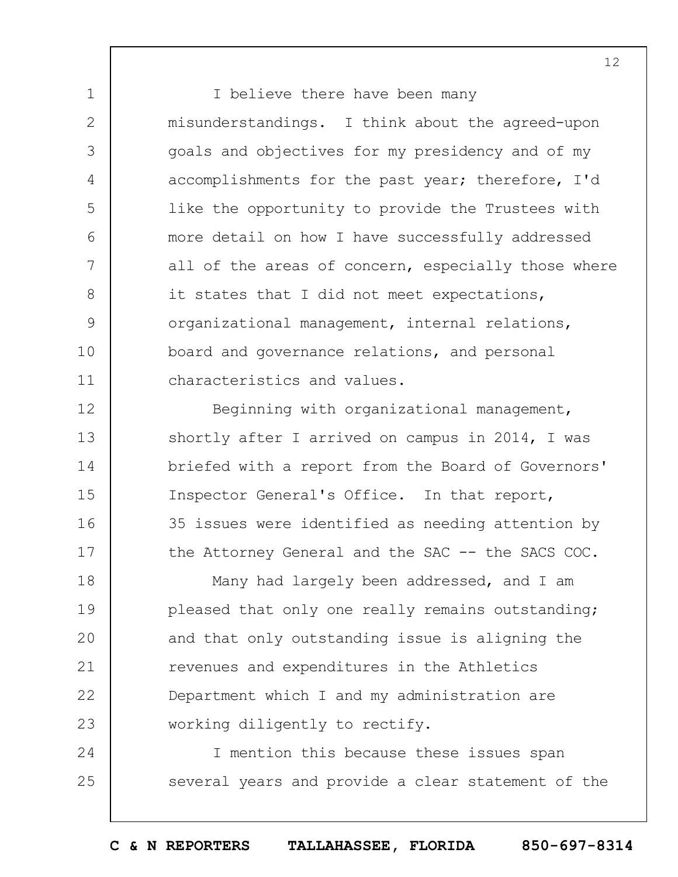I believe there have been many misunderstandings. I think about the agreed-upon goals and objectives for my presidency and of my accomplishments for the past year; therefore, I'd like the opportunity to provide the Trustees with more detail on how I have successfully addressed all of the areas of concern, especially those where it states that I did not meet expectations, organizational management, internal relations, board and governance relations, and personal characteristics and values.

Beginning with organizational management, shortly after I arrived on campus in 2014, I was briefed with a report from the Board of Governors' Inspector General's Office. In that report, 35 issues were identified as needing attention by the Attorney General and the SAC -- the SACS COC.

Many had largely been addressed, and I am pleased that only one really remains outstanding; and that only outstanding issue is aligning the revenues and expenditures in the Athletics Department which I and my administration are working diligently to rectify.

I mention this because these issues span several years and provide a clear statement of the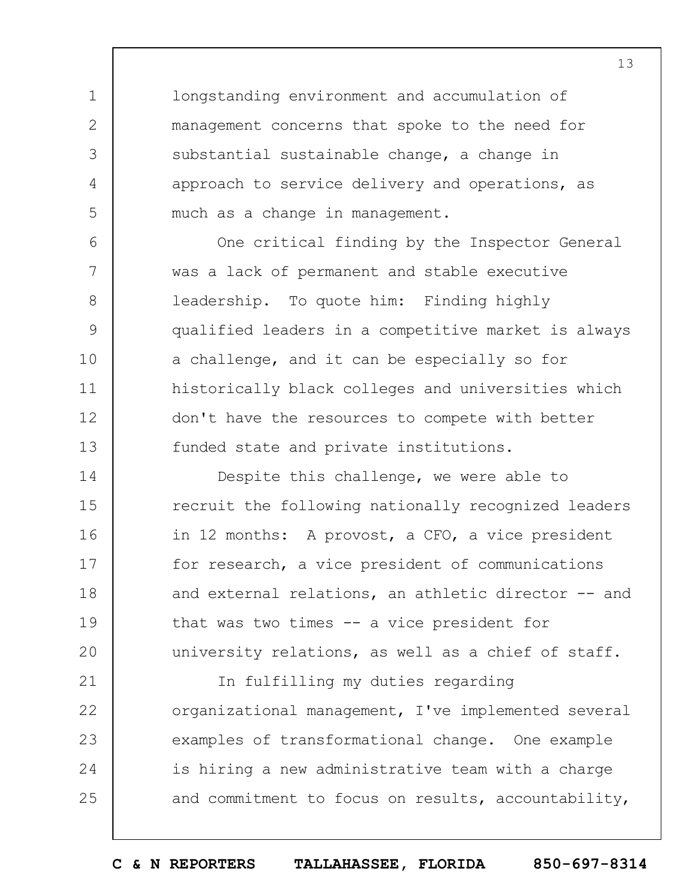longstanding environment and accumulation of management concerns that spoke to the need for substantial sustainable change, a change in approach to service delivery and operations, as much as a change in management.

One critical finding by the Inspector General was a lack of permanent and stable executive leadership. To quote him: Finding highly qualified leaders in a competitive market is always a challenge, and it can be especially so for historically black colleges and universities which don't have the resources to compete with better funded state and private institutions.

Despite this challenge, we were able to recruit the following nationally recognized leaders in 12 months: A provost, a CFO, a vice president for research, a vice president of communications and external relations, an athletic director -- and that was two times -- a vice president for university relations, as well as a chief of staff.

In fulfilling my duties regarding organizational management, I've implemented several examples of transformational change. One example is hiring a new administrative team with a charge and commitment to focus on results, accountability,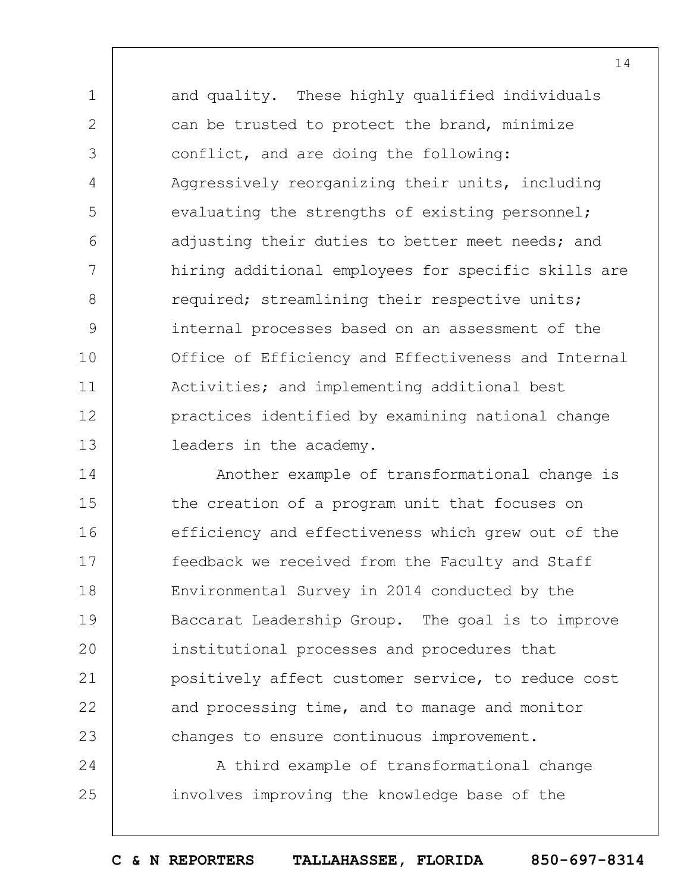and quality. These highly qualified individuals can be trusted to protect the brand, minimize conflict, and are doing the following: Aggressively reorganizing their units, including evaluating the strengths of existing personnel; adjusting their duties to better meet needs; and hiring additional employees for specific skills are required; streamlining their respective units; internal processes based on an assessment of the Office of Efficiency and Effectiveness and Internal Activities; and implementing additional best practices identified by examining national change leaders in the academy.

Another example of transformational change is the creation of a program unit that focuses on efficiency and effectiveness which grew out of the feedback we received from the Faculty and Staff Environmental Survey in 2014 conducted by the Baccarat Leadership Group. The goal is to improve institutional processes and procedures that positively affect customer service, to reduce cost and processing time, and to manage and monitor changes to ensure continuous improvement.

A third example of transformational change involves improving the knowledge base of the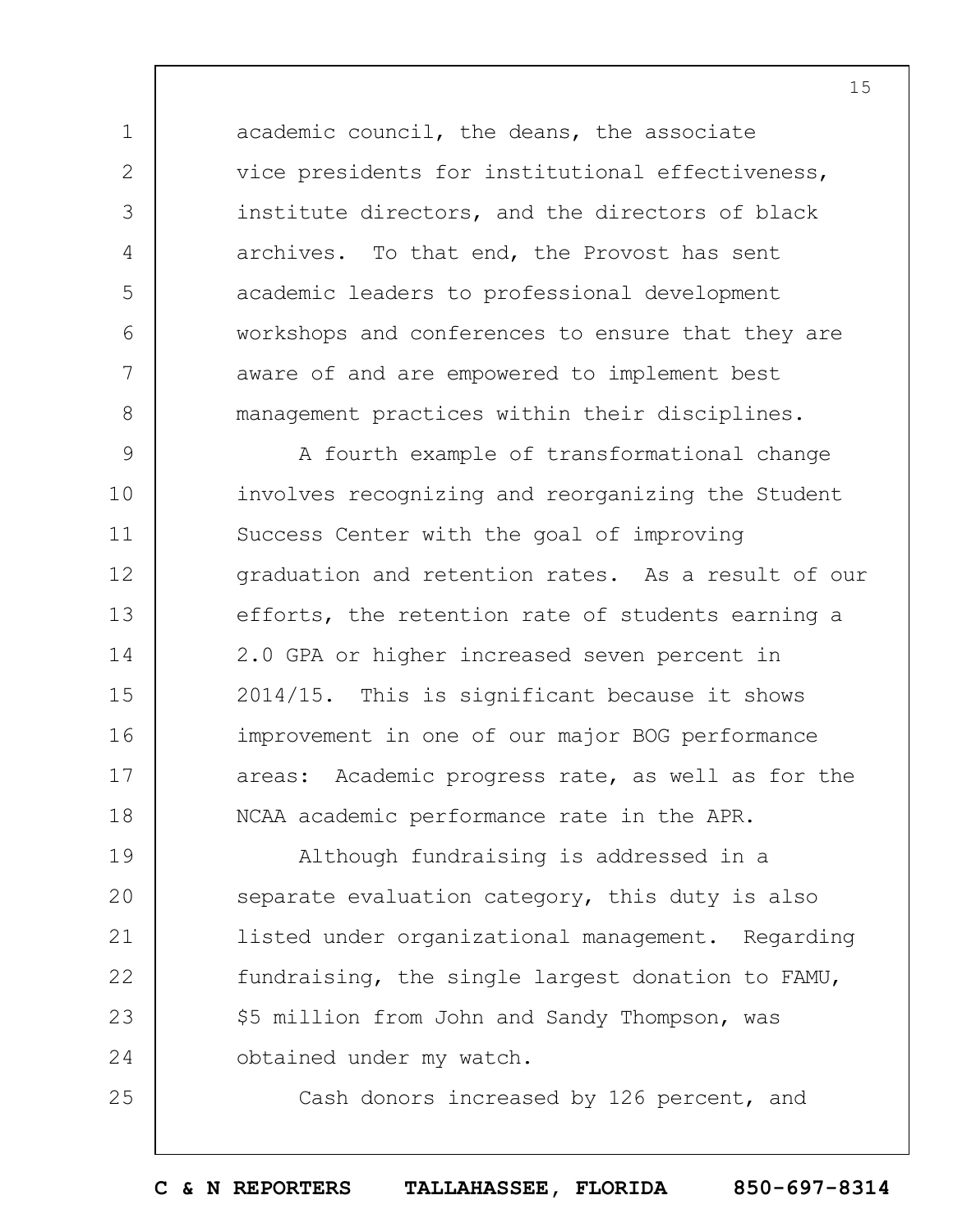academic council, the deans, the associate vice presidents for institutional effectiveness, institute directors, and the directors of black archives. To that end, the Provost has sent academic leaders to professional development workshops and conferences to ensure that they are aware of and are empowered to implement best management practices within their disciplines.

A fourth example of transformational change involves recognizing and reorganizing the Student Success Center with the goal of improving graduation and retention rates. As a result of our efforts, the retention rate of students earning a 2.0 GPA or higher increased seven percent in 2014/15. This is significant because it shows improvement in one of our major BOG performance areas: Academic progress rate, as well as for the NCAA academic performance rate in the APR.

Although fundraising is addressed in a separate evaluation category, this duty is also listed under organizational management. Regarding fundraising, the single largest donation to FAMU, $5 million from John and Sandy Thompson, was obtained under my watch.

Cash donors increased by 126 percent, and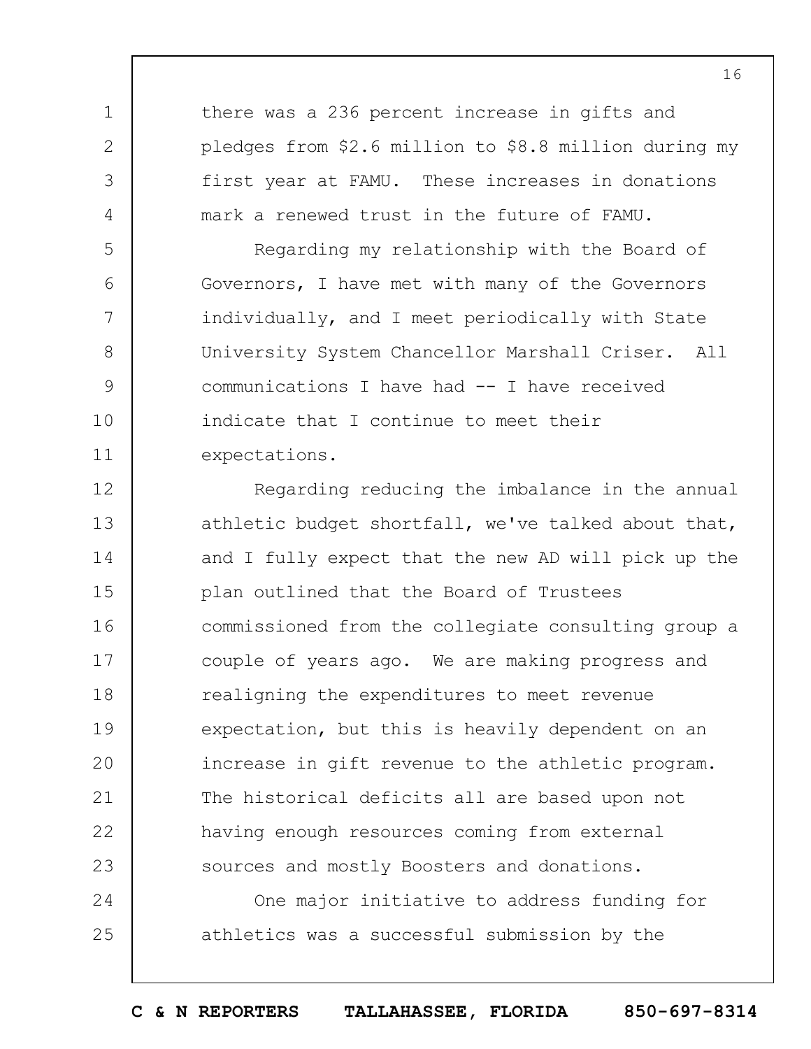there was a 236 percent increase in gifts and pledges from $2.6 million to $8.8 million during my first year at FAMU. These increases in donations mark a renewed trust in the future of FAMU.

Regarding my relationship with the Board of Governors, I have met with many of the Governors individually, and I meet periodically with State University System Chancellor Marshall Criser. All communications I have had -- I have received indicate that I continue to meet their expectations.

Regarding reducing the imbalance in the annual athletic budget shortfall, we've talked about that, and I fully expect that the new AD will pick up the plan outlined that the Board of Trustees commissioned from the collegiate consulting group a couple of years ago. We are making progress and realigning the expenditures to meet revenue expectation, but this is heavily dependent on an increase in gift revenue to the athletic program. The historical deficits all are based upon not having enough resources coming from external sources and mostly Boosters and donations.

One major initiative to address funding for athletics was a successful submission by the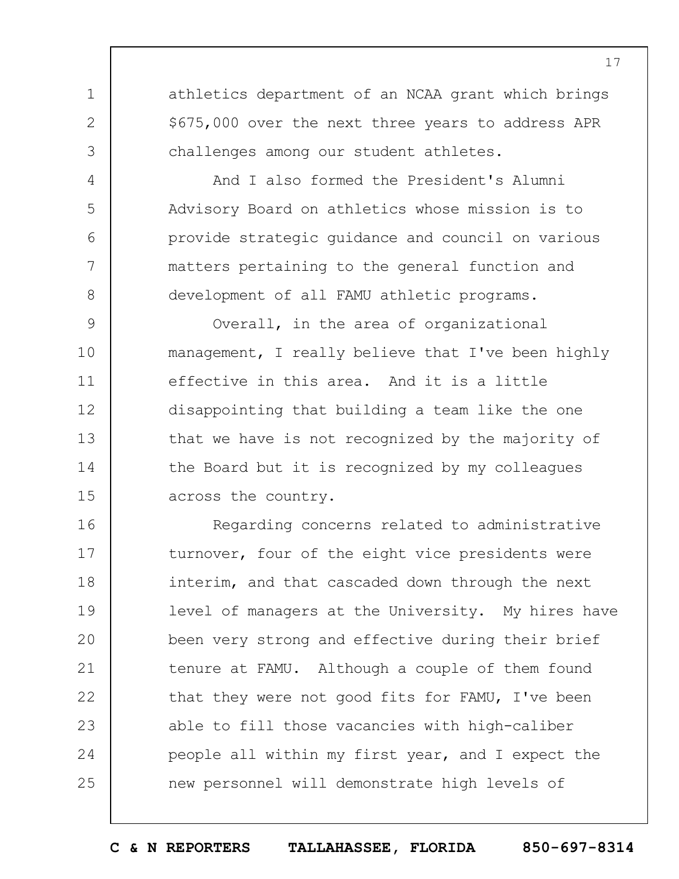athletics department of an NCAA grant which brings $675,000 over the next three years to address APR challenges among our student athletes.

And I also formed the President's Alumni Advisory Board on athletics whose mission is to provide strategic guidance and council on various matters pertaining to the general function and development of all FAMU athletic programs.

Overall, in the area of organizational management, I really believe that I've been highly effective in this area. And it is a little disappointing that building a team like the one that we have is not recognized by the majority of the Board but it is recognized by my colleagues across the country.

Regarding concerns related to administrative turnover, four of the eight vice presidents were interim, and that cascaded down through the next level of managers at the University. My hires have been very strong and effective during their brief tenure at FAMU. Although a couple of them found that they were not good fits for FAMU, I've been able to fill those vacancies with high-caliber people all within my first year, and I expect the new personnel will demonstrate high levels of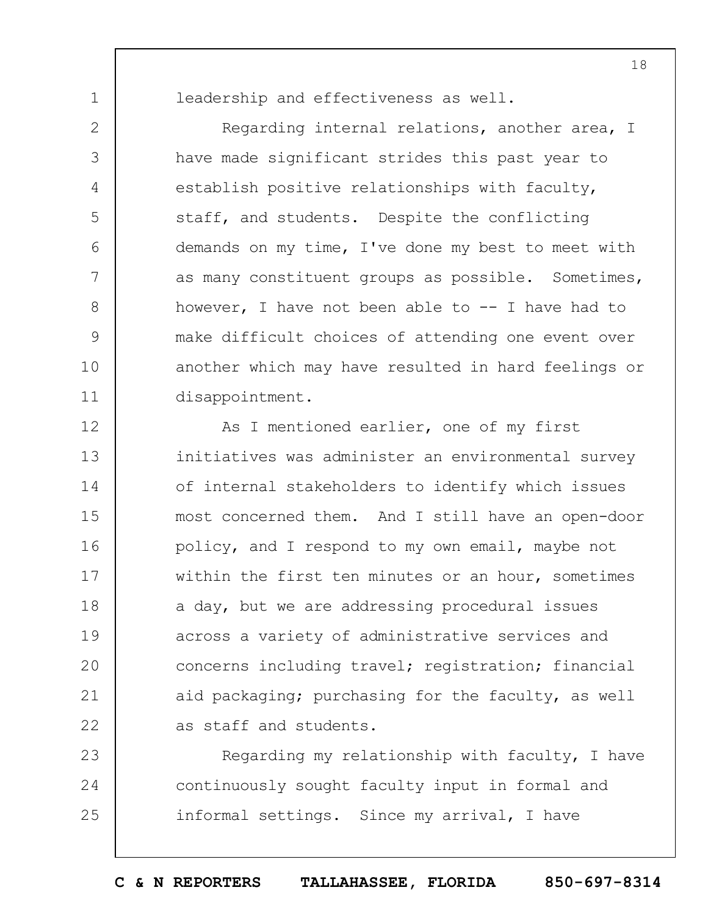leadership and effectiveness as well.

Regarding internal relations, another area, I have made significant strides this past year to establish positive relationships with faculty, staff, and students. Despite the conflicting demands on my time, I've done my best to meet with as many constituent groups as possible. Sometimes, however, I have not been able to -- I have had to make difficult choices of attending one event over another which may have resulted in hard feelings or disappointment.

As I mentioned earlier, one of my first initiatives was administer an environmental survey of internal stakeholders to identify which issues most concerned them. And I still have an open-door policy, and I respond to my own email, maybe not within the first ten minutes or an hour, sometimes a day, but we are addressing procedural issues across a variety of administrative services and concerns including travel; registration; financial aid packaging; purchasing for the faculty, as well as staff and students.

Regarding my relationship with faculty, I have continuously sought faculty input in formal and informal settings. Since my arrival, I have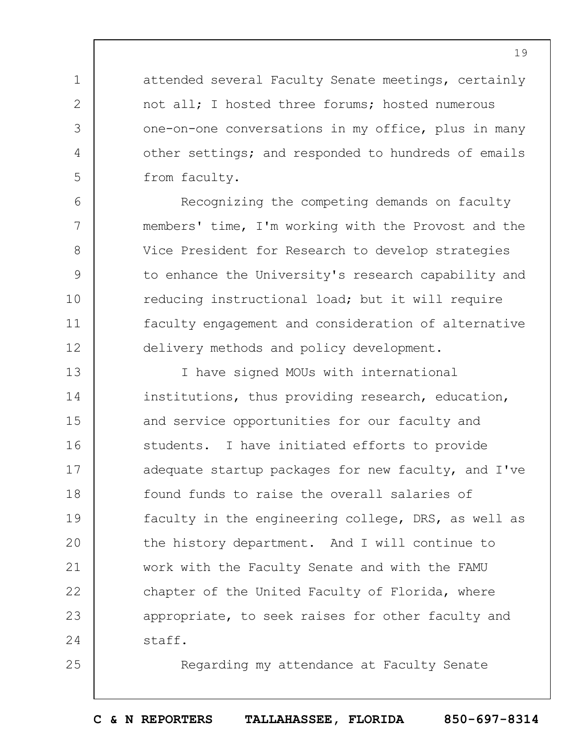attended several Faculty Senate meetings, certainly not all; I hosted three forums; hosted numerous one-on-one conversations in my office, plus in many other settings; and responded to hundreds of emails from faculty.

Recognizing the competing demands on faculty members' time, I'm working with the Provost and the Vice President for Research to develop strategies to enhance the University's research capability and reducing instructional load; but it will require faculty engagement and consideration of alternative delivery methods and policy development.

I have signed MOUs with international institutions, thus providing research, education, and service opportunities for our faculty and students. I have initiated efforts to provide adequate startup packages for new faculty, and I've found funds to raise the overall salaries of faculty in the engineering college, DRS, as well as the history department. And I will continue to work with the Faculty Senate and with the FAMU chapter of the United Faculty of Florida, where appropriate, to seek raises for other faculty and staff.

Regarding my attendance at Faculty Senate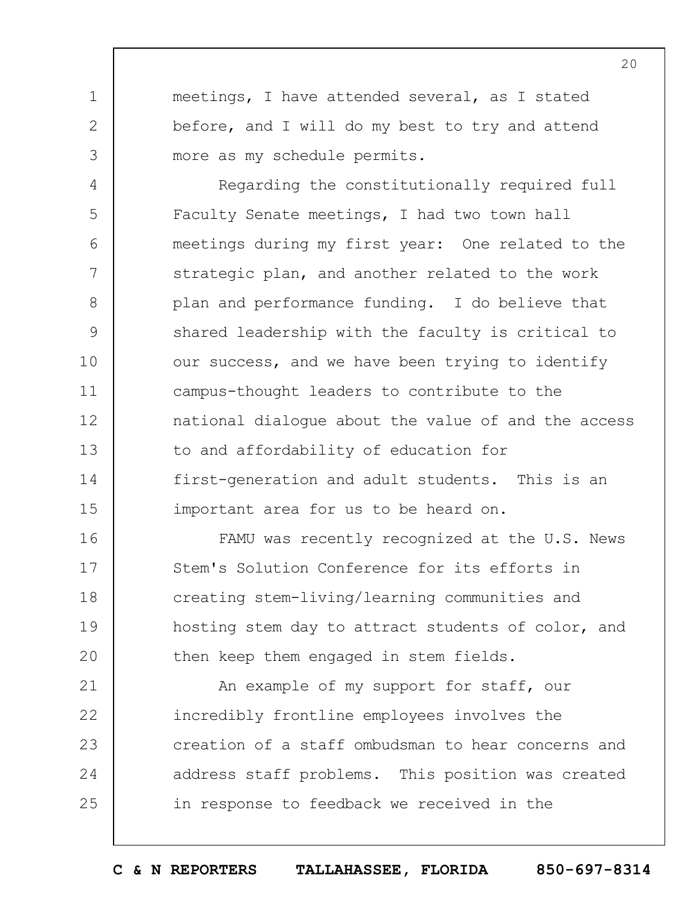meetings, I have attended several, as I stated before, and I will do my best to try and attend more as my schedule permits.

Regarding the constitutionally required full Faculty Senate meetings, I had two town hall meetings during my first year: One related to the strategic plan, and another related to the work plan and performance funding. I do believe that shared leadership with the faculty is critical to our success, and we have been trying to identify campus-thought leaders to contribute to the national dialogue about the value of and the access to and affordability of education for first-generation and adult students. This is an important area for us to be heard on.

FAMU was recently recognized at the U.S. News Stem's Solution Conference for its efforts in creating stem-living/learning communities and hosting stem day to attract students of color, and then keep them engaged in stem fields.

An example of my support for staff, our incredibly frontline employees involves the creation of a staff ombudsman to hear concerns and address staff problems. This position was created in response to feedback we received in the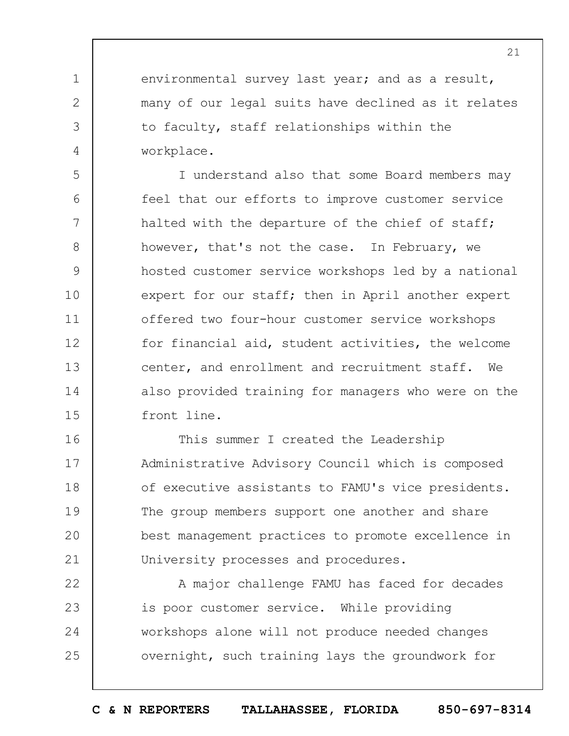environmental survey last year; and as a result, many of our legal suits have declined as it relates to faculty, staff relationships within the workplace.

I understand also that some Board members may feel that our efforts to improve customer service halted with the departure of the chief of staff; however, that's not the case. In February, we hosted customer service workshops led by a national expert for our staff; then in April another expert offered two four-hour customer service workshops for financial aid, student activities, the welcome center, and enrollment and recruitment staff. We also provided training for managers who were on the front line.

This summer I created the Leadership Administrative Advisory Council which is composed of executive assistants to FAMU's vice presidents. The group members support one another and share best management practices to promote excellence in University processes and procedures.

A major challenge FAMU has faced for decades is poor customer service. While providing workshops alone will not produce needed changes overnight, such training lays the groundwork for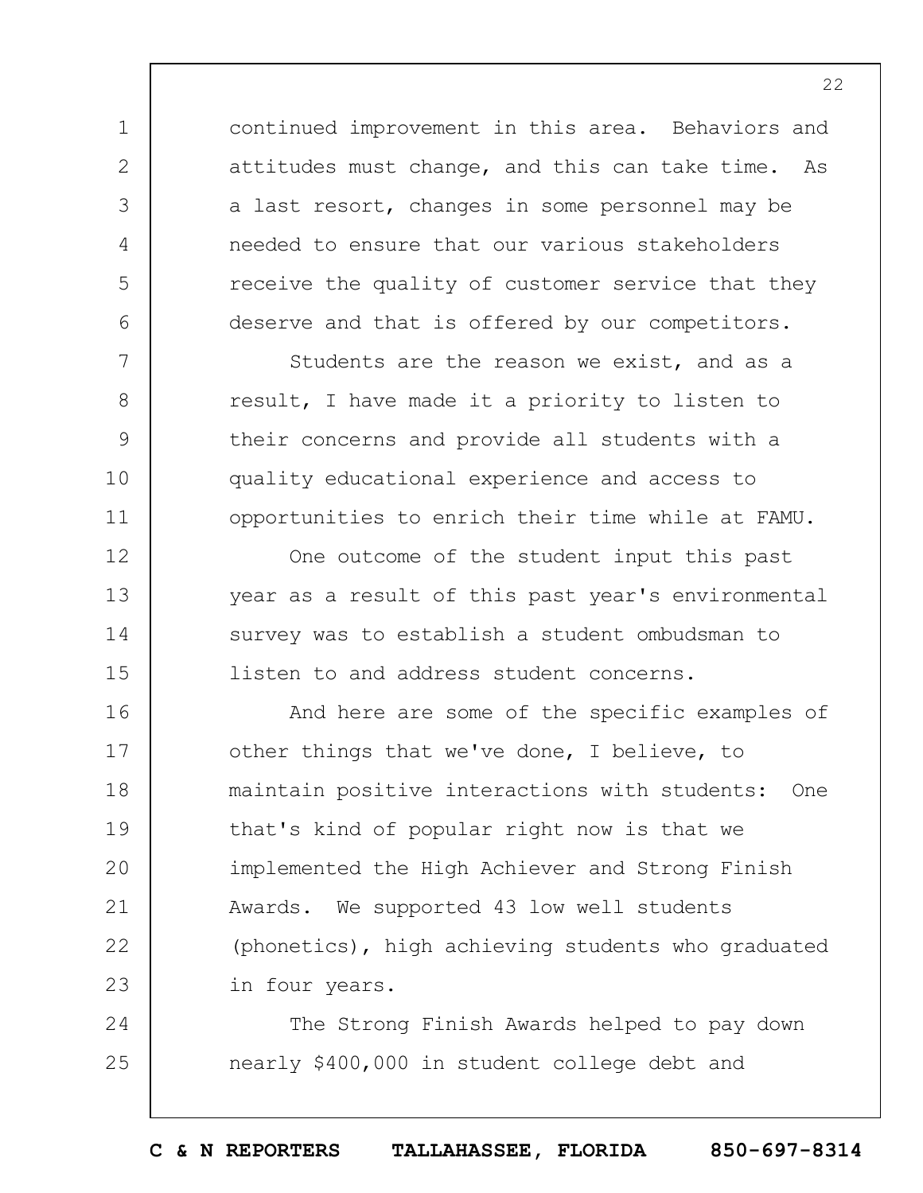continued improvement in this area. Behaviors and attitudes must change, and this can take time. As a last resort, changes in some personnel may be needed to ensure that our various stakeholders receive the quality of customer service that they deserve and that is offered by our competitors.

Students are the reason we exist, and as a result, I have made it a priority to listen to their concerns and provide all students with a quality educational experience and access to opportunities to enrich their time while at FAMU.

One outcome of the student input this past year as a result of this past year's environmental survey was to establish a student ombudsman to listen to and address student concerns.

And here are some of the specific examples of other things that we've done, I believe, to maintain positive interactions with students: One that's kind of popular right now is that we implemented the High Achiever and Strong Finish Awards. We supported 43 low well students (phonetics), high achieving students who graduated in four years.

The Strong Finish Awards helped to pay down nearly $400,000 in student college debt and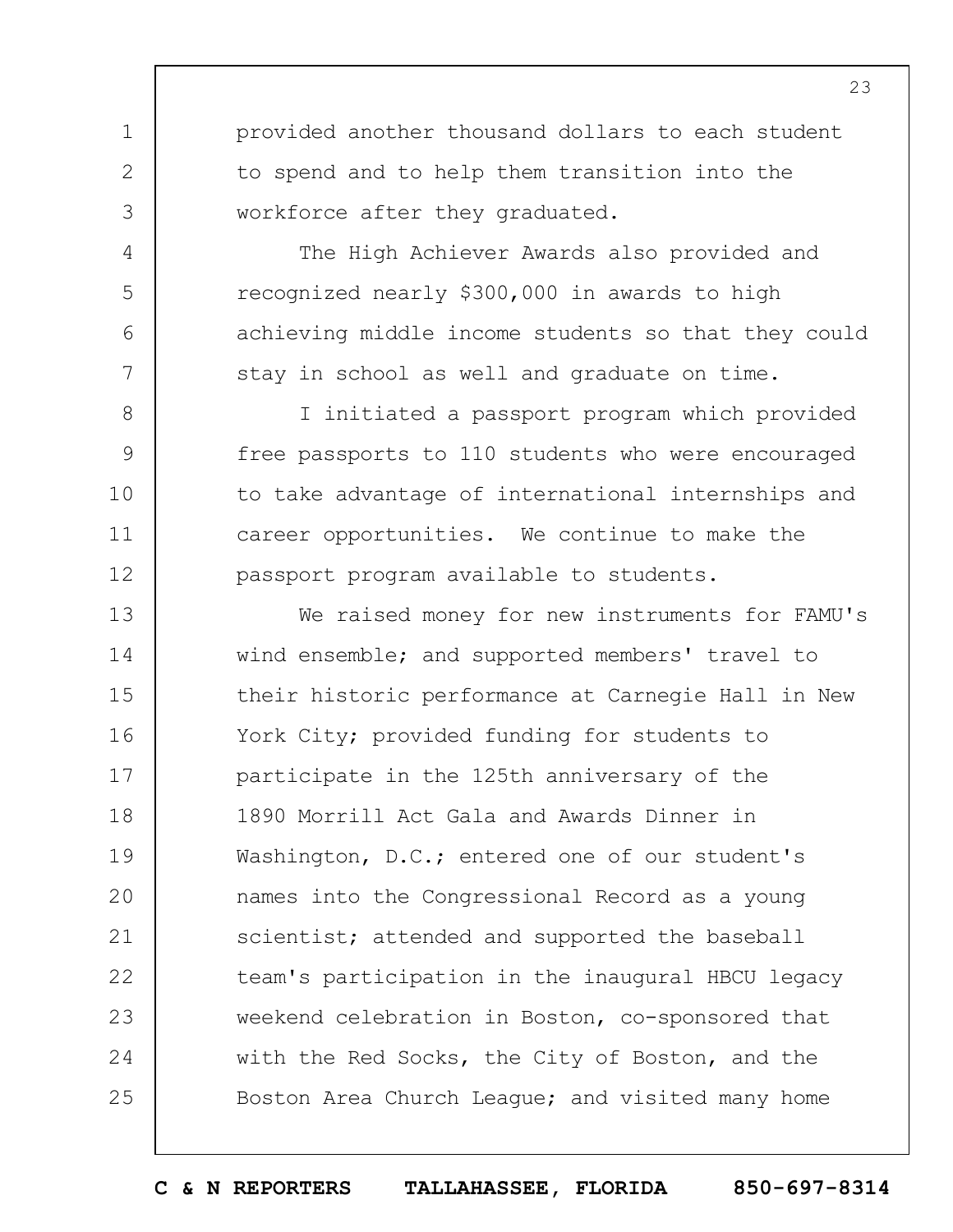provided another thousand dollars to each student to spend and to help them transition into the workforce after they graduated.

The High Achiever Awards also provided and recognized nearly $300,000 in awards to high achieving middle income students so that they could stay in school as well and graduate on time.

I initiated a passport program which provided free passports to 110 students who were encouraged to take advantage of international internships and career opportunities. We continue to make the passport program available to students.

We raised money for new instruments for FAMU's wind ensemble; and supported members' travel to their historic performance at Carnegie Hall in New York City; provided funding for students to participate in the 125th anniversary of the 1890 Morrill Act Gala and Awards Dinner in Washington, D.C.; entered one of our student's names into the Congressional Record as a young scientist; attended and supported the baseball team's participation in the inaugural HBCU legacy weekend celebration in Boston, co-sponsored that with the Red Socks, the City of Boston, and the Boston Area Church League; and visited many home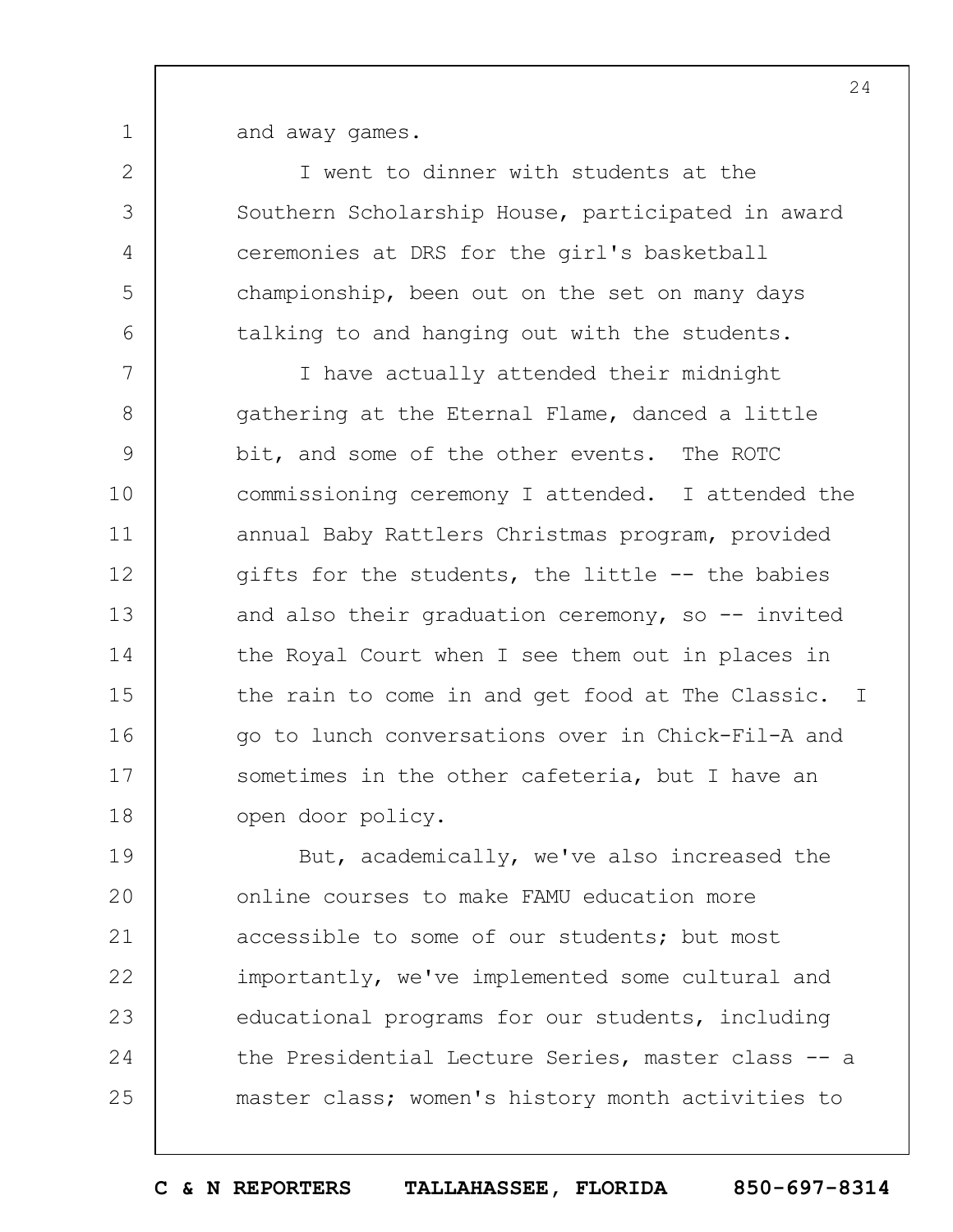and away games.

I went to dinner with students at the Southern Scholarship House, participated in award ceremonies at DRS for the girl's basketball championship, been out on the set on many days talking to and hanging out with the students.

I have actually attended their midnight gathering at the Eternal Flame, danced a little bit, and some of the other events. The ROTC commissioning ceremony I attended. I attended the annual Baby Rattlers Christmas program, provided gifts for the students, the little -- the babies and also their graduation ceremony, so -- invited the Royal Court when I see them out in places in the rain to come in and get food at The Classic. I go to lunch conversations over in Chick-Fil-A and sometimes in the other cafeteria, but I have an open door policy.

But, academically, we've also increased the online courses to make FAMU education more accessible to some of our students; but most importantly, we've implemented some cultural and educational programs for our students, including the Presidential Lecture Series, master class -- a master class; women's history month activities to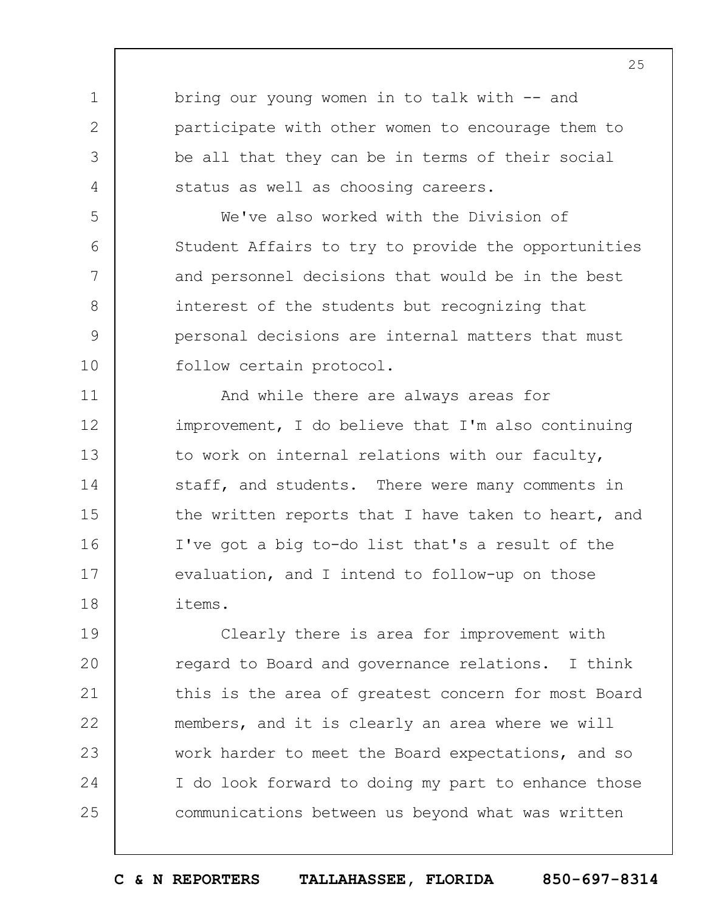bring our young women in to talk with -- and participate with other women to encourage them to be all that they can be in terms of their social status as well as choosing careers.

We've also worked with the Division of Student Affairs to try to provide the opportunities and personnel decisions that would be in the best interest of the students but recognizing that personal decisions are internal matters that must follow certain protocol.

And while there are always areas for improvement, I do believe that I'm also continuing to work on internal relations with our faculty, staff, and students. There were many comments in the written reports that I have taken to heart, and I've got a big to-do list that's a result of the evaluation, and I intend to follow-up on those items.

Clearly there is area for improvement with regard to Board and governance relations. I think this is the area of greatest concern for most Board members, and it is clearly an area where we will work harder to meet the Board expectations, and so I do look forward to doing my part to enhance those communications between us beyond what was written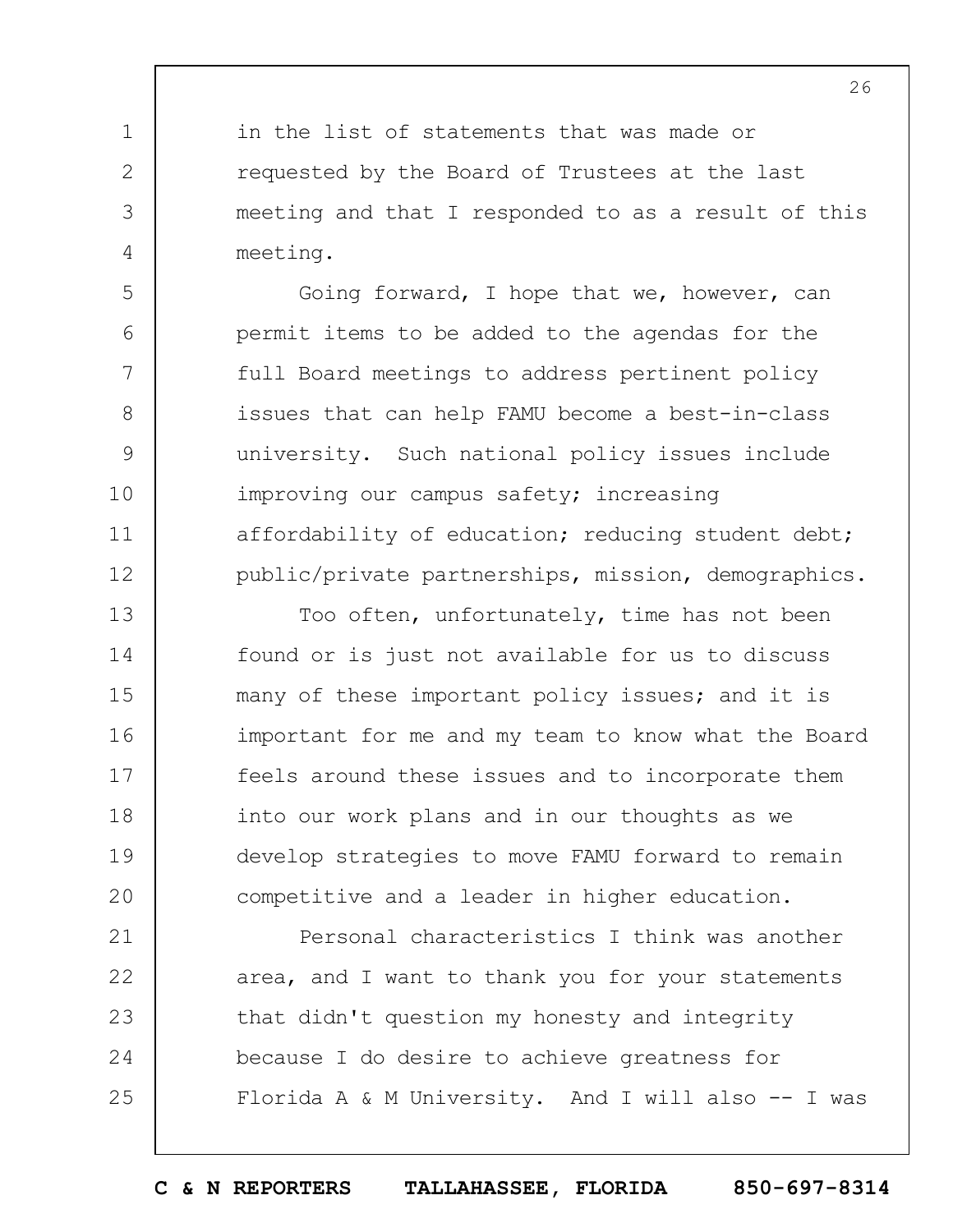in the list of statements that was made or requested by the Board of Trustees at the last meeting and that I responded to as a result of this meeting.

Going forward, I hope that we, however, can permit items to be added to the agendas for the full Board meetings to address pertinent policy issues that can help FAMU become a best-in-class university. Such national policy issues include improving our campus safety; increasing affordability of education; reducing student debt; public/private partnerships, mission, demographics.

Too often, unfortunately, time has not been found or is just not available for us to discuss many of these important policy issues; and it is important for me and my team to know what the Board feels around these issues and to incorporate them into our work plans and in our thoughts as we develop strategies to move FAMU forward to remain competitive and a leader in higher education.

Personal characteristics I think was another area, and I want to thank you for your statements that didn't question my honesty and integrity because I do desire to achieve greatness for Florida A & M University. And I will also -- I was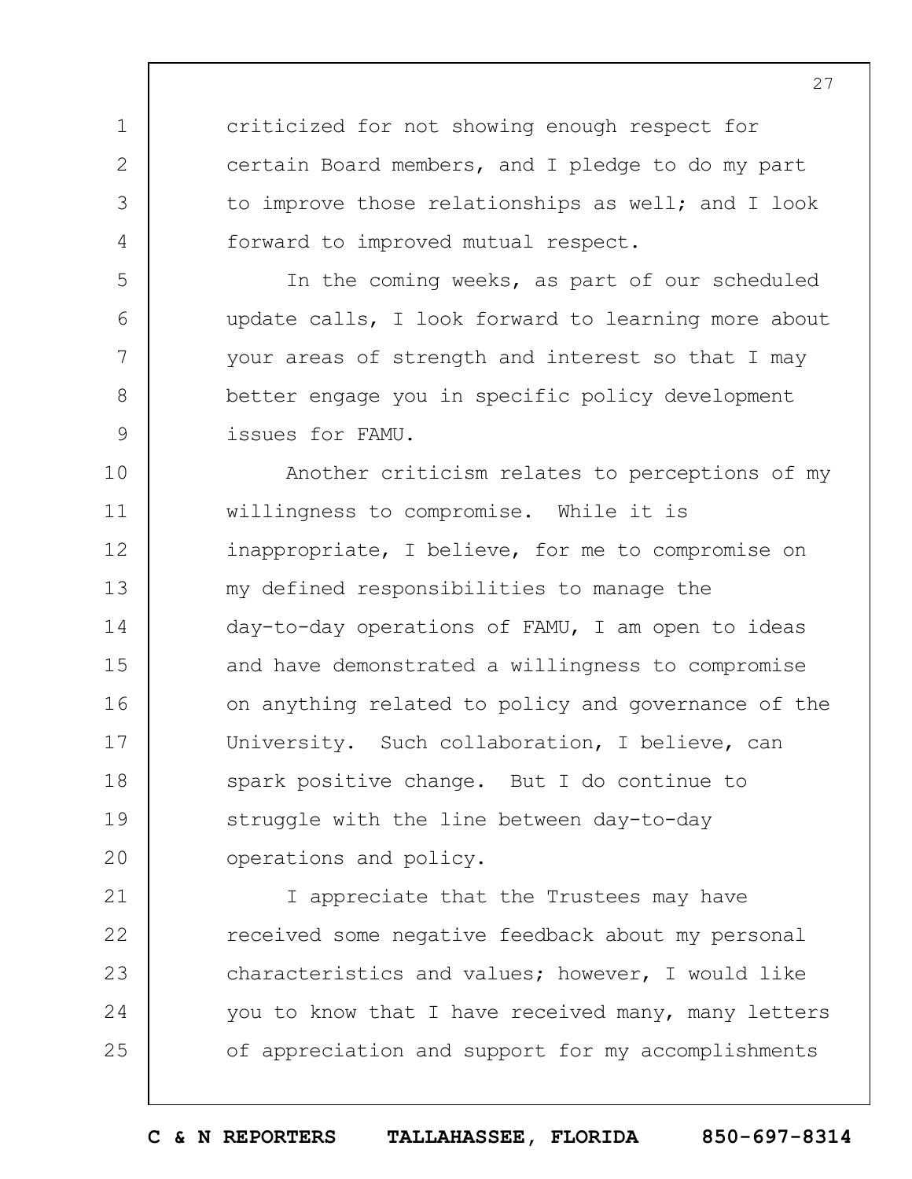criticized for not showing enough respect for certain Board members, and I pledge to do my part to improve those relationships as well; and I look forward to improved mutual respect.

In the coming weeks, as part of our scheduled update calls, I look forward to learning more about your areas of strength and interest so that I may better engage you in specific policy development issues for FAMU.

Another criticism relates to perceptions of my willingness to compromise. While it is inappropriate, I believe, for me to compromise on my defined responsibilities to manage the day-to-day operations of FAMU, I am open to ideas and have demonstrated a willingness to compromise on anything related to policy and governance of the University. Such collaboration, I believe, can spark positive change. But I do continue to struggle with the line between day-to-day operations and policy.

I appreciate that the Trustees may have received some negative feedback about my personal characteristics and values; however, I would like you to know that I have received many, many letters of appreciation and support for my accomplishments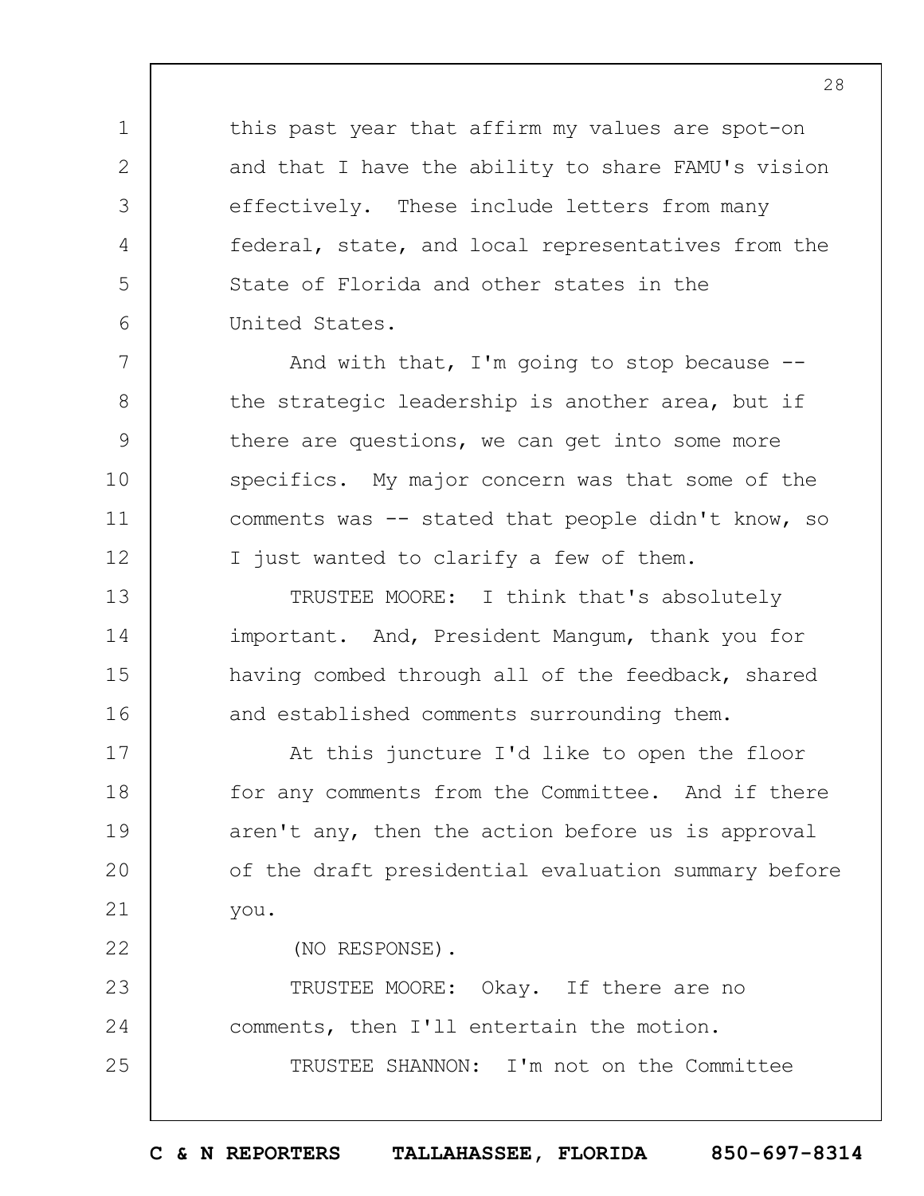this past year that affirm my values are spot-on and that I have the ability to share FAMU's vision effectively. These include letters from many federal, state, and local representatives from the State of Florida and other states in the United States.

And with that, I'm going to stop because -- the strategic leadership is another area, but if there are questions, we can get into some more specifics. My major concern was that some of the comments was -- stated that people didn't know, so I just wanted to clarify a few of them.

TRUSTEE MOORE: I think that's absolutely important. And, President Mangum, thank you for having combed through all of the feedback, shared and established comments surrounding them.

At this juncture I'd like to open the floor for any comments from the Committee. And if there aren't any, then the action before us is approval of the draft presidential evaluation summary before you.

(NO RESPONSE).

TRUSTEE MOORE: Okay. If there are no comments, then I'll entertain the motion.

TRUSTEE SHANNON: I'm not on the Committee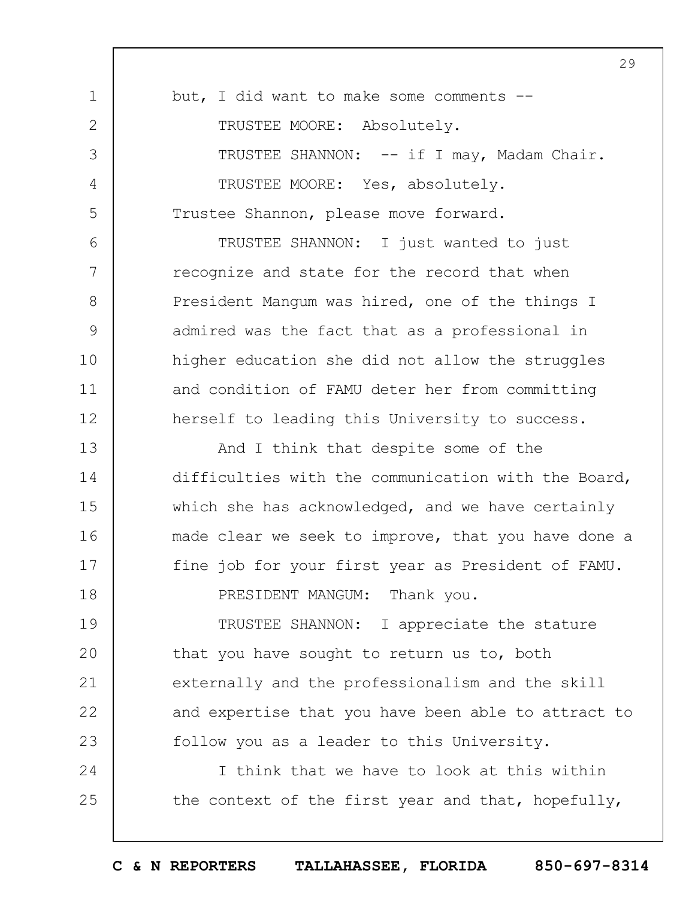but, I did want to make some comments --

TRUSTEE MOORE: Absolutely.

TRUSTEE SHANNON: -- if I may, Madam Chair.

TRUSTEE MOORE: Yes, absolutely. Trustee Shannon, please move forward.

TRUSTEE SHANNON: I just wanted to just recognize and state for the record that when President Mangum was hired, one of the things I admired was the fact that as a professional in higher education she did not allow the struggles and condition of FAMU deter her from committing herself to leading this University to success.

And I think that despite some of the difficulties with the communication with the Board, which she has acknowledged, and we have certainly made clear we seek to improve, that you have done a fine job for your first year as President of FAMU.

PRESIDENT MANGUM: Thank you.

TRUSTEE SHANNON: I appreciate the stature that you have sought to return us to, both externally and the professionalism and the skill and expertise that you have been able to attract to follow you as a leader to this University.

I think that we have to look at this within the context of the first year and that, hopefully,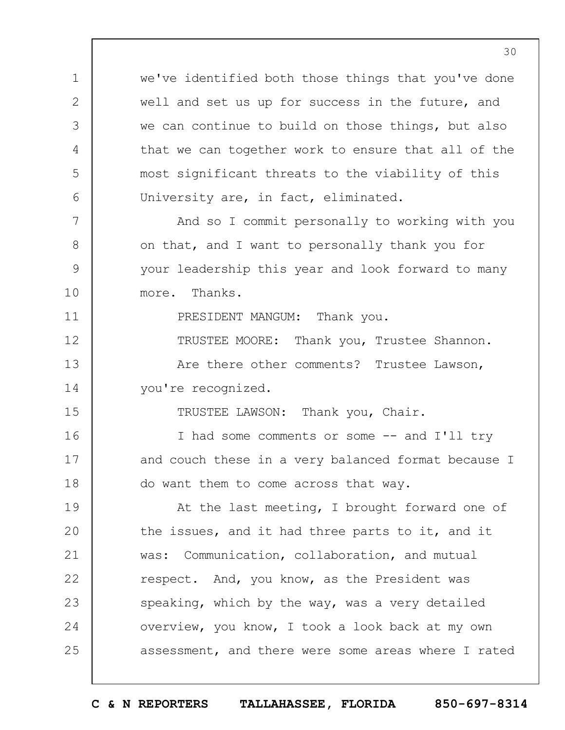we've identified both those things that you've done well and set us up for success in the future, and we can continue to build on those things, but also that we can together work to ensure that all of the most significant threats to the viability of this University are, in fact, eliminated.

And so I commit personally to working with you on that, and I want to personally thank you for your leadership this year and look forward to many more. Thanks.

PRESIDENT MANGUM: Thank you.

TRUSTEE MOORE: Thank you, Trustee Shannon.

Are there other comments? Trustee Lawson, you're recognized.

TRUSTEE LAWSON: Thank you, Chair.

I had some comments or some -- and I'll try and couch these in a very balanced format because I do want them to come across that way.

At the last meeting, I brought forward one of the issues, and it had three parts to it, and it was: Communication, collaboration, and mutual respect. And, you know, as the President was speaking, which by the way, was a very detailed overview, you know, I took a look back at my own assessment, and there were some areas where I rated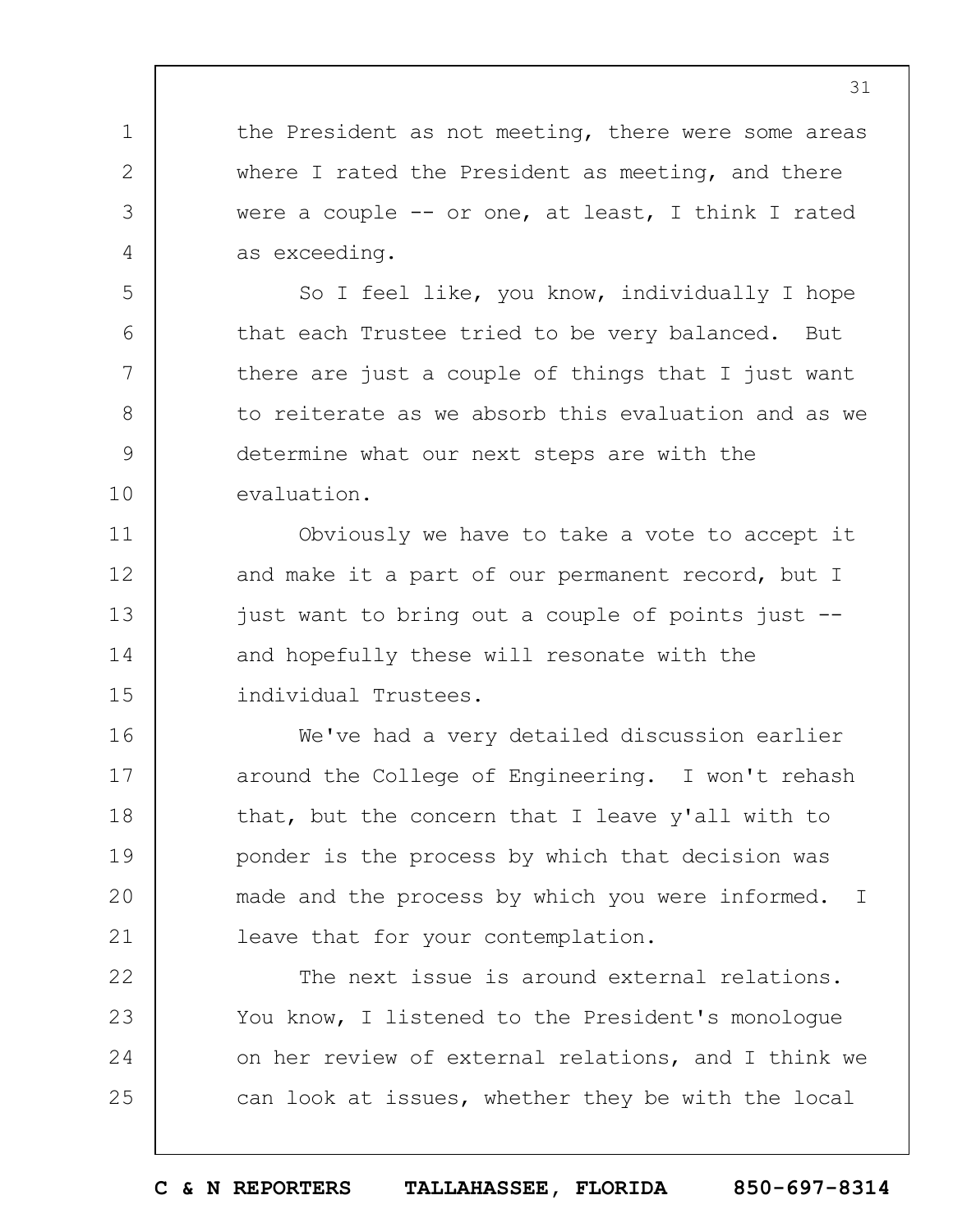the President as not meeting, there were some areas where I rated the President as meeting, and there were a couple -- or one, at least, I think I rated as exceeding.

So I feel like, you know, individually I hope that each Trustee tried to be very balanced. But there are just a couple of things that I just want to reiterate as we absorb this evaluation and as we determine what our next steps are with the evaluation.

Obviously we have to take a vote to accept it and make it a part of our permanent record, but I just want to bring out a couple of points just -- and hopefully these will resonate with the individual Trustees.

We've had a very detailed discussion earlier around the College of Engineering. I won't rehash that, but the concern that I leave y'all with to ponder is the process by which that decision was made and the process by which you were informed. I leave that for your contemplation.

The next issue is around external relations. You know, I listened to the President's monologue on her review of external relations, and I think we can look at issues, whether they be with the local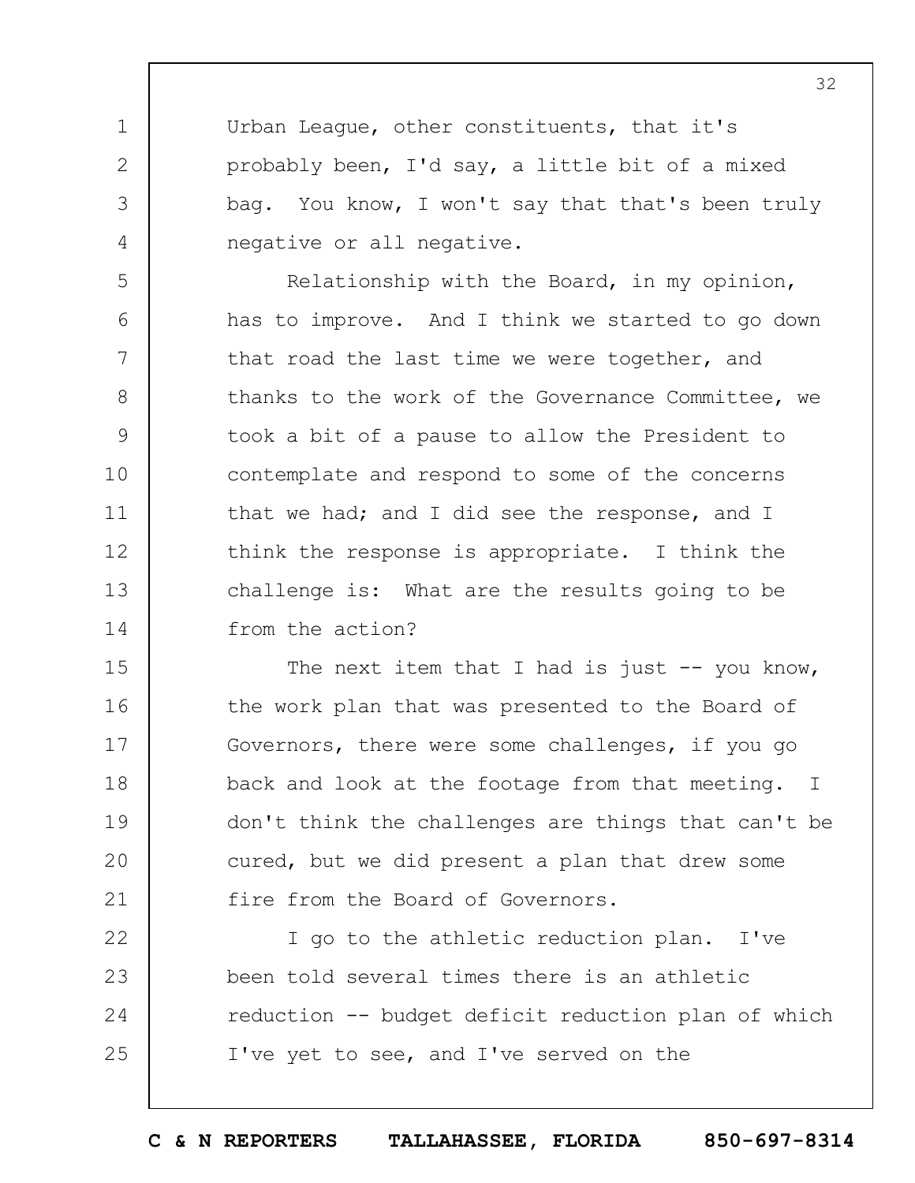Urban League, other constituents, that it's probably been, I'd say, a little bit of a mixed bag. You know, I won't say that that's been truly negative or all negative.

Relationship with the Board, in my opinion, has to improve. And I think we started to go down that road the last time we were together, and thanks to the work of the Governance Committee, we took a bit of a pause to allow the President to contemplate and respond to some of the concerns that we had; and I did see the response, and I think the response is appropriate. I think the challenge is: What are the results going to be from the action?

The next item that I had is just -- you know, the work plan that was presented to the Board of Governors, there were some challenges, if you go back and look at the footage from that meeting. I don't think the challenges are things that can't be cured, but we did present a plan that drew some fire from the Board of Governors.

I go to the athletic reduction plan. I've been told several times there is an athletic reduction -- budget deficit reduction plan of which I've yet to see, and I've served on the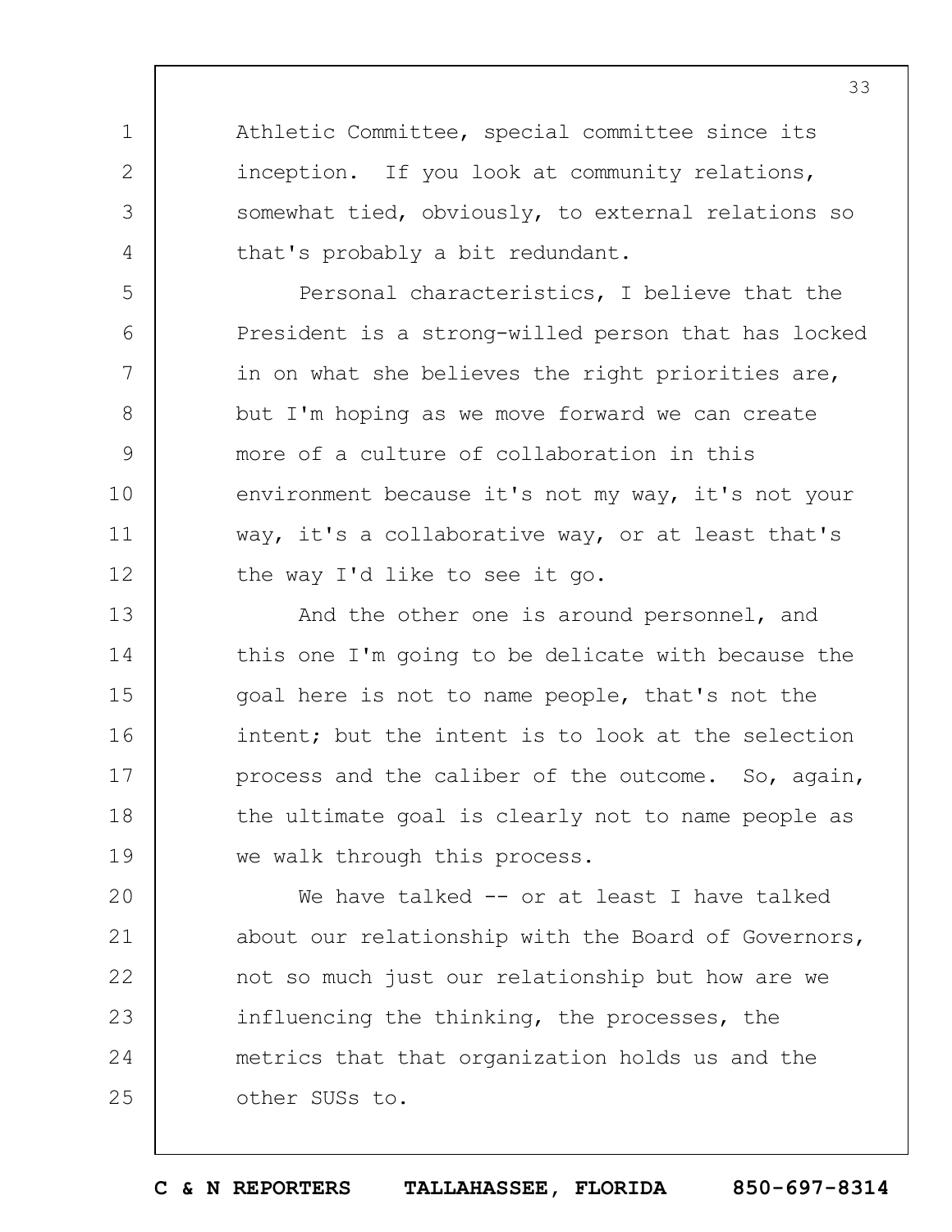Athletic Committee, special committee since its inception. If you look at community relations, somewhat tied, obviously, to external relations so that's probably a bit redundant.

Personal characteristics, I believe that the President is a strong-willed person that has locked in on what she believes the right priorities are, but I'm hoping as we move forward we can create more of a culture of collaboration in this environment because it's not my way, it's not your way, it's a collaborative way, or at least that's the way I'd like to see it go.

And the other one is around personnel, and this one I'm going to be delicate with because the goal here is not to name people, that's not the intent; but the intent is to look at the selection process and the caliber of the outcome. So, again, the ultimate goal is clearly not to name people as we walk through this process.

We have talked -- or at least I have talked about our relationship with the Board of Governors, not so much just our relationship but how are we influencing the thinking, the processes, the metrics that that organization holds us and the other SUSs to.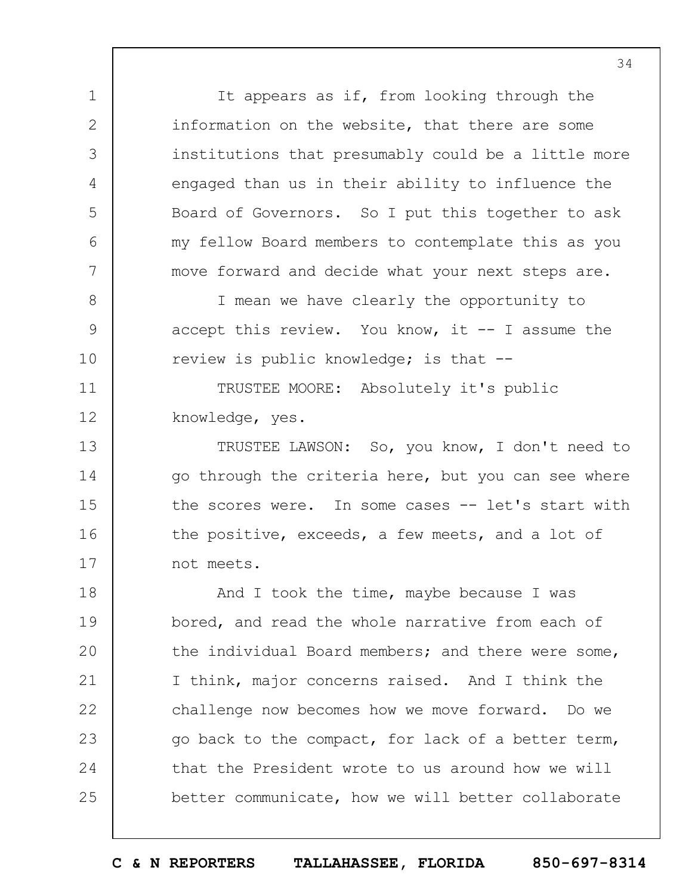It appears as if, from looking through the information on the website, that there are some institutions that presumably could be a little more engaged than us in their ability to influence the Board of Governors. So I put this together to ask my fellow Board members to contemplate this as you move forward and decide what your next steps are.

I mean we have clearly the opportunity to accept this review. You know, it -- I assume the review is public knowledge; is that --

TRUSTEE MOORE: Absolutely it's public knowledge, yes.

TRUSTEE LAWSON: So, you know, I don't need to go through the criteria here, but you can see where the scores were. In some cases -- let's start with the positive, exceeds, a few meets, and a lot of not meets.

And I took the time, maybe because I was bored, and read the whole narrative from each of the individual Board members; and there were some, I think, major concerns raised. And I think the challenge now becomes how we move forward. Do we go back to the compact, for lack of a better term, that the President wrote to us around how we will better communicate, how we will better collaborate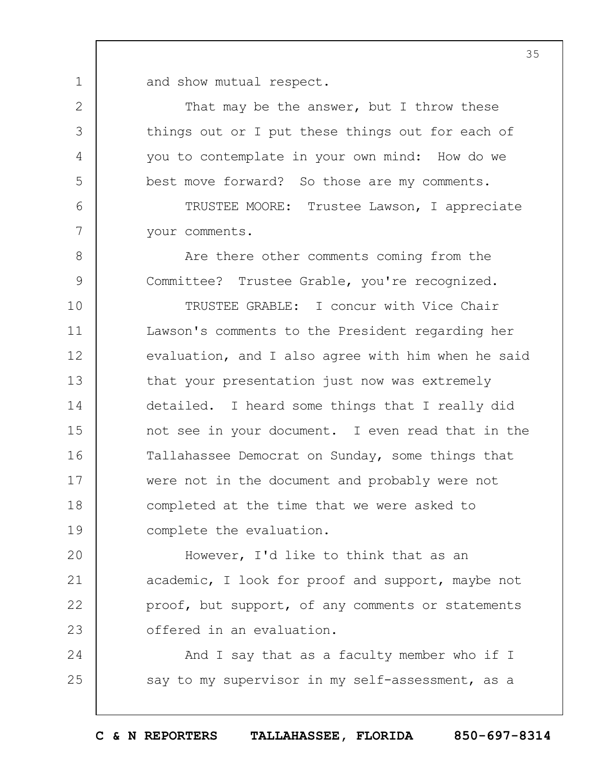and show mutual respect.

That may be the answer, but I throw these things out or I put these things out for each of you to contemplate in your own mind: How do we best move forward? So those are my comments.

TRUSTEE MOORE: Trustee Lawson, I appreciate your comments.

Are there other comments coming from the Committee? Trustee Grable, you're recognized.

TRUSTEE GRABLE: I concur with Vice Chair Lawson's comments to the President regarding her evaluation, and I also agree with him when he said that your presentation just now was extremely detailed. I heard some things that I really did not see in your document. I even read that in the Tallahassee Democrat on Sunday, some things that were not in the document and probably were not completed at the time that we were asked to complete the evaluation.

However, I'd like to think that as an academic, I look for proof and support, maybe not proof, but support, of any comments or statements offered in an evaluation.

And I say that as a faculty member who if I say to my supervisor in my self-assessment, as a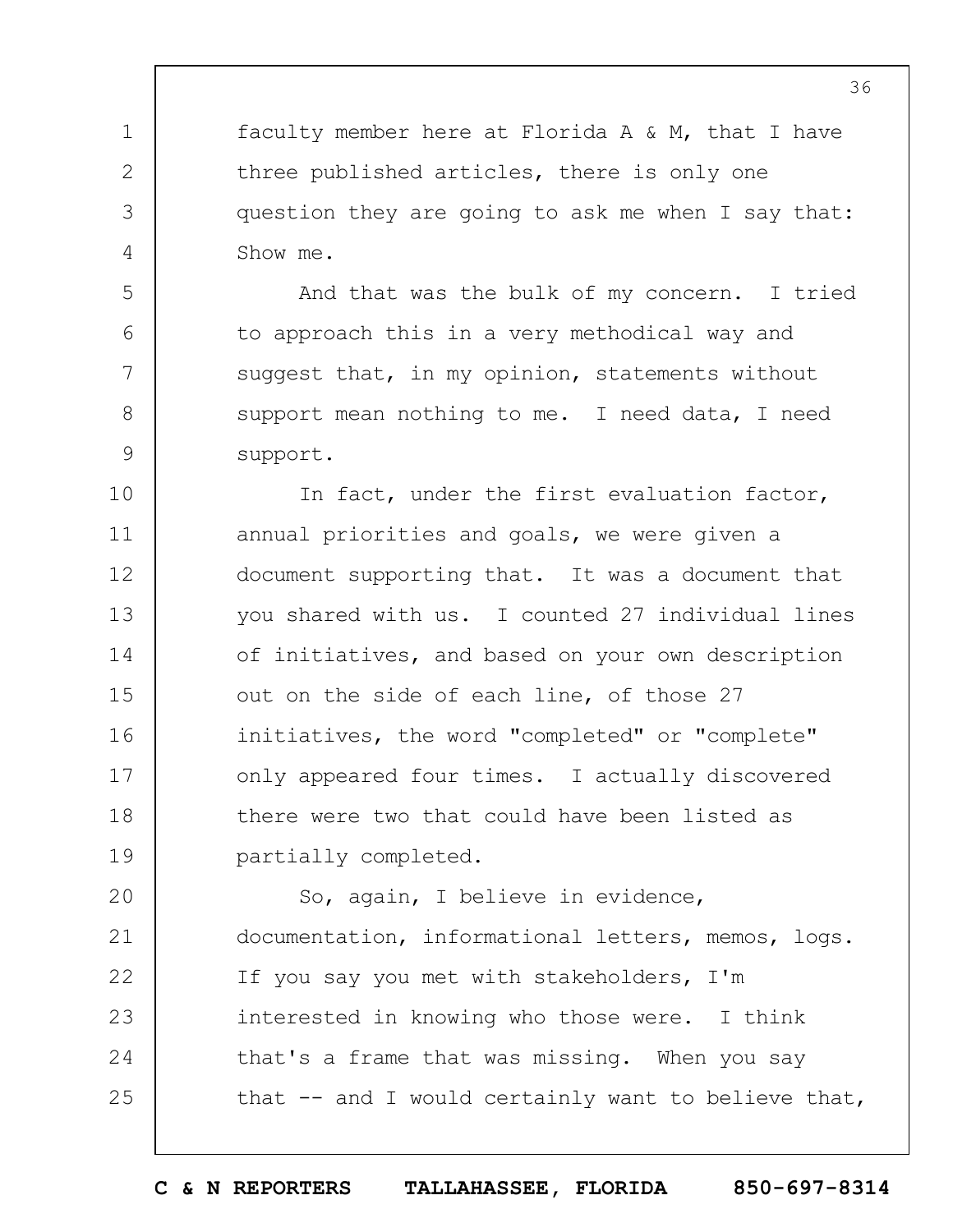faculty member here at Florida A & M, that I have three published articles, there is only one question they are going to ask me when I say that: Show me.

And that was the bulk of my concern. I tried to approach this in a very methodical way and suggest that, in my opinion, statements without support mean nothing to me. I need data, I need support.

In fact, under the first evaluation factor, annual priorities and goals, we were given a document supporting that. It was a document that you shared with us. I counted 27 individual lines of initiatives, and based on your own description out on the side of each line, of those 27 initiatives, the word "completed" or "complete" only appeared four times. I actually discovered there were two that could have been listed as partially completed.

So, again, I believe in evidence, documentation, informational letters, memos, logs. If you say you met with stakeholders, I'm interested in knowing who those were. I think that's a frame that was missing. When you say that -- and I would certainly want to believe that,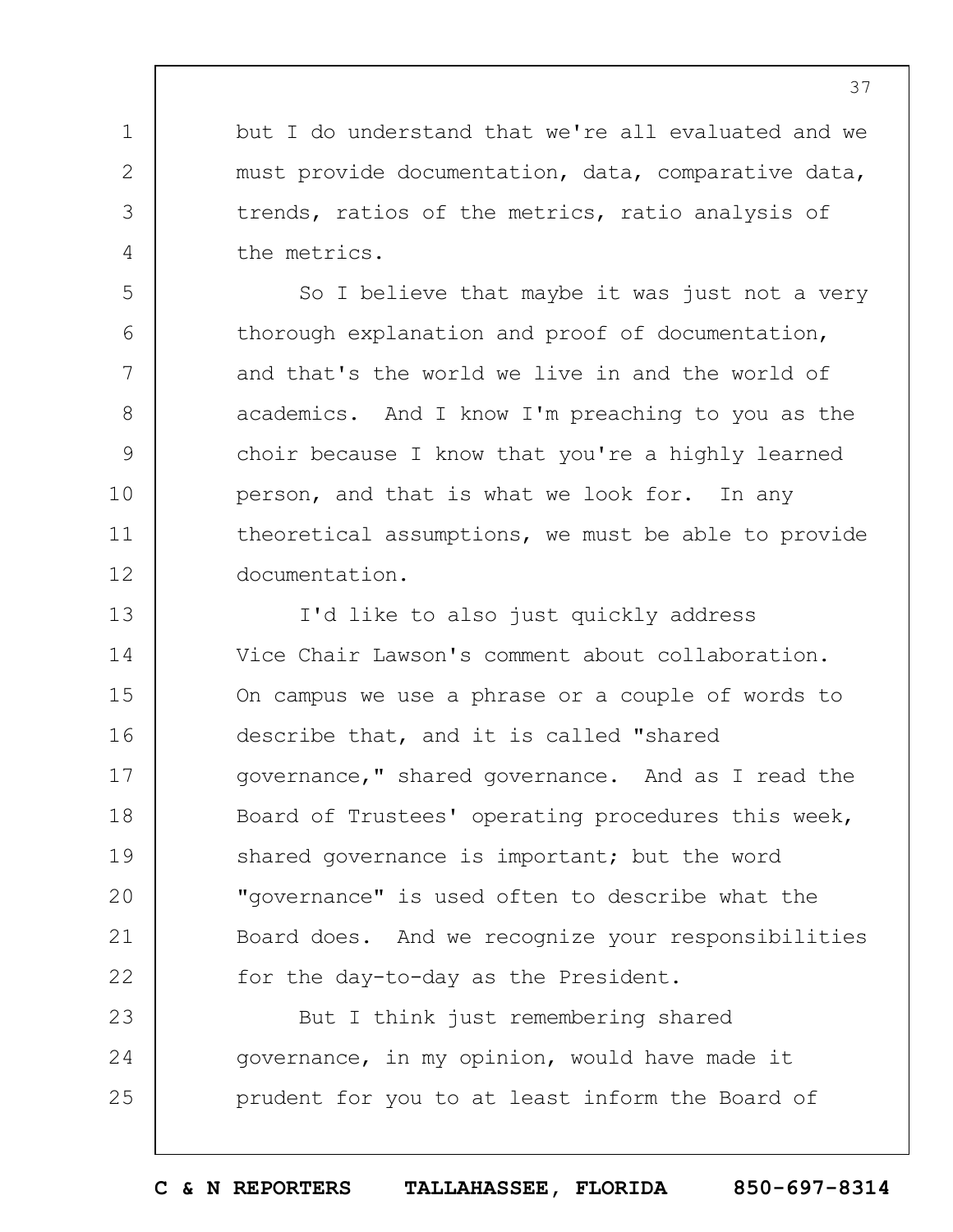but I do understand that we're all evaluated and we must provide documentation, data, comparative data, trends, ratios of the metrics, ratio analysis of the metrics.

So I believe that maybe it was just not a very thorough explanation and proof of documentation, and that's the world we live in and the world of academics. And I know I'm preaching to you as the choir because I know that you're a highly learned person, and that is what we look for. In any theoretical assumptions, we must be able to provide documentation.

I'd like to also just quickly address Vice Chair Lawson's comment about collaboration. On campus we use a phrase or a couple of words to describe that, and it is called "shared governance," shared governance. And as I read the Board of Trustees' operating procedures this week, shared governance is important; but the word "governance" is used often to describe what the Board does. And we recognize your responsibilities for the day-to-day as the President.

But I think just remembering shared governance, in my opinion, would have made it prudent for you to at least inform the Board of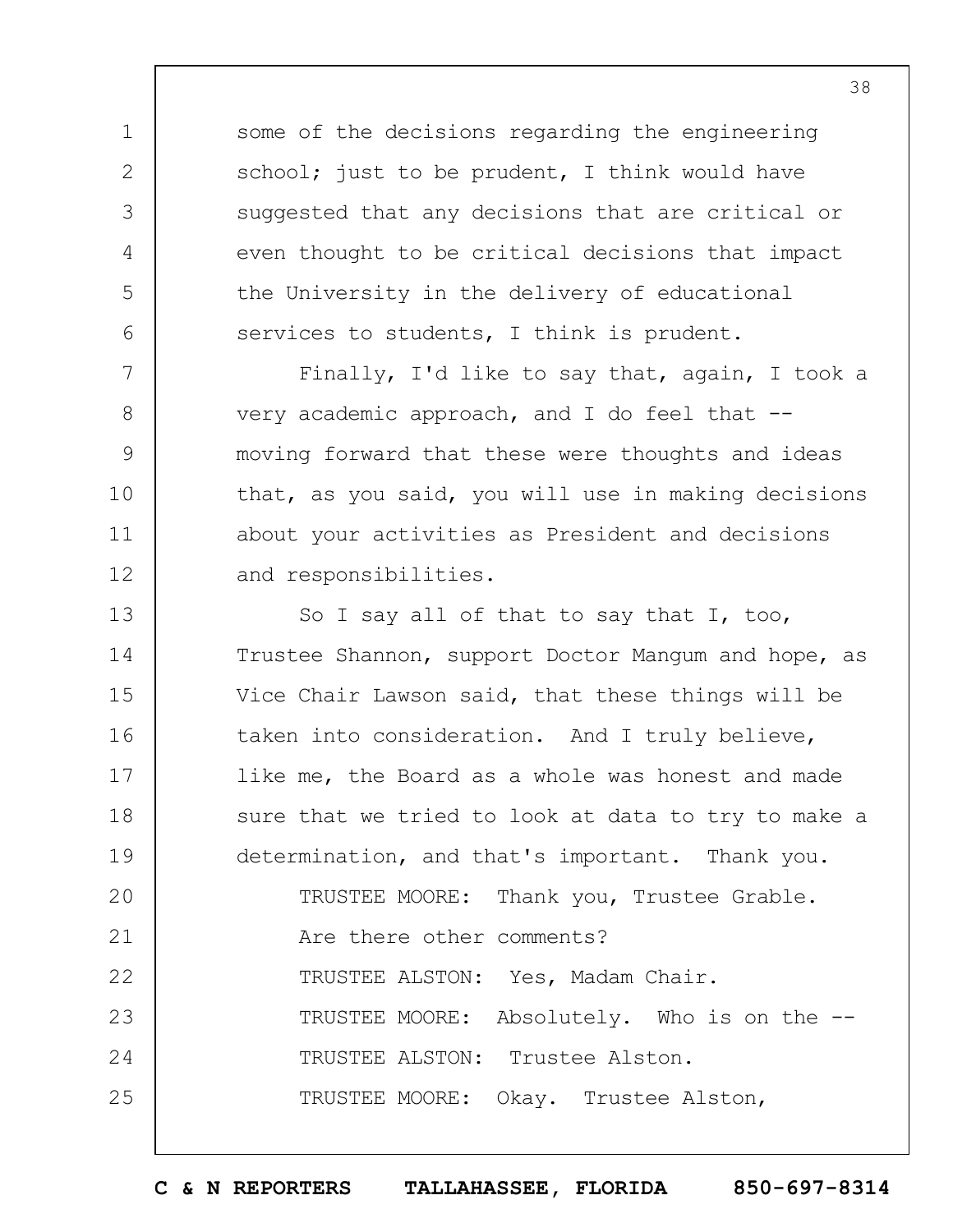some of the decisions regarding the engineering school; just to be prudent, I think would have suggested that any decisions that are critical or even thought to be critical decisions that impact the University in the delivery of educational services to students, I think is prudent.

Finally, I'd like to say that, again, I took a very academic approach, and I do feel that -- moving forward that these were thoughts and ideas that, as you said, you will use in making decisions about your activities as President and decisions and responsibilities.

So I say all of that to say that I, too, Trustee Shannon, support Doctor Mangum and hope, as Vice Chair Lawson said, that these things will be taken into consideration. And I truly believe, like me, the Board as a whole was honest and made sure that we tried to look at data to try to make a determination, and that's important. Thank you.

TRUSTEE MOORE: Thank you, Trustee Grable. Are there other comments?

TRUSTEE ALSTON: Yes, Madam Chair.

TRUSTEE MOORE: Absolutely. Who is on the --

TRUSTEE ALSTON: Trustee Alston.

TRUSTEE MOORE: Okay. Trustee Alston,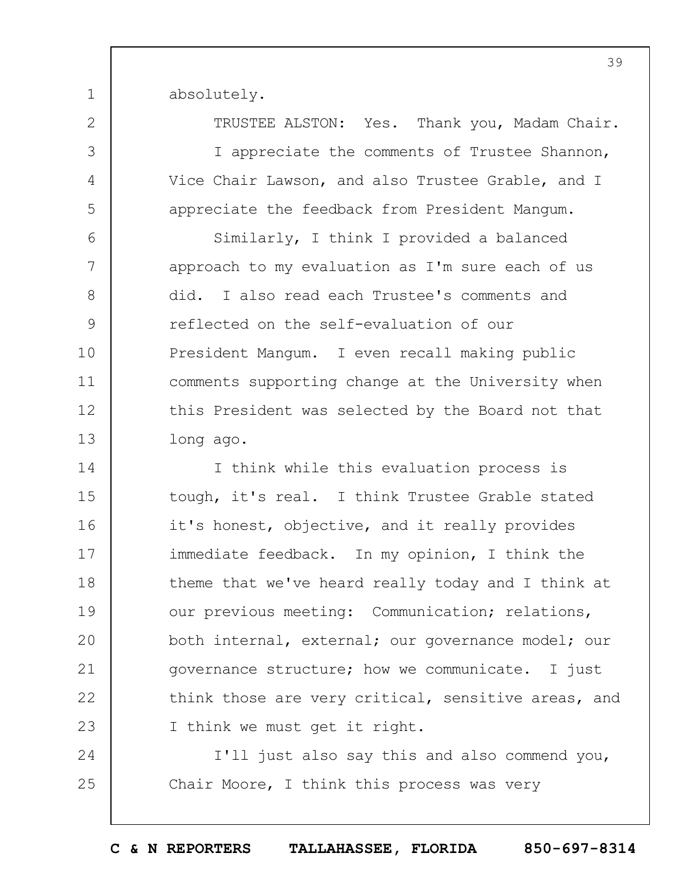absolutely.

TRUSTEE ALSTON: Yes. Thank you, Madam Chair. I appreciate the comments of Trustee Shannon, Vice Chair Lawson, and also Trustee Grable, and I appreciate the feedback from President Mangum.

Similarly, I think I provided a balanced approach to my evaluation as I'm sure each of us did. I also read each Trustee's comments and reflected on the self-evaluation of our President Mangum. I even recall making public comments supporting change at the University when this President was selected by the Board not that long ago.

I think while this evaluation process is tough, it's real. I think Trustee Grable stated it's honest, objective, and it really provides immediate feedback. In my opinion, I think the theme that we've heard really today and I think at our previous meeting: Communication; relations, both internal, external; our governance model; our governance structure; how we communicate. I just think those are very critical, sensitive areas, and I think we must get it right.

I'll just also say this and also commend you, Chair Moore, I think this process was very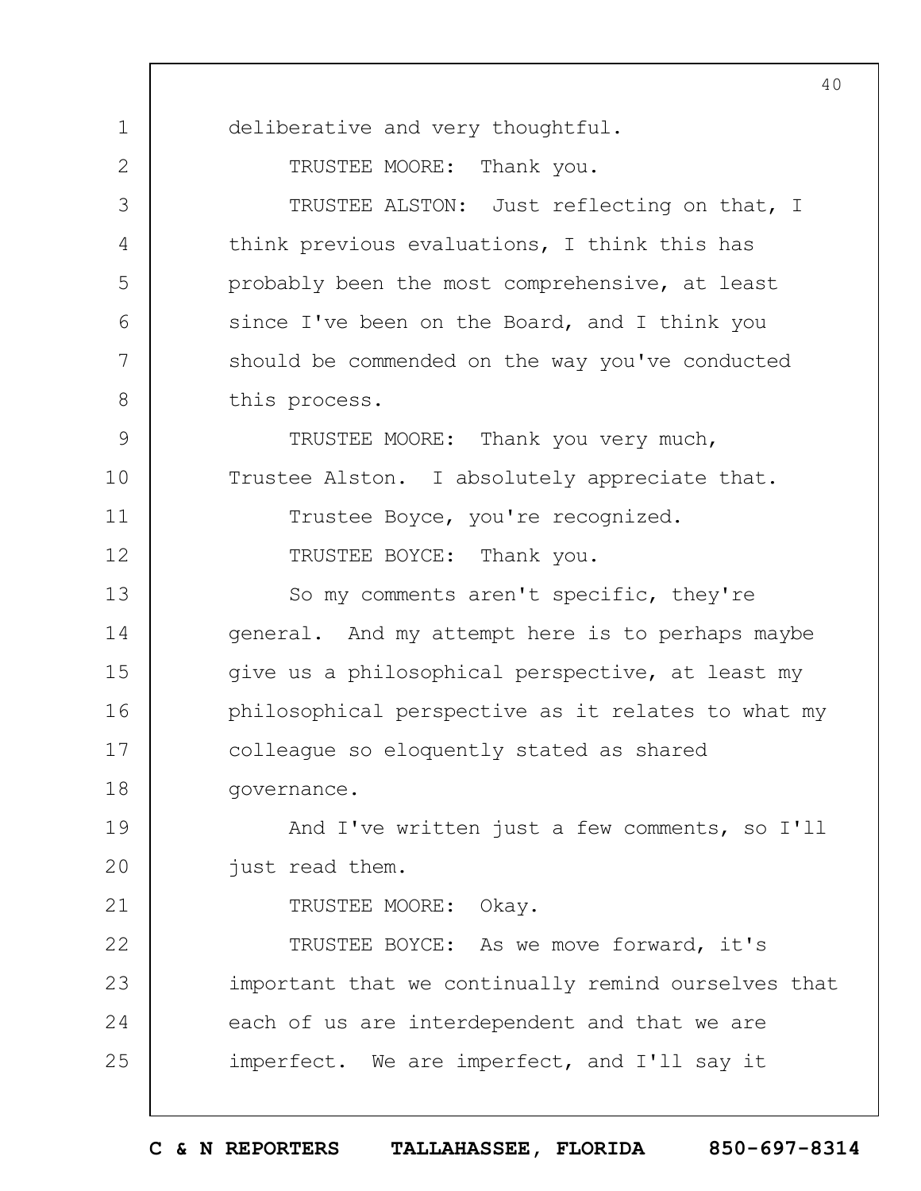deliberative and very thoughtful.

TRUSTEE MOORE: Thank you.

TRUSTEE ALSTON: Just reflecting on that, I think previous evaluations, I think this has probably been the most comprehensive, at least since I've been on the Board, and I think you should be commended on the way you've conducted this process.

TRUSTEE MOORE: Thank you very much, Trustee Alston. I absolutely appreciate that.

Trustee Boyce, you're recognized.

TRUSTEE BOYCE: Thank you.

So my comments aren't specific, they're general. And my attempt here is to perhaps maybe give us a philosophical perspective, at least my philosophical perspective as it relates to what my colleague so eloquently stated as shared governance.

And I've written just a few comments, so I'll just read them.

TRUSTEE MOORE: Okay.

TRUSTEE BOYCE: As we move forward, it's important that we continually remind ourselves that each of us are interdependent and that we are imperfect. We are imperfect, and I'll say it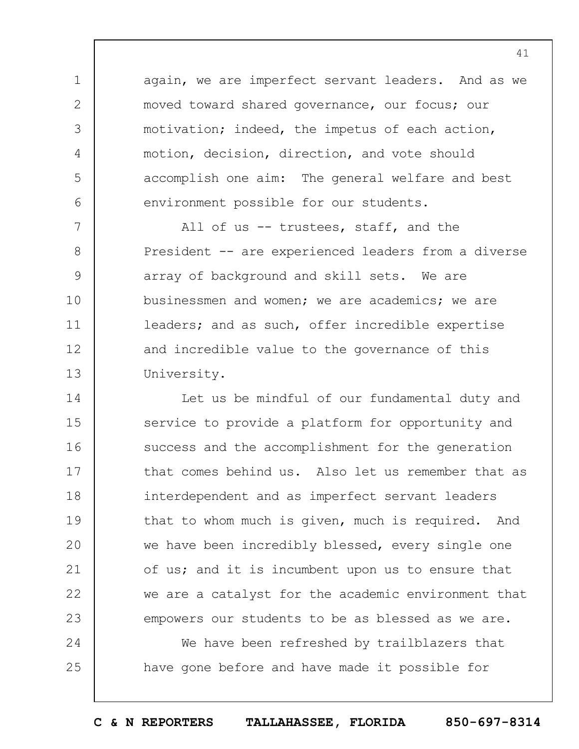again, we are imperfect servant leaders. And as we moved toward shared governance, our focus; our motivation; indeed, the impetus of each action, motion, decision, direction, and vote should accomplish one aim: The general welfare and best environment possible for our students.

All of us -- trustees, staff, and the President -- are experienced leaders from a diverse array of background and skill sets. We are businessmen and women; we are academics; we are leaders; and as such, offer incredible expertise and incredible value to the governance of this University.

Let us be mindful of our fundamental duty and service to provide a platform for opportunity and success and the accomplishment for the generation that comes behind us. Also let us remember that as interdependent and as imperfect servant leaders that to whom much is given, much is required. And we have been incredibly blessed, every single one of us; and it is incumbent upon us to ensure that we are a catalyst for the academic environment that empowers our students to be as blessed as we are.

We have been refreshed by trailblazers that have gone before and have made it possible for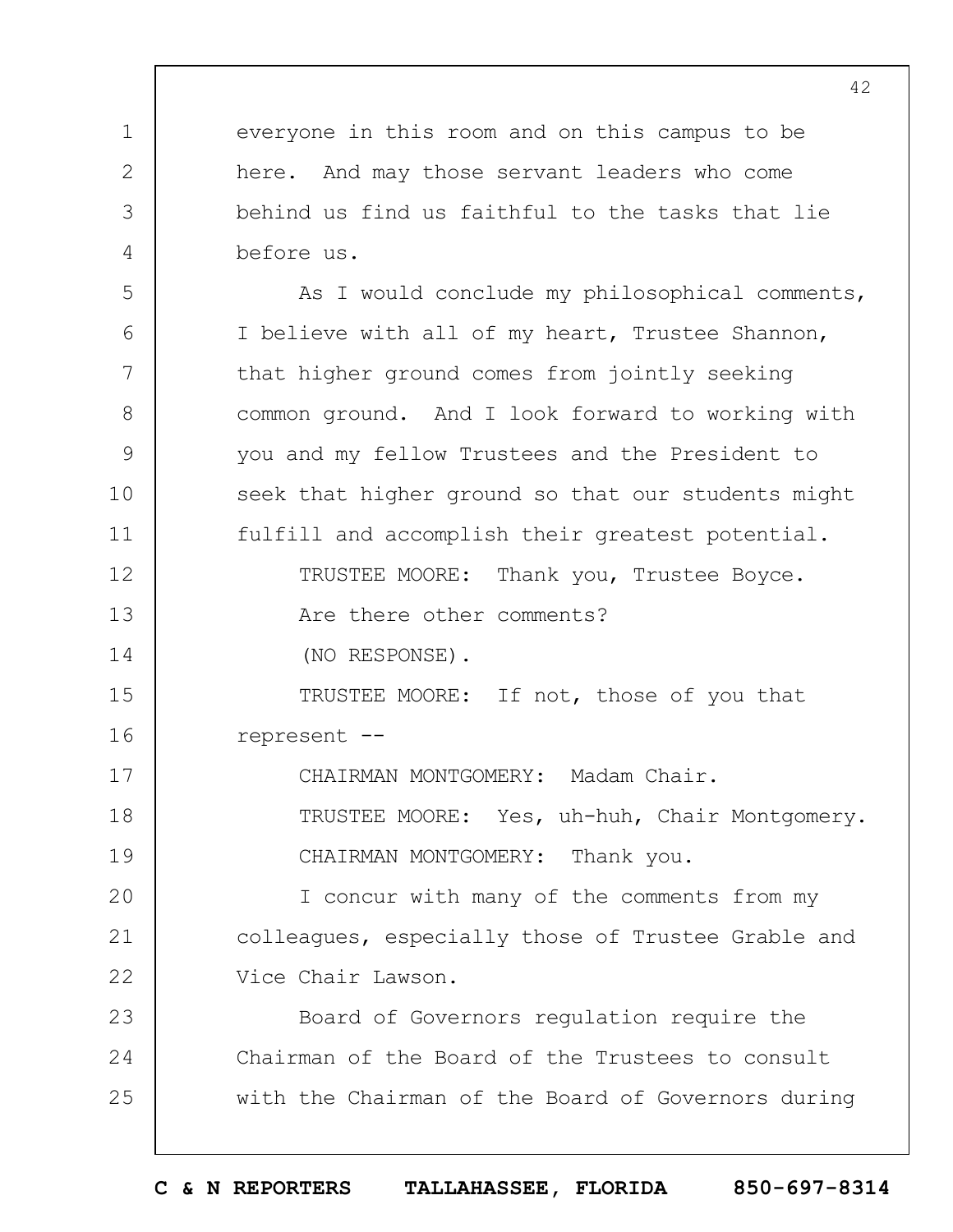everyone in this room and on this campus to be here. And may those servant leaders who come behind us find us faithful to the tasks that lie before us.

As I would conclude my philosophical comments, I believe with all of my heart, Trustee Shannon, that higher ground comes from jointly seeking common ground. And I look forward to working with you and my fellow Trustees and the President to seek that higher ground so that our students might fulfill and accomplish their greatest potential.

TRUSTEE MOORE: Thank you, Trustee Boyce.

Are there other comments?

(NO RESPONSE).

TRUSTEE MOORE: If not, those of you that represent --

CHAIRMAN MONTGOMERY: Madam Chair.

TRUSTEE MOORE: Yes, uh-huh, Chair Montgomery.

CHAIRMAN MONTGOMERY: Thank you.

I concur with many of the comments from my colleagues, especially those of Trustee Grable and Vice Chair Lawson.

Board of Governors regulation require the Chairman of the Board of the Trustees to consult with the Chairman of the Board of Governors during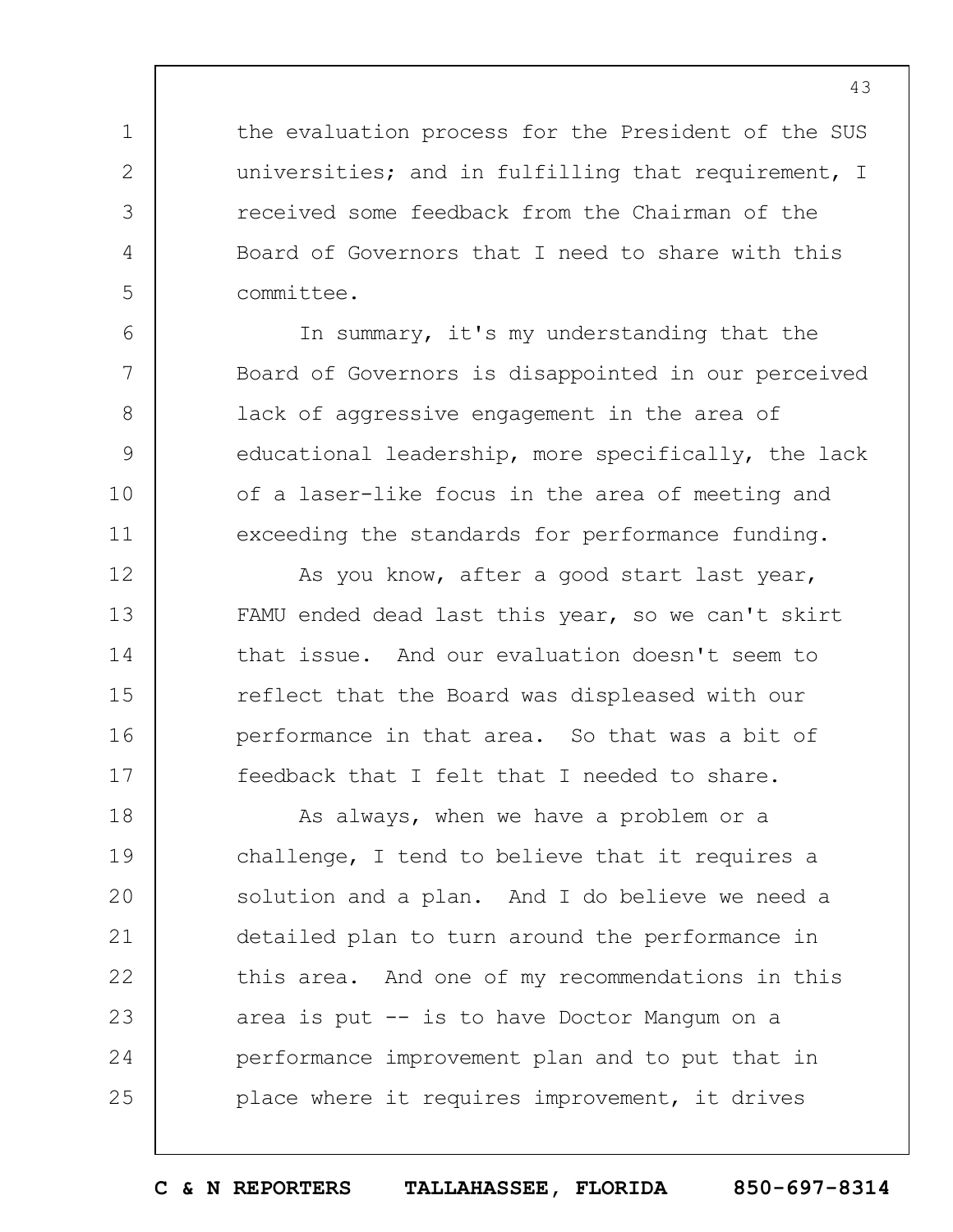the evaluation process for the President of the SUS universities; and in fulfilling that requirement, I received some feedback from the Chairman of the Board of Governors that I need to share with this committee.

In summary, it's my understanding that the Board of Governors is disappointed in our perceived lack of aggressive engagement in the area of educational leadership, more specifically, the lack of a laser-like focus in the area of meeting and exceeding the standards for performance funding.

As you know, after a good start last year, FAMU ended dead last this year, so we can't skirt that issue. And our evaluation doesn't seem to reflect that the Board was displeased with our performance in that area. So that was a bit of feedback that I felt that I needed to share.

As always, when we have a problem or a challenge, I tend to believe that it requires a solution and a plan. And I do believe we need a detailed plan to turn around the performance in this area. And one of my recommendations in this area is put -- is to have Doctor Mangum on a performance improvement plan and to put that in place where it requires improvement, it drives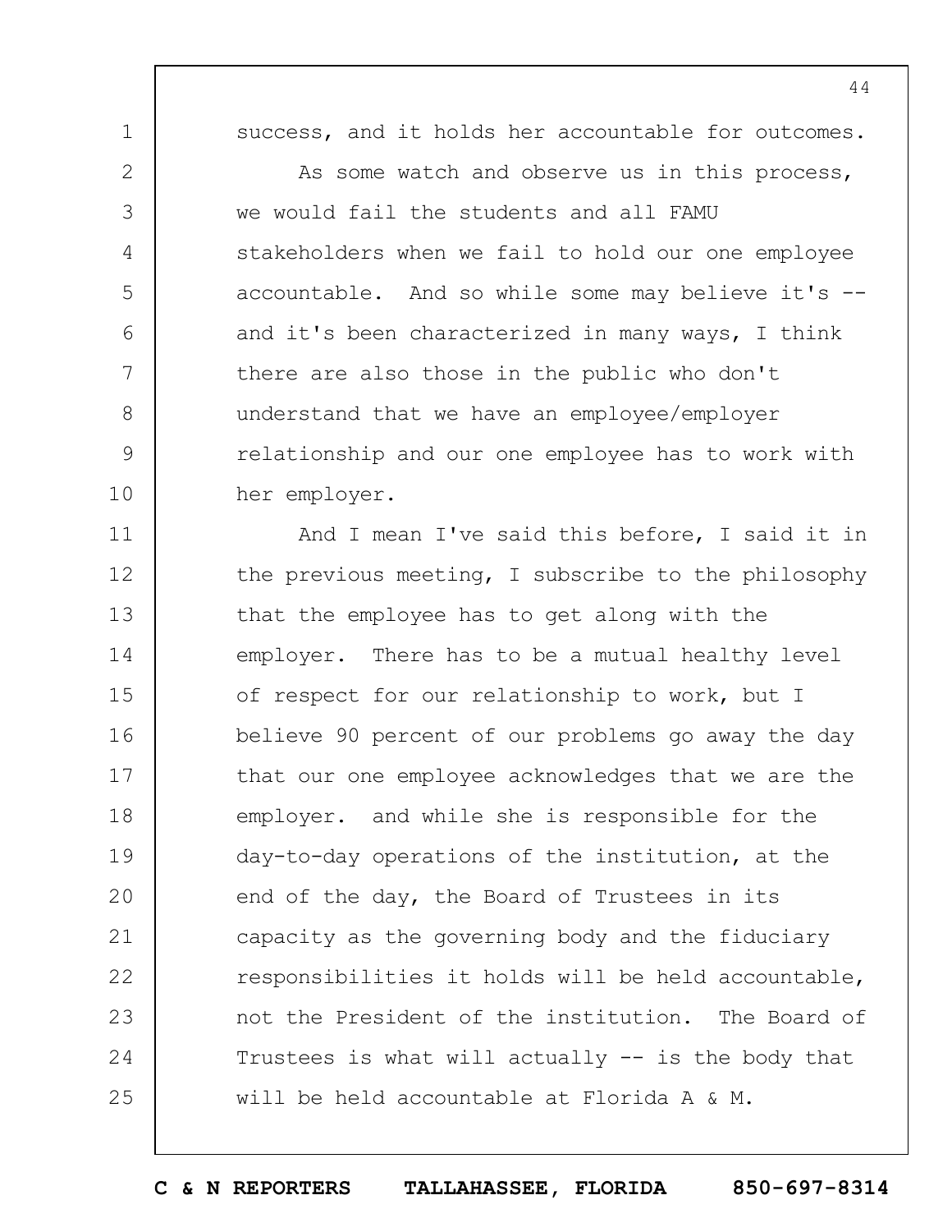success, and it holds her accountable for outcomes.

As some watch and observe us in this process, we would fail the students and all FAMU stakeholders when we fail to hold our one employee accountable. And so while some may believe it's -- and it's been characterized in many ways, I think there are also those in the public who don't understand that we have an employee/employer relationship and our one employee has to work with her employer.

And I mean I've said this before, I said it in the previous meeting, I subscribe to the philosophy that the employee has to get along with the employer. There has to be a mutual healthy level of respect for our relationship to work, but I believe 90 percent of our problems go away the day that our one employee acknowledges that we are the employer. and while she is responsible for the day-to-day operations of the institution, at the end of the day, the Board of Trustees in its capacity as the governing body and the fiduciary responsibilities it holds will be held accountable, not the President of the institution. The Board of Trustees is what will actually -- is the body that will be held accountable at Florida A & M.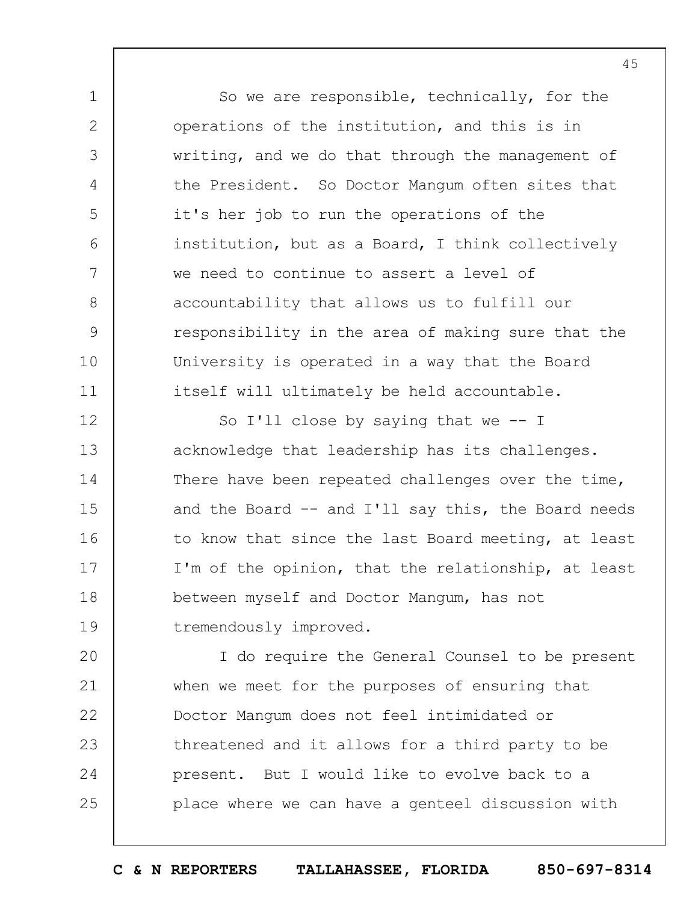So we are responsible, technically, for the operations of the institution, and this is in writing, and we do that through the management of the President. So Doctor Mangum often sites that it's her job to run the operations of the institution, but as a Board, I think collectively we need to continue to assert a level of accountability that allows us to fulfill our responsibility in the area of making sure that the University is operated in a way that the Board itself will ultimately be held accountable.

So I'll close by saying that we -- I acknowledge that leadership has its challenges. There have been repeated challenges over the time, and the Board -- and I'll say this, the Board needs to know that since the last Board meeting, at least I'm of the opinion, that the relationship, at least between myself and Doctor Mangum, has not tremendously improved.

I do require the General Counsel to be present when we meet for the purposes of ensuring that Doctor Mangum does not feel intimidated or threatened and it allows for a third party to be present. But I would like to evolve back to a place where we can have a genteel discussion with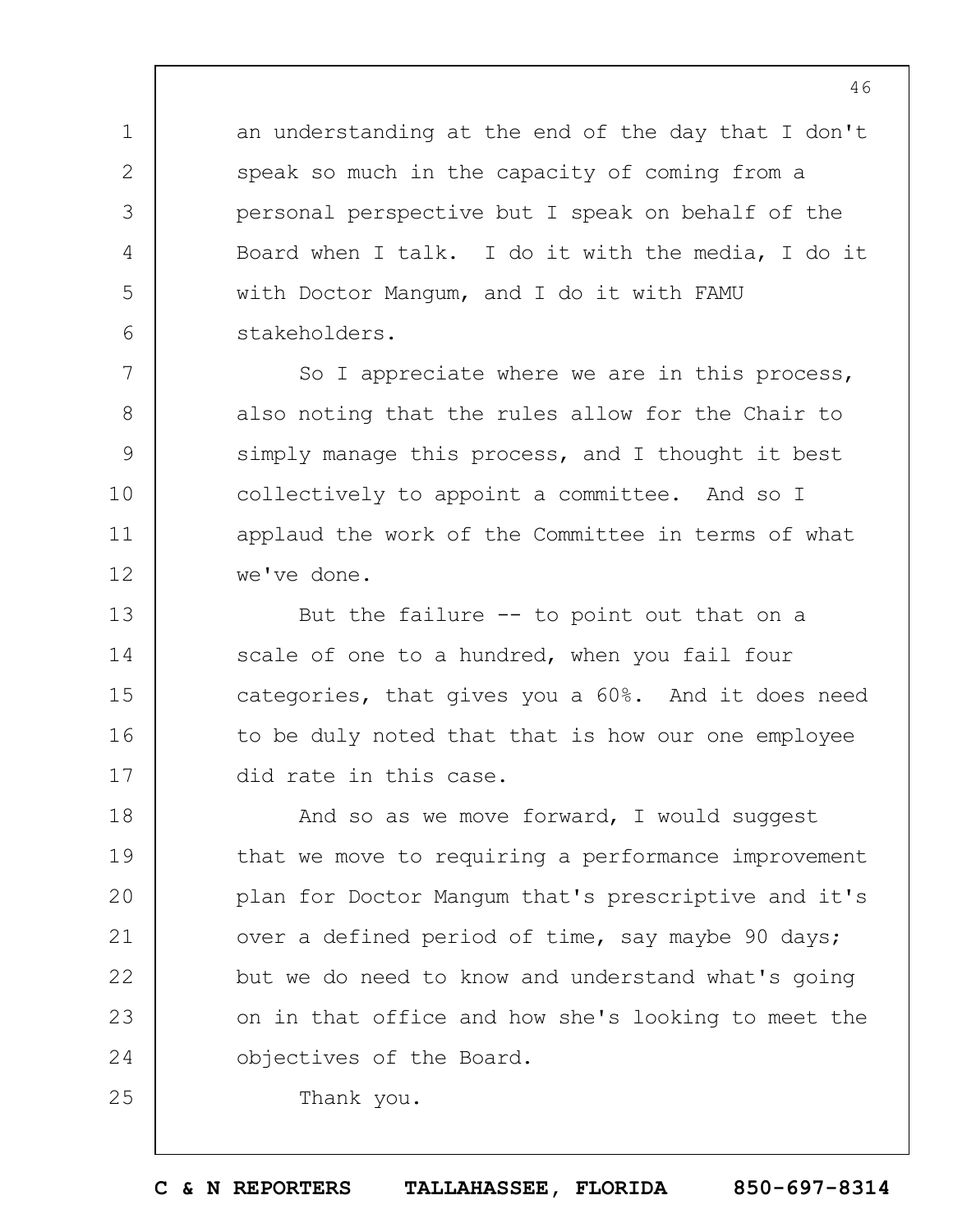an understanding at the end of the day that I don't speak so much in the capacity of coming from a personal perspective but I speak on behalf of the Board when I talk. I do it with the media, I do it with Doctor Mangum, and I do it with FAMU stakeholders.

So I appreciate where we are in this process, also noting that the rules allow for the Chair to simply manage this process, and I thought it best collectively to appoint a committee. And so I applaud the work of the Committee in terms of what we've done.

But the failure -- to point out that on a scale of one to a hundred, when you fail four categories, that gives you a 60%. And it does need to be duly noted that that is how our one employee did rate in this case.

And so as we move forward, I would suggest that we move to requiring a performance improvement plan for Doctor Mangum that's prescriptive and it's over a defined period of time, say maybe 90 days; but we do need to know and understand what's going on in that office and how she's looking to meet the objectives of the Board.

Thank you.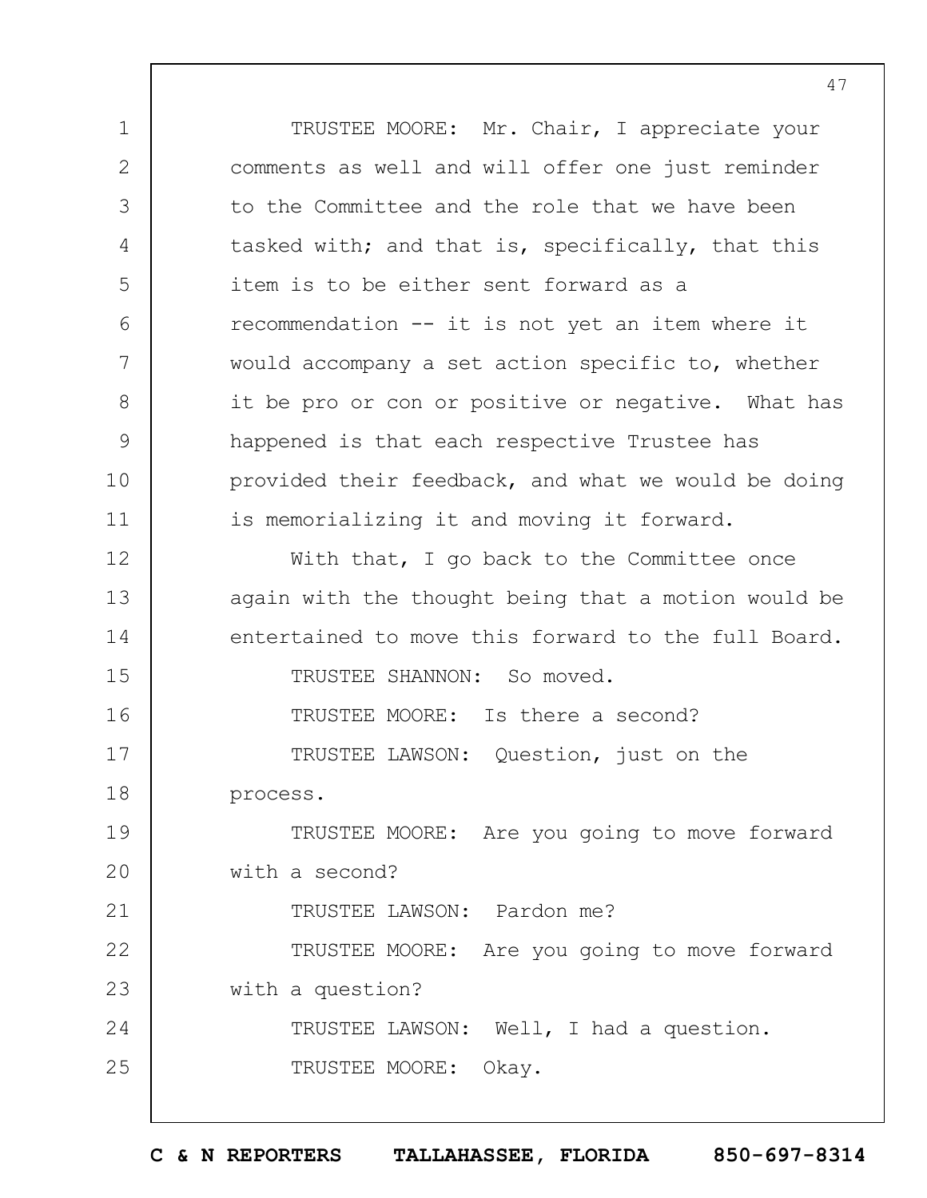TRUSTEE MOORE: Mr. Chair, I appreciate your comments as well and will offer one just reminder to the Committee and the role that we have been tasked with; and that is, specifically, that this item is to be either sent forward as a recommendation -- it is not yet an item where it would accompany a set action specific to, whether it be pro or con or positive or negative. What has happened is that each respective Trustee has provided their feedback, and what we would be doing is memorializing it and moving it forward.

With that, I go back to the Committee once again with the thought being that a motion would be entertained to move this forward to the full Board.

TRUSTEE SHANNON: So moved.

TRUSTEE MOORE: Is there a second?

TRUSTEE LAWSON: Question, just on the process.

TRUSTEE MOORE: Are you going to move forward with a second?

TRUSTEE LAWSON: Pardon me?

TRUSTEE MOORE: Are you going to move forward with a question?

TRUSTEE LAWSON: Well, I had a question.

TRUSTEE MOORE: Okay.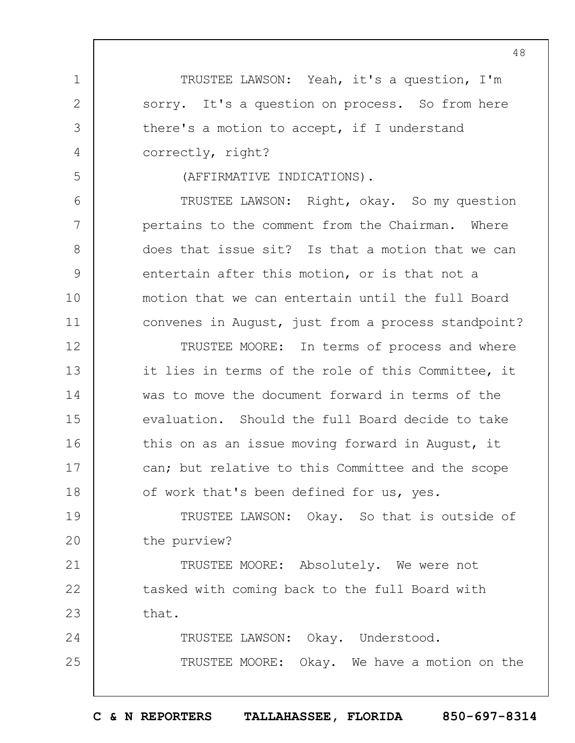TRUSTEE LAWSON: Yeah, it's a question, I'm sorry. It's a question on process. So from here there's a motion to accept, if I understand correctly, right?

(AFFIRMATIVE INDICATIONS).

TRUSTEE LAWSON: Right, okay. So my question pertains to the comment from the Chairman. Where does that issue sit? Is that a motion that we can entertain after this motion, or is that not a motion that we can entertain until the full Board convenes in August, just from a process standpoint?

TRUSTEE MOORE: In terms of process and where it lies in terms of the role of this Committee, it was to move the document forward in terms of the evaluation. Should the full Board decide to take this on as an issue moving forward in August, it can; but relative to this Committee and the scope of work that's been defined for us, yes.

TRUSTEE LAWSON: Okay. So that is outside of the purview?

TRUSTEE MOORE: Absolutely. We were not tasked with coming back to the full Board with that.

TRUSTEE LAWSON: Okay. Understood.

TRUSTEE MOORE: Okay. We have a motion on the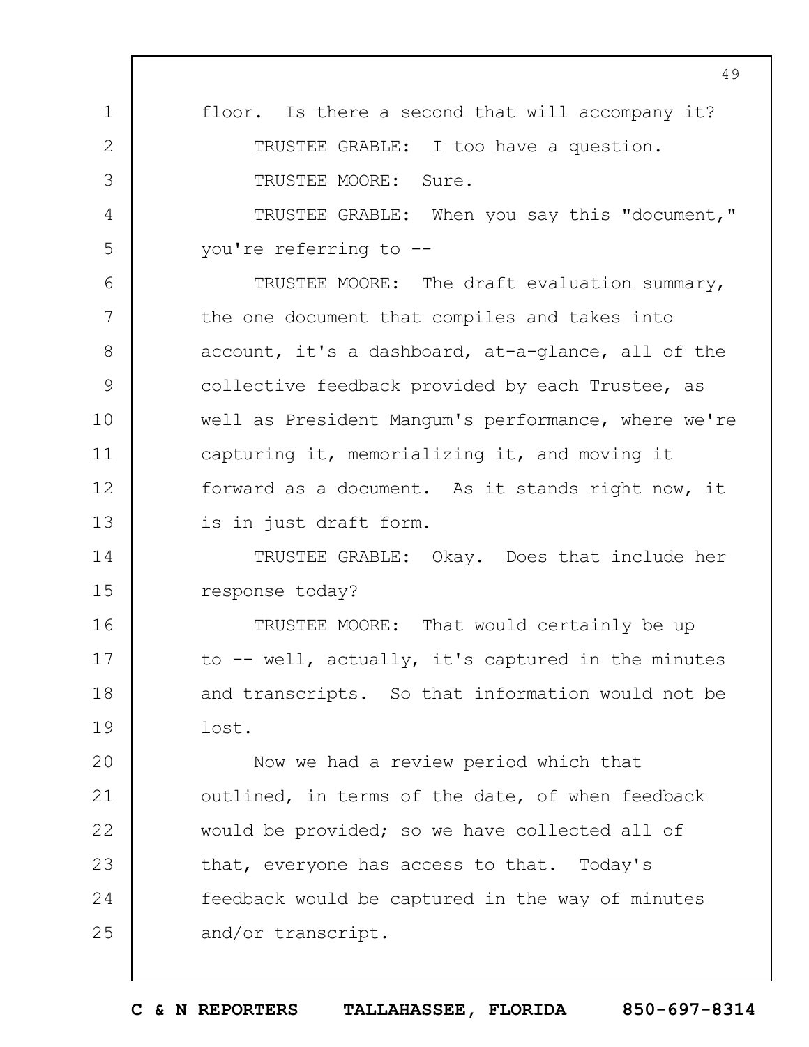floor. Is there a second that will accompany it?

TRUSTEE GRABLE: I too have a question.

TRUSTEE MOORE: Sure.

TRUSTEE GRABLE: When you say this "document," you're referring to --

TRUSTEE MOORE: The draft evaluation summary, the one document that compiles and takes into account, it's a dashboard, at-a-glance, all of the collective feedback provided by each Trustee, as well as President Mangum's performance, where we're capturing it, memorializing it, and moving it forward as a document. As it stands right now, it is in just draft form.

TRUSTEE GRABLE: Okay. Does that include her response today?

TRUSTEE MOORE: That would certainly be up to -- well, actually, it's captured in the minutes and transcripts. So that information would not be lost.

Now we had a review period which that outlined, in terms of the date, of when feedback would be provided; so we have collected all of that, everyone has access to that. Today's feedback would be captured in the way of minutes and/or transcript.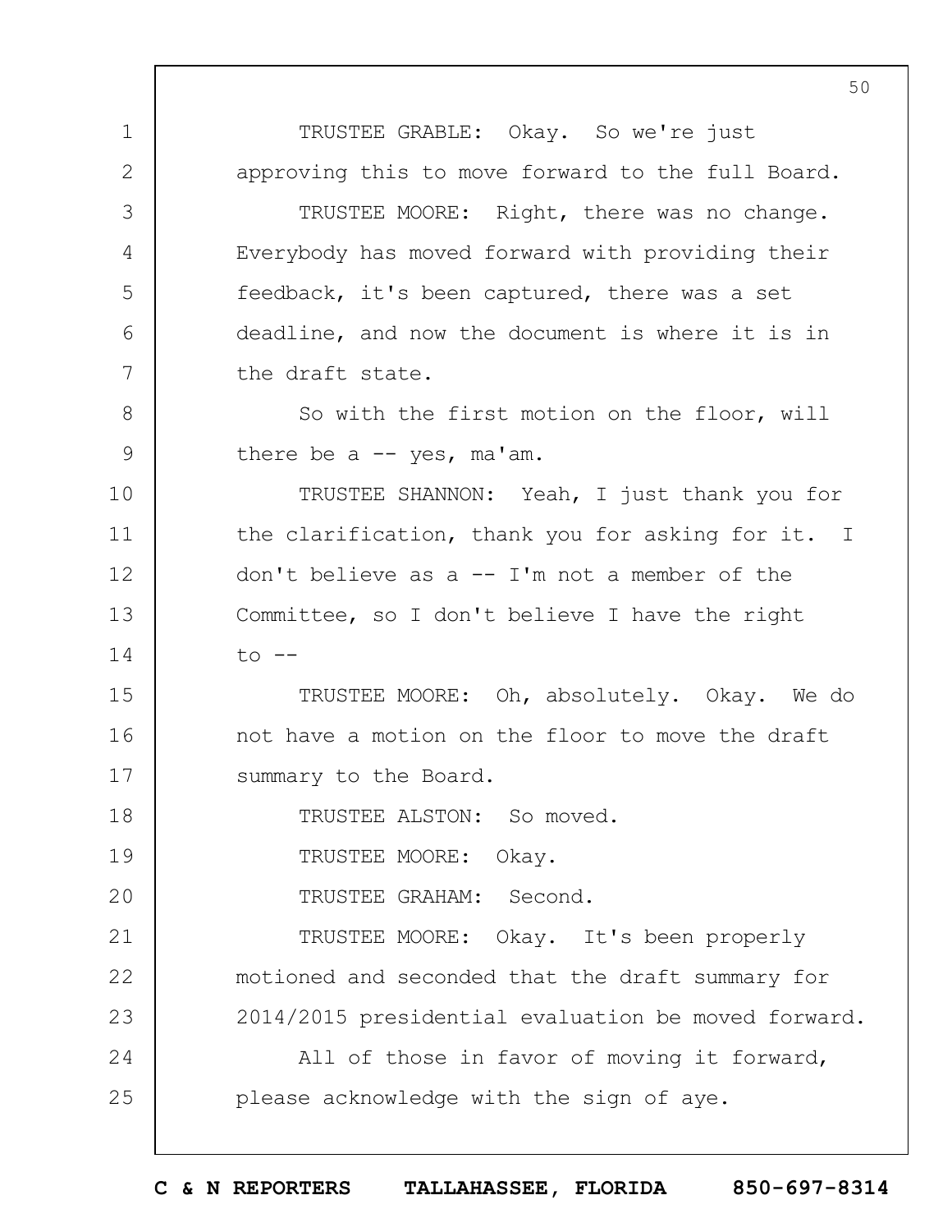TRUSTEE GRABLE: Okay. So we're just approving this to move forward to the full Board.

TRUSTEE MOORE: Right, there was no change. Everybody has moved forward with providing their feedback, it's been captured, there was a set deadline, and now the document is where it is in the draft state.

So with the first motion on the floor, will there be a -- yes, ma'am.

TRUSTEE SHANNON: Yeah, I just thank you for the clarification, thank you for asking for it. I don't believe as a -- I'm not a member of the Committee, so I don't believe I have the right to --

TRUSTEE MOORE: Oh, absolutely. Okay. We do not have a motion on the floor to move the draft summary to the Board.

TRUSTEE ALSTON: So moved.

TRUSTEE MOORE: Okay.

TRUSTEE GRAHAM: Second.

TRUSTEE MOORE: Okay. It's been properly motioned and seconded that the draft summary for 2014/2015 presidential evaluation be moved forward.

All of those in favor of moving it forward, please acknowledge with the sign of aye.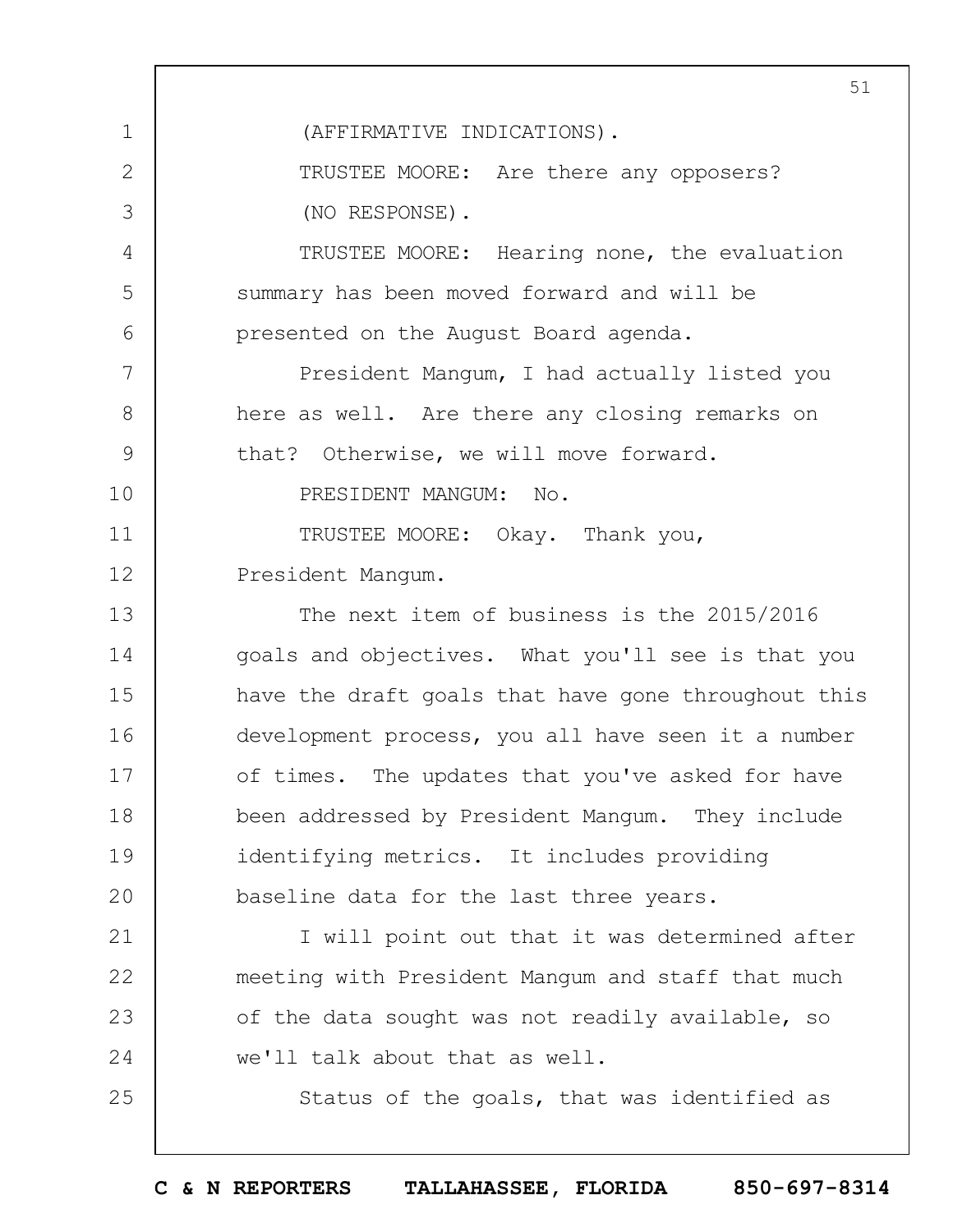(AFFIRMATIVE INDICATIONS).

TRUSTEE MOORE: Are there any opposers?

(NO RESPONSE).

TRUSTEE MOORE: Hearing none, the evaluation summary has been moved forward and will be presented on the August Board agenda.

President Mangum, I had actually listed you here as well. Are there any closing remarks on that? Otherwise, we will move forward.

PRESIDENT MANGUM: No.

TRUSTEE MOORE: Okay. Thank you, President Mangum.

The next item of business is the 2015/2016 goals and objectives. What you'll see is that you have the draft goals that have gone throughout this development process, you all have seen it a number of times. The updates that you've asked for have been addressed by President Mangum. They include identifying metrics. It includes providing baseline data for the last three years.

I will point out that it was determined after meeting with President Mangum and staff that much of the data sought was not readily available, so we'll talk about that as well.

Status of the goals, that was identified as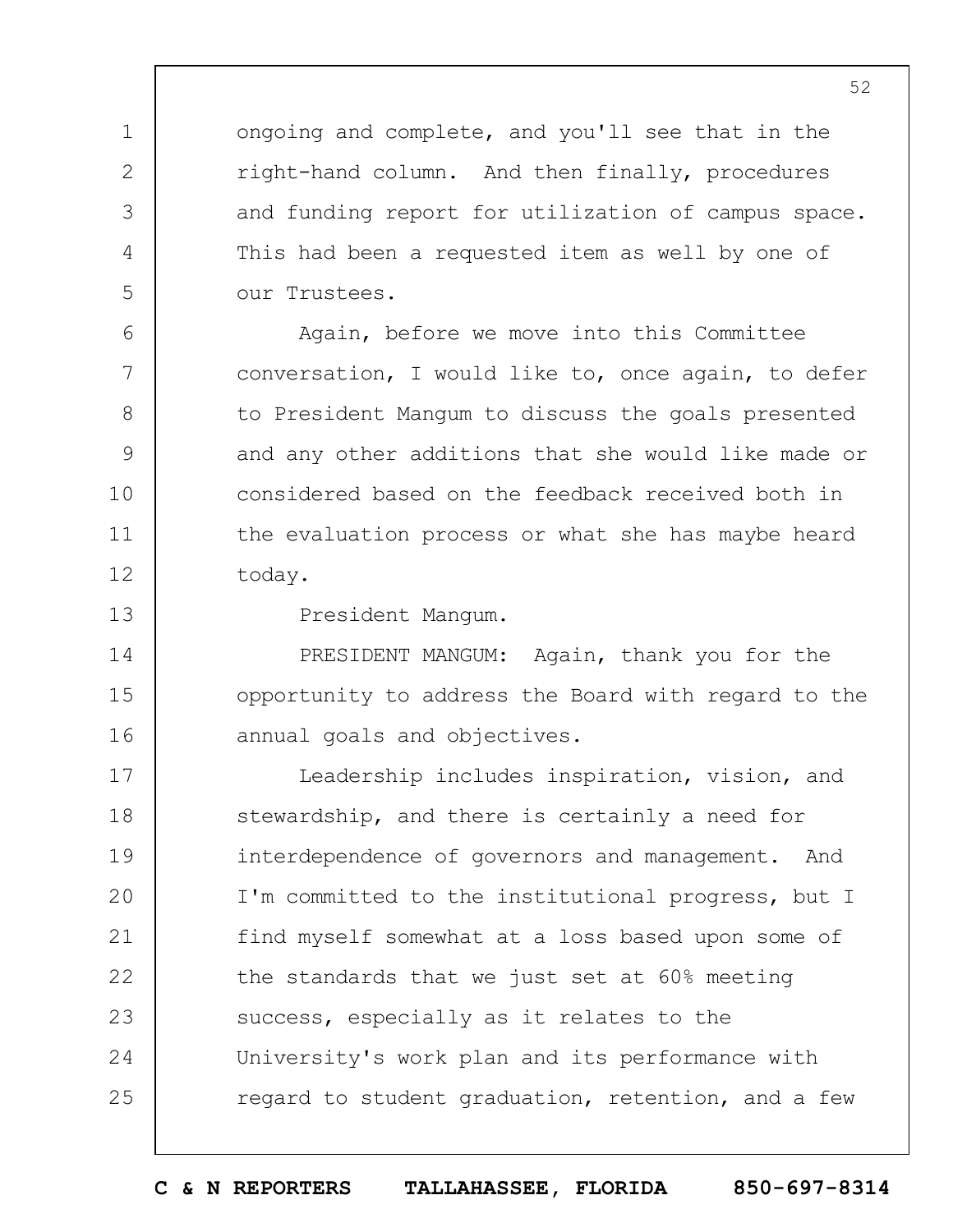ongoing and complete, and you'll see that in the right-hand column. And then finally, procedures and funding report for utilization of campus space. This had been a requested item as well by one of our Trustees.

Again, before we move into this Committee conversation, I would like to, once again, to defer to President Mangum to discuss the goals presented and any other additions that she would like made or considered based on the feedback received both in the evaluation process or what she has maybe heard today.

President Mangum.

PRESIDENT MANGUM: Again, thank you for the opportunity to address the Board with regard to the annual goals and objectives.

Leadership includes inspiration, vision, and stewardship, and there is certainly a need for interdependence of governors and management. And I'm committed to the institutional progress, but I find myself somewhat at a loss based upon some of the standards that we just set at 60% meeting success, especially as it relates to the University's work plan and its performance with regard to student graduation, retention, and a few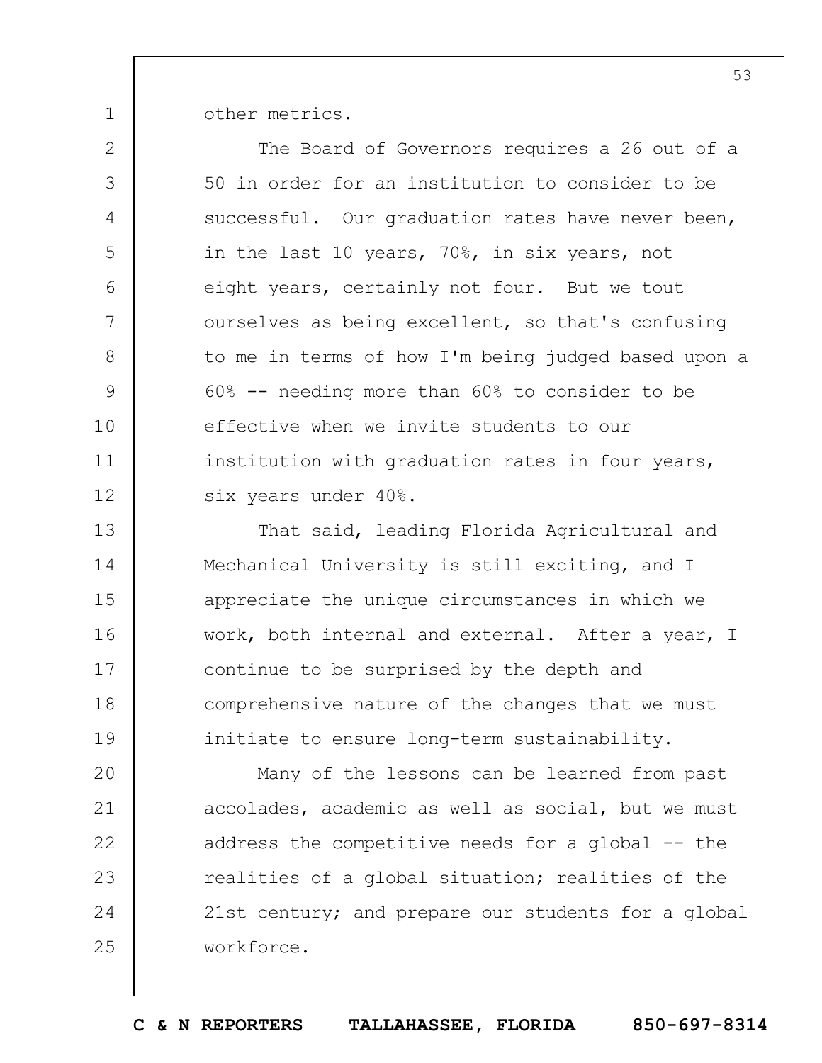other metrics.

The Board of Governors requires a 26 out of a 50 in order for an institution to consider to be successful. Our graduation rates have never been, in the last 10 years, 70%, in six years, not eight years, certainly not four. But we tout ourselves as being excellent, so that's confusing to me in terms of how I'm being judged based upon a 60% -- needing more than 60% to consider to be effective when we invite students to our institution with graduation rates in four years, six years under 40%.

That said, leading Florida Agricultural and Mechanical University is still exciting, and I appreciate the unique circumstances in which we work, both internal and external. After a year, I continue to be surprised by the depth and comprehensive nature of the changes that we must initiate to ensure long-term sustainability.

Many of the lessons can be learned from past accolades, academic as well as social, but we must address the competitive needs for a global -- the realities of a global situation; realities of the 21st century; and prepare our students for a global workforce.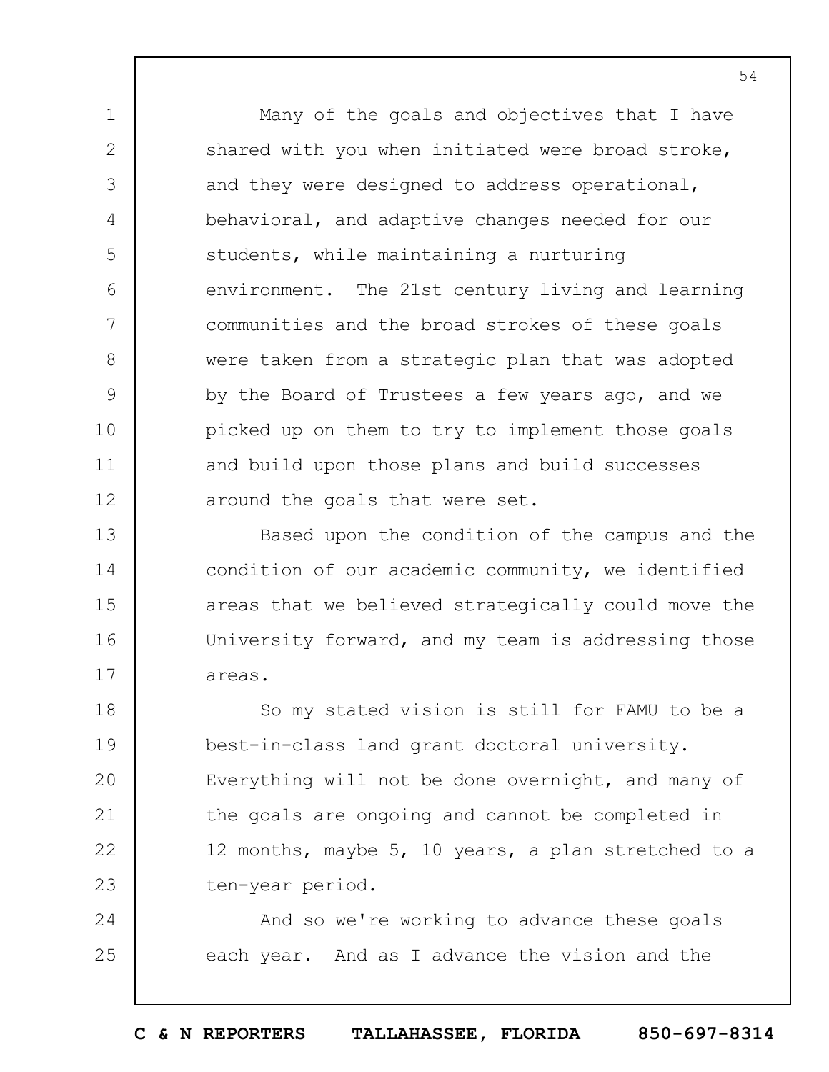Many of the goals and objectives that I have shared with you when initiated were broad stroke, and they were designed to address operational, behavioral, and adaptive changes needed for our students, while maintaining a nurturing environment. The 21st century living and learning communities and the broad strokes of these goals were taken from a strategic plan that was adopted by the Board of Trustees a few years ago, and we picked up on them to try to implement those goals and build upon those plans and build successes around the goals that were set.

Based upon the condition of the campus and the condition of our academic community, we identified areas that we believed strategically could move the University forward, and my team is addressing those areas.

So my stated vision is still for FAMU to be a best-in-class land grant doctoral university. Everything will not be done overnight, and many of the goals are ongoing and cannot be completed in 12 months, maybe 5, 10 years, a plan stretched to a ten-year period.

And so we're working to advance these goals each year. And as I advance the vision and the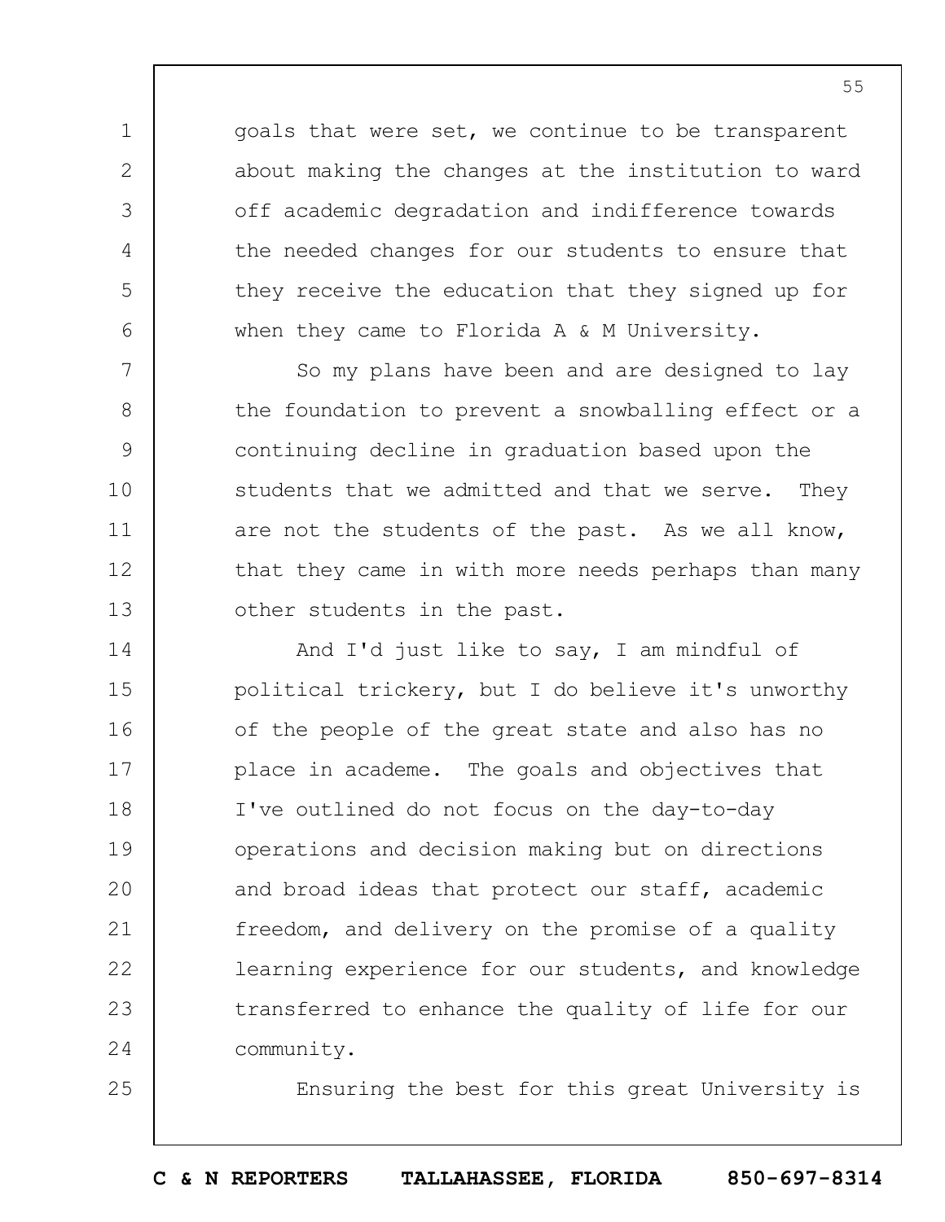goals that were set, we continue to be transparent about making the changes at the institution to ward off academic degradation and indifference towards the needed changes for our students to ensure that they receive the education that they signed up for when they came to Florida A & M University.

So my plans have been and are designed to lay the foundation to prevent a snowballing effect or a continuing decline in graduation based upon the students that we admitted and that we serve. They are not the students of the past. As we all know, that they came in with more needs perhaps than many other students in the past.

And I'd just like to say, I am mindful of political trickery, but I do believe it's unworthy of the people of the great state and also has no place in academe. The goals and objectives that I've outlined do not focus on the day-to-day operations and decision making but on directions and broad ideas that protect our staff, academic freedom, and delivery on the promise of a quality learning experience for our students, and knowledge transferred to enhance the quality of life for our community.

Ensuring the best for this great University is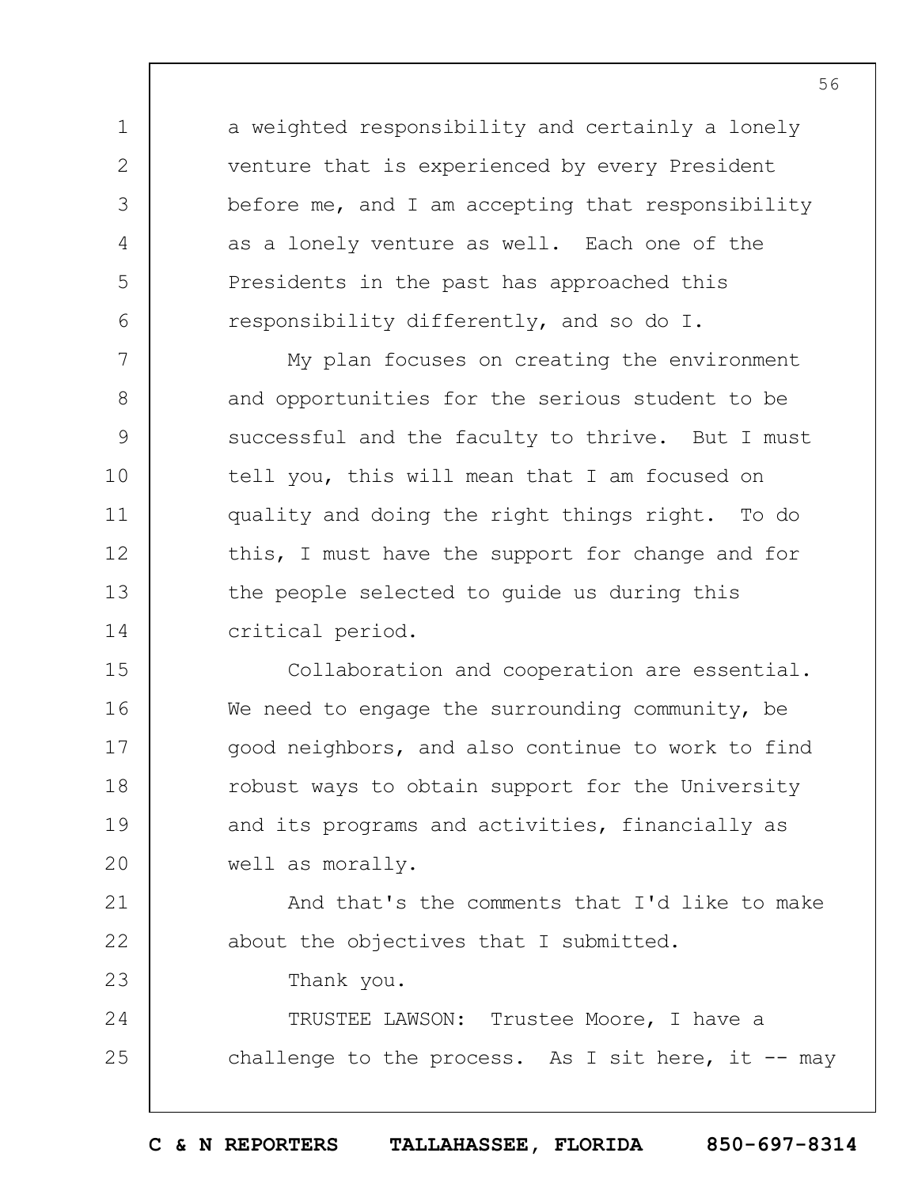a weighted responsibility and certainly a lonely venture that is experienced by every President before me, and I am accepting that responsibility as a lonely venture as well. Each one of the Presidents in the past has approached this responsibility differently, and so do I.

My plan focuses on creating the environment and opportunities for the serious student to be successful and the faculty to thrive. But I must tell you, this will mean that I am focused on quality and doing the right things right. To do this, I must have the support for change and for the people selected to guide us during this critical period.

Collaboration and cooperation are essential. We need to engage the surrounding community, be good neighbors, and also continue to work to find robust ways to obtain support for the University and its programs and activities, financially as well as morally.

And that's the comments that I'd like to make about the objectives that I submitted.

Thank you.

TRUSTEE LAWSON: Trustee Moore, I have a challenge to the process. As I sit here, it -- may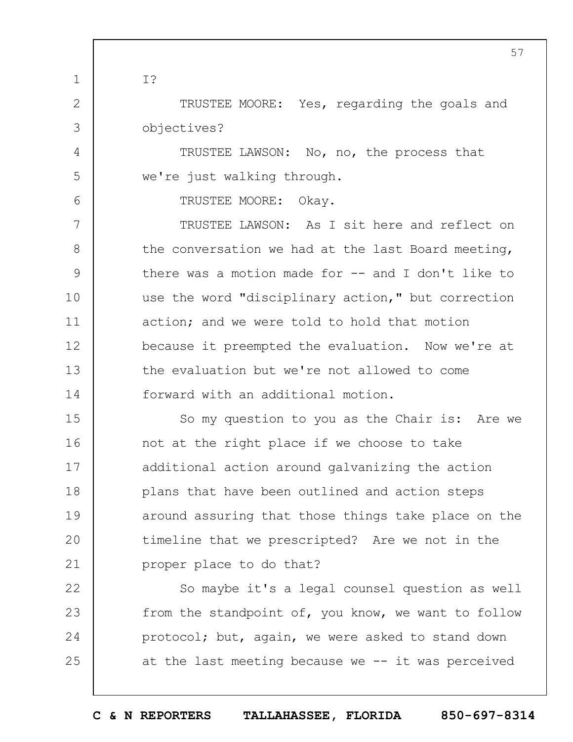I?

TRUSTEE MOORE: Yes, regarding the goals and objectives?

TRUSTEE LAWSON: No, no, the process that we're just walking through.

TRUSTEE MOORE: Okay.

TRUSTEE LAWSON: As I sit here and reflect on the conversation we had at the last Board meeting, there was a motion made for -- and I don't like to use the word "disciplinary action," but correction action; and we were told to hold that motion because it preempted the evaluation. Now we're at the evaluation but we're not allowed to come forward with an additional motion.

So my question to you as the Chair is: Are we not at the right place if we choose to take additional action around galvanizing the action plans that have been outlined and action steps around assuring that those things take place on the timeline that we prescripted? Are we not in the proper place to do that?

So maybe it's a legal counsel question as well from the standpoint of, you know, we want to follow protocol; but, again, we were asked to stand down at the last meeting because we -- it was perceived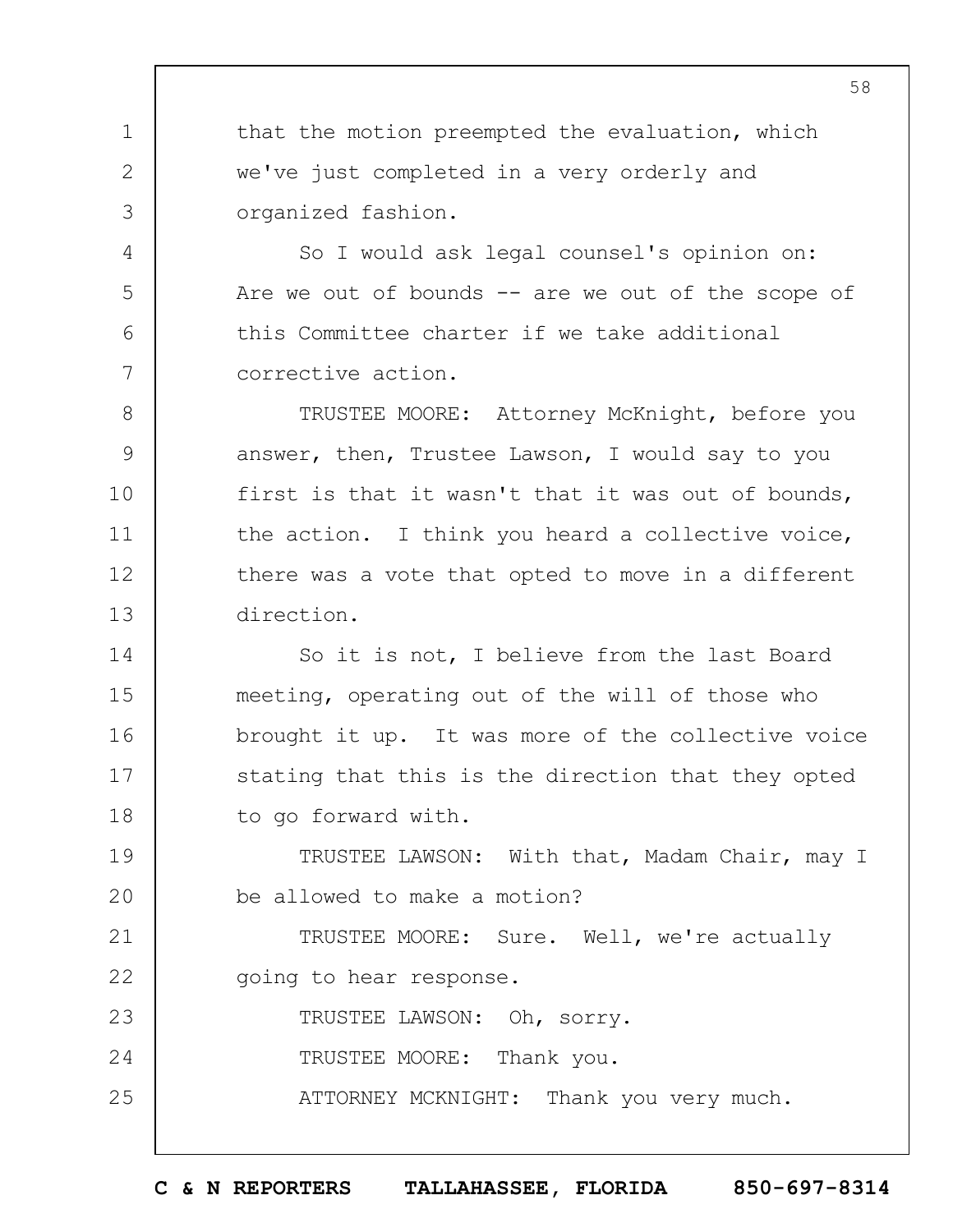that the motion preempted the evaluation, which we've just completed in a very orderly and organized fashion.

So I would ask legal counsel's opinion on: Are we out of bounds -- are we out of the scope of this Committee charter if we take additional corrective action.

TRUSTEE MOORE: Attorney McKnight, before you answer, then, Trustee Lawson, I would say to you first is that it wasn't that it was out of bounds, the action. I think you heard a collective voice, there was a vote that opted to move in a different direction.

So it is not, I believe from the last Board meeting, operating out of the will of those who brought it up. It was more of the collective voice stating that this is the direction that they opted to go forward with.

TRUSTEE LAWSON: With that, Madam Chair, may I be allowed to make a motion?

TRUSTEE MOORE: Sure. Well, we're actually going to hear response.

TRUSTEE LAWSON: Oh, sorry.

TRUSTEE MOORE: Thank you.

ATTORNEY MCKNIGHT: Thank you very much.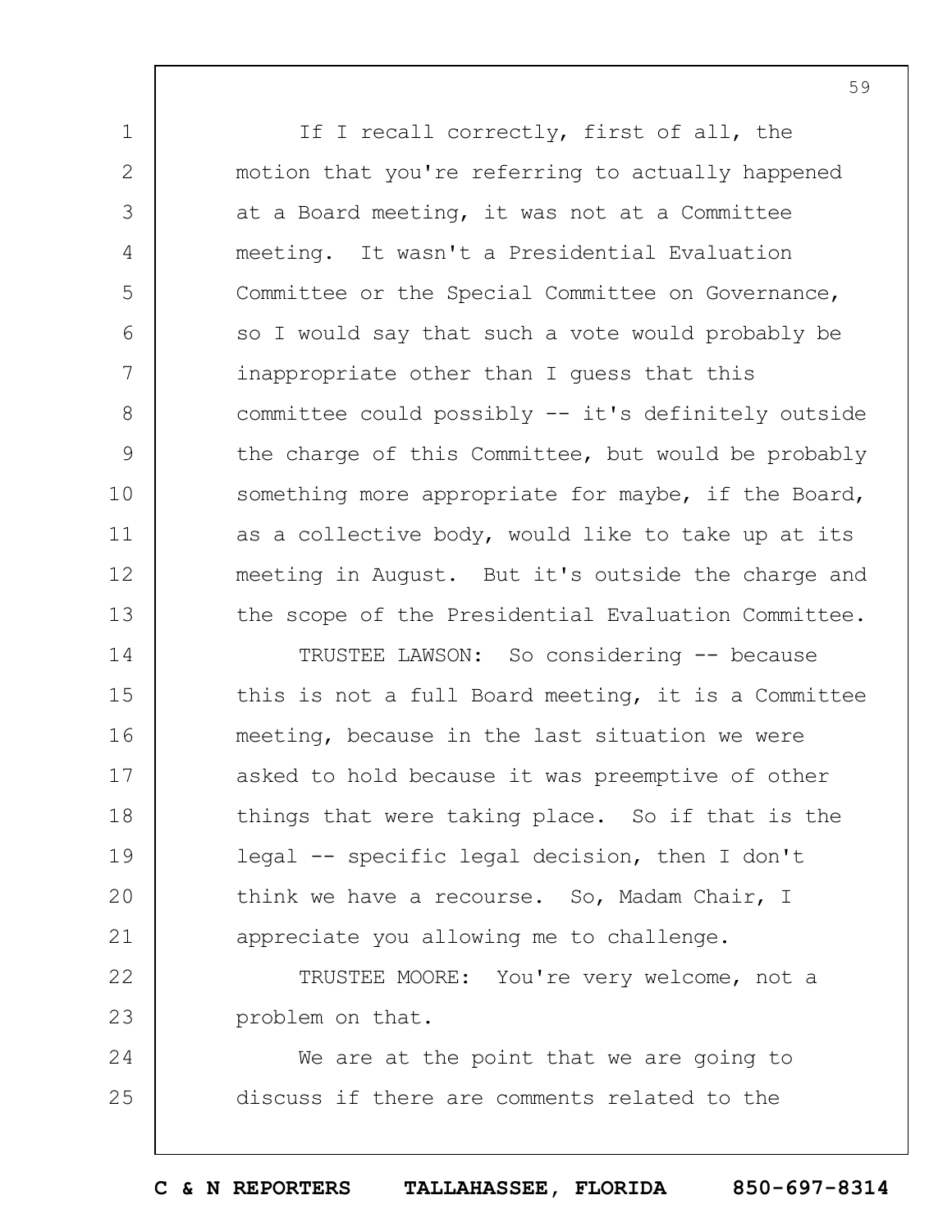If I recall correctly, first of all, the motion that you're referring to actually happened at a Board meeting, it was not at a Committee meeting. It wasn't a Presidential Evaluation Committee or the Special Committee on Governance, so I would say that such a vote would probably be inappropriate other than I guess that this committee could possibly -- it's definitely outside the charge of this Committee, but would be probably something more appropriate for maybe, if the Board, as a collective body, would like to take up at its meeting in August. But it's outside the charge and the scope of the Presidential Evaluation Committee.

TRUSTEE LAWSON: So considering -- because this is not a full Board meeting, it is a Committee meeting, because in the last situation we were asked to hold because it was preemptive of other things that were taking place. So if that is the legal -- specific legal decision, then I don't think we have a recourse. So, Madam Chair, I appreciate you allowing me to challenge.

TRUSTEE MOORE: You're very welcome, not a problem on that.

We are at the point that we are going to discuss if there are comments related to the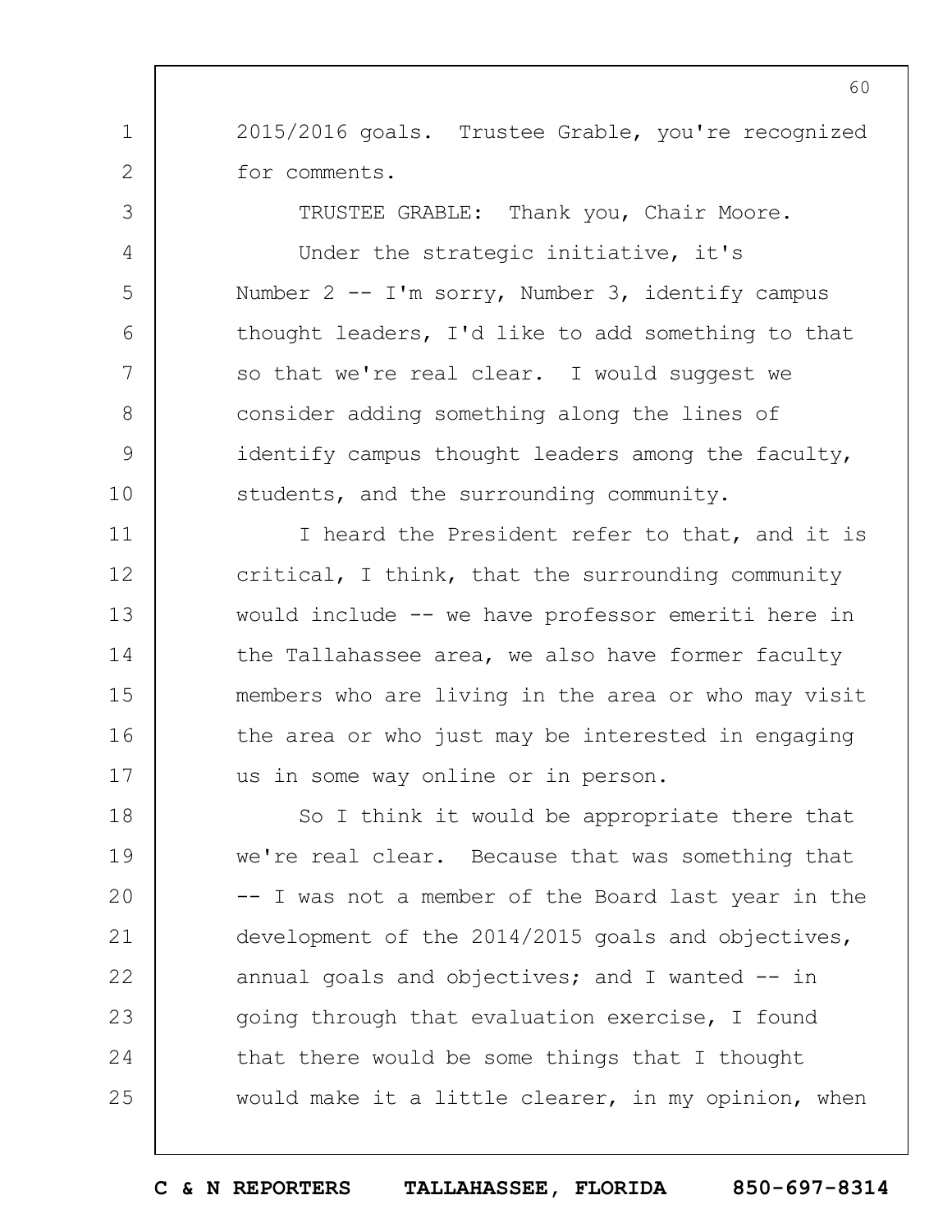2015/2016 goals. Trustee Grable, you're recognized for comments.

TRUSTEE GRABLE: Thank you, Chair Moore.

Under the strategic initiative, it's Number 2 -- I'm sorry, Number 3, identify campus thought leaders, I'd like to add something to that so that we're real clear. I would suggest we consider adding something along the lines of identify campus thought leaders among the faculty, students, and the surrounding community.

I heard the President refer to that, and it is critical, I think, that the surrounding community would include -- we have professor emeriti here in the Tallahassee area, we also have former faculty members who are living in the area or who may visit the area or who just may be interested in engaging us in some way online or in person.

So I think it would be appropriate there that we're real clear. Because that was something that -- I was not a member of the Board last year in the development of the 2014/2015 goals and objectives, annual goals and objectives; and I wanted -- in going through that evaluation exercise, I found that there would be some things that I thought would make it a little clearer, in my opinion, when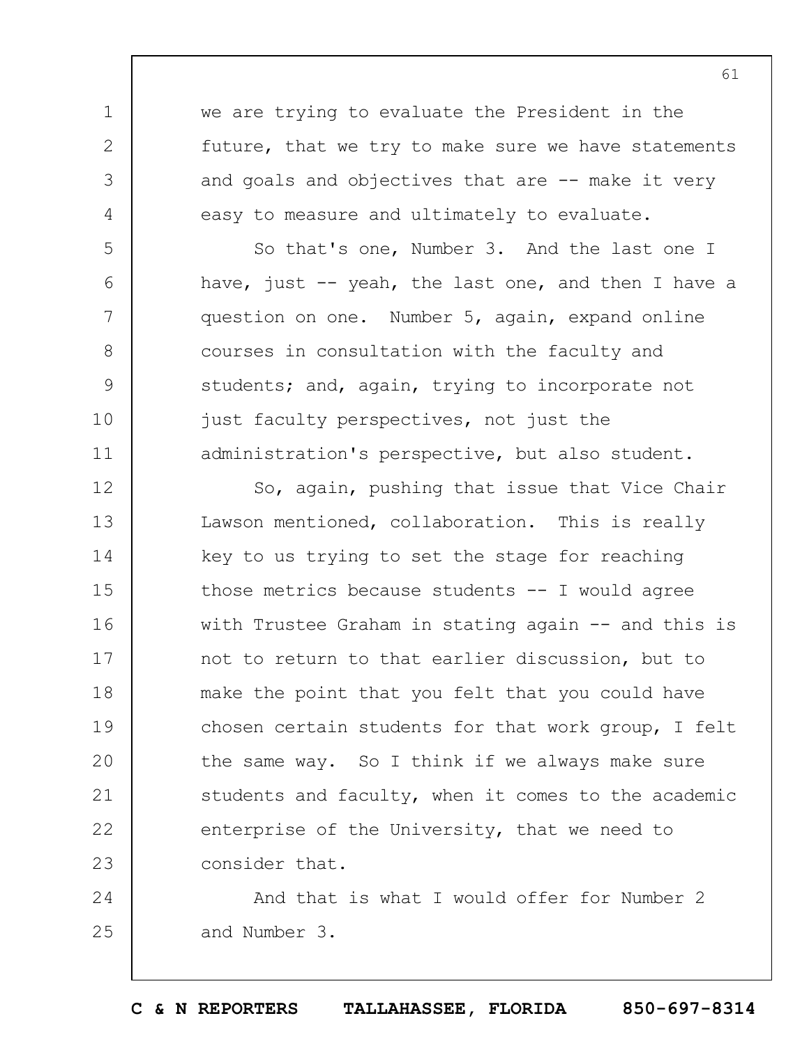we are trying to evaluate the President in the future, that we try to make sure we have statements and goals and objectives that are -- make it very easy to measure and ultimately to evaluate.

So that's one, Number 3. And the last one I have, just -- yeah, the last one, and then I have a question on one. Number 5, again, expand online courses in consultation with the faculty and students; and, again, trying to incorporate not just faculty perspectives, not just the administration's perspective, but also student.

So, again, pushing that issue that Vice Chair Lawson mentioned, collaboration. This is really key to us trying to set the stage for reaching those metrics because students -- I would agree with Trustee Graham in stating again -- and this is not to return to that earlier discussion, but to make the point that you felt that you could have chosen certain students for that work group, I felt the same way. So I think if we always make sure students and faculty, when it comes to the academic enterprise of the University, that we need to consider that.

And that is what I would offer for Number 2 and Number 3.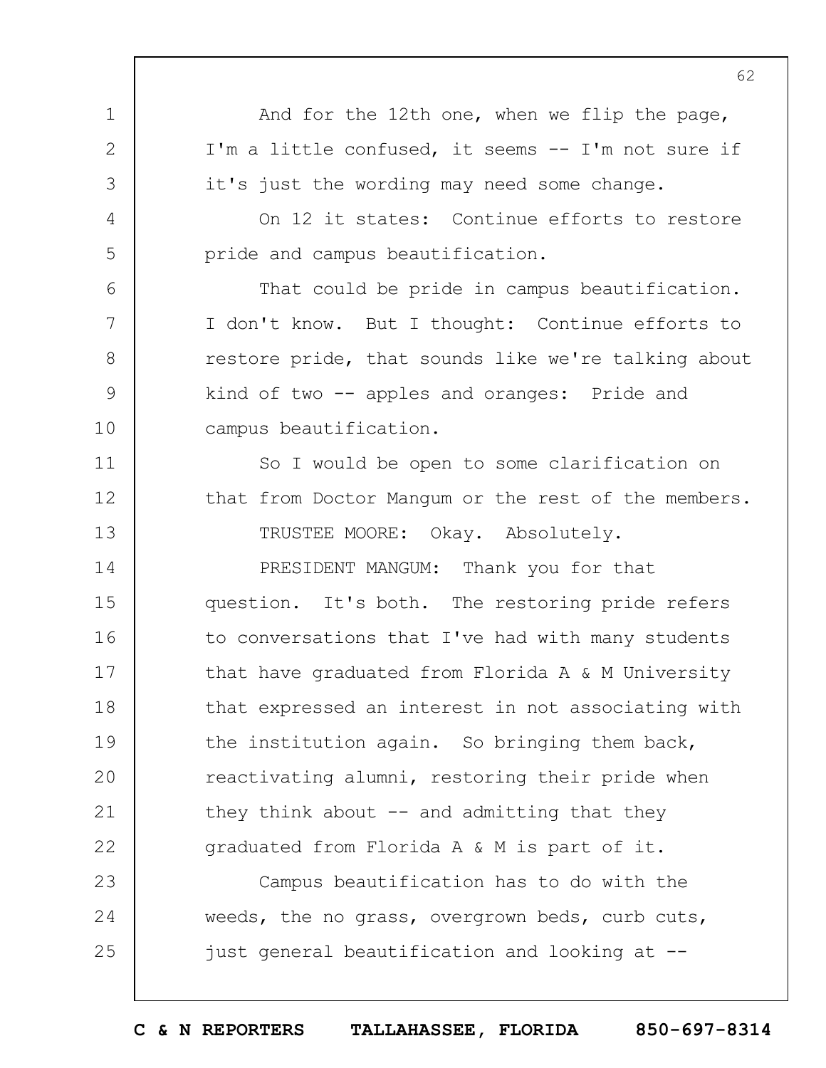And for the 12th one, when we flip the page, I'm a little confused, it seems -- I'm not sure if it's just the wording may need some change.

On 12 it states: Continue efforts to restore pride and campus beautification.

That could be pride in campus beautification. I don't know. But I thought: Continue efforts to restore pride, that sounds like we're talking about kind of two -- apples and oranges: Pride and campus beautification.

So I would be open to some clarification on that from Doctor Mangum or the rest of the members.

TRUSTEE MOORE: Okay. Absolutely.

PRESIDENT MANGUM: Thank you for that question. It's both. The restoring pride refers to conversations that I've had with many students that have graduated from Florida A & M University that expressed an interest in not associating with the institution again. So bringing them back, reactivating alumni, restoring their pride when they think about -- and admitting that they graduated from Florida A & M is part of it.

Campus beautification has to do with the weeds, the no grass, overgrown beds, curb cuts, just general beautification and looking at --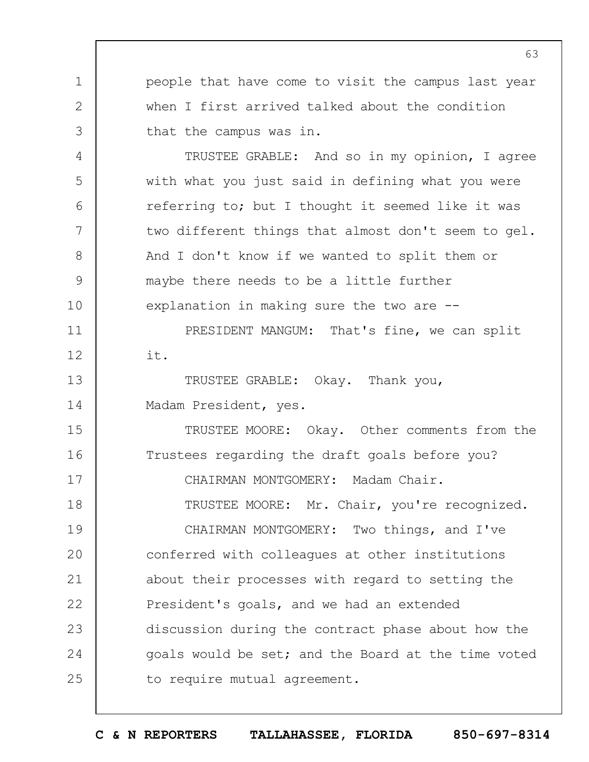people that have come to visit the campus last year when I first arrived talked about the condition that the campus was in.

TRUSTEE GRABLE: And so in my opinion, I agree with what you just said in defining what you were referring to; but I thought it seemed like it was two different things that almost don't seem to gel. And I don't know if we wanted to split them or maybe there needs to be a little further explanation in making sure the two are --

PRESIDENT MANGUM: That's fine, we can split it.

TRUSTEE GRABLE: Okay. Thank you, Madam President, yes.

TRUSTEE MOORE: Okay. Other comments from the Trustees regarding the draft goals before you?

CHAIRMAN MONTGOMERY: Madam Chair.

TRUSTEE MOORE: Mr. Chair, you're recognized.

CHAIRMAN MONTGOMERY: Two things, and I've conferred with colleagues at other institutions about their processes with regard to setting the President's goals, and we had an extended discussion during the contract phase about how the goals would be set; and the Board at the time voted to require mutual agreement.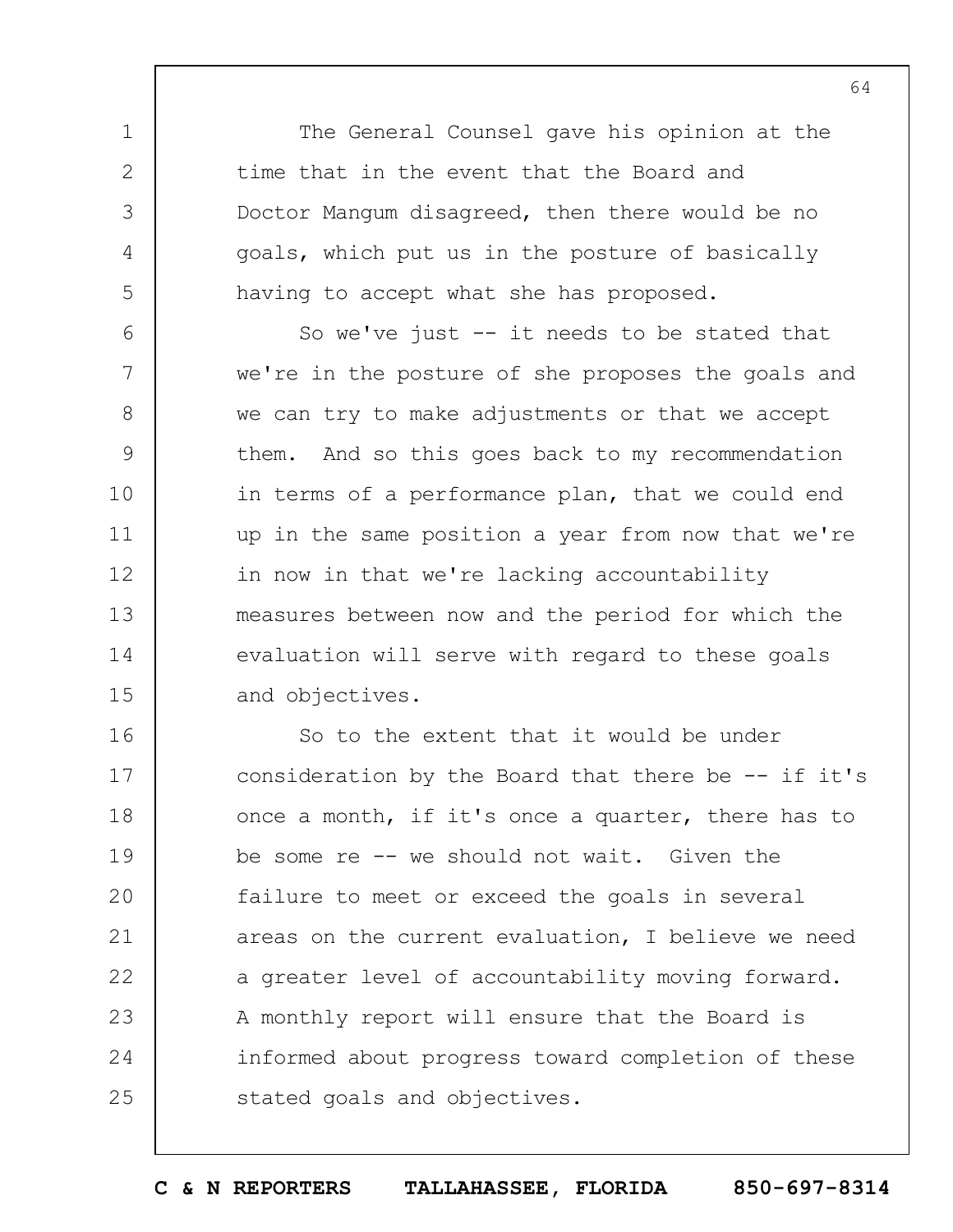The General Counsel gave his opinion at the time that in the event that the Board and Doctor Mangum disagreed, then there would be no goals, which put us in the posture of basically having to accept what she has proposed.

So we've just -- it needs to be stated that we're in the posture of she proposes the goals and we can try to make adjustments or that we accept them. And so this goes back to my recommendation in terms of a performance plan, that we could end up in the same position a year from now that we're in now in that we're lacking accountability measures between now and the period for which the evaluation will serve with regard to these goals and objectives.

So to the extent that it would be under consideration by the Board that there be -- if it's once a month, if it's once a quarter, there has to be some re -- we should not wait. Given the failure to meet or exceed the goals in several areas on the current evaluation, I believe we need a greater level of accountability moving forward. A monthly report will ensure that the Board is informed about progress toward completion of these stated goals and objectives.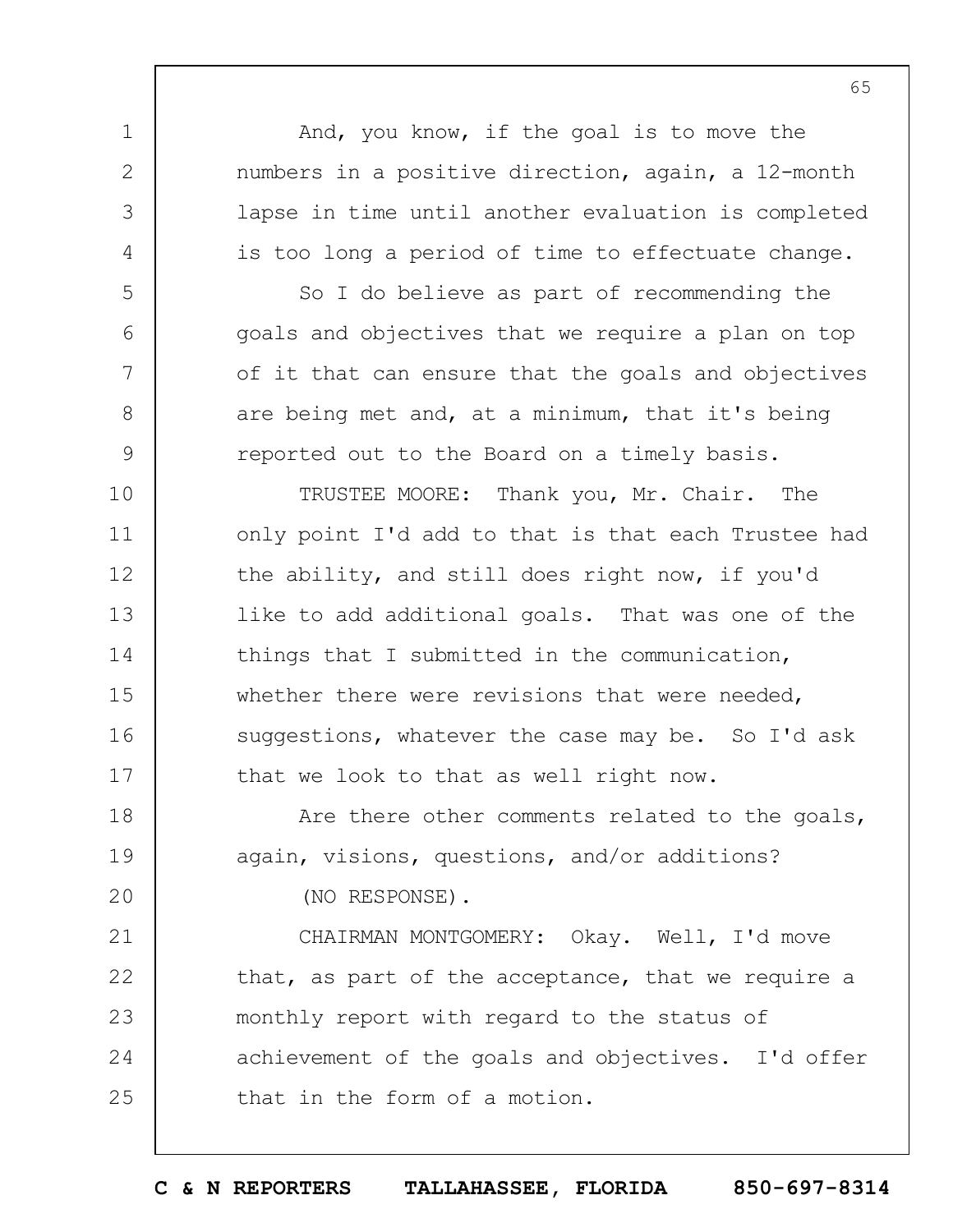And, you know, if the goal is to move the numbers in a positive direction, again, a 12-month lapse in time until another evaluation is completed is too long a period of time to effectuate change.

So I do believe as part of recommending the goals and objectives that we require a plan on top of it that can ensure that the goals and objectives are being met and, at a minimum, that it's being reported out to the Board on a timely basis.

TRUSTEE MOORE: Thank you, Mr. Chair. The only point I'd add to that is that each Trustee had the ability, and still does right now, if you'd like to add additional goals. That was one of the things that I submitted in the communication, whether there were revisions that were needed, suggestions, whatever the case may be. So I'd ask that we look to that as well right now.

Are there other comments related to the goals, again, visions, questions, and/or additions?

(NO RESPONSE).

CHAIRMAN MONTGOMERY: Okay. Well, I'd move that, as part of the acceptance, that we require a monthly report with regard to the status of achievement of the goals and objectives. I'd offer that in the form of a motion.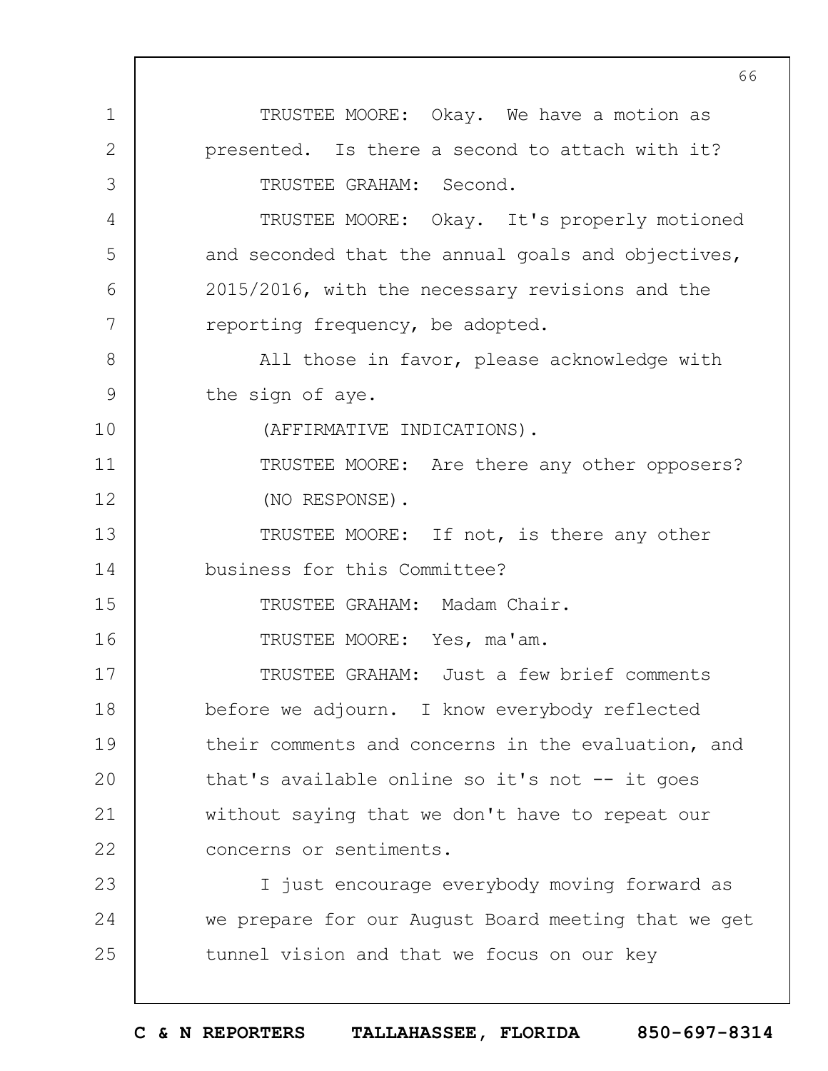TRUSTEE MOORE: Okay. We have a motion as presented. Is there a second to attach with it?

TRUSTEE GRAHAM: Second.

TRUSTEE MOORE: Okay. It's properly motioned and seconded that the annual goals and objectives, 2015/2016, with the necessary revisions and the reporting frequency, be adopted.

All those in favor, please acknowledge with the sign of aye.

(AFFIRMATIVE INDICATIONS).

TRUSTEE MOORE: Are there any other opposers?

(NO RESPONSE).

TRUSTEE MOORE: If not, is there any other business for this Committee?

TRUSTEE GRAHAM: Madam Chair.

TRUSTEE MOORE: Yes, ma'am.

TRUSTEE GRAHAM: Just a few brief comments before we adjourn. I know everybody reflected their comments and concerns in the evaluation, and that's available online so it's not -- it goes without saying that we don't have to repeat our concerns or sentiments.

I just encourage everybody moving forward as we prepare for our August Board meeting that we get tunnel vision and that we focus on our key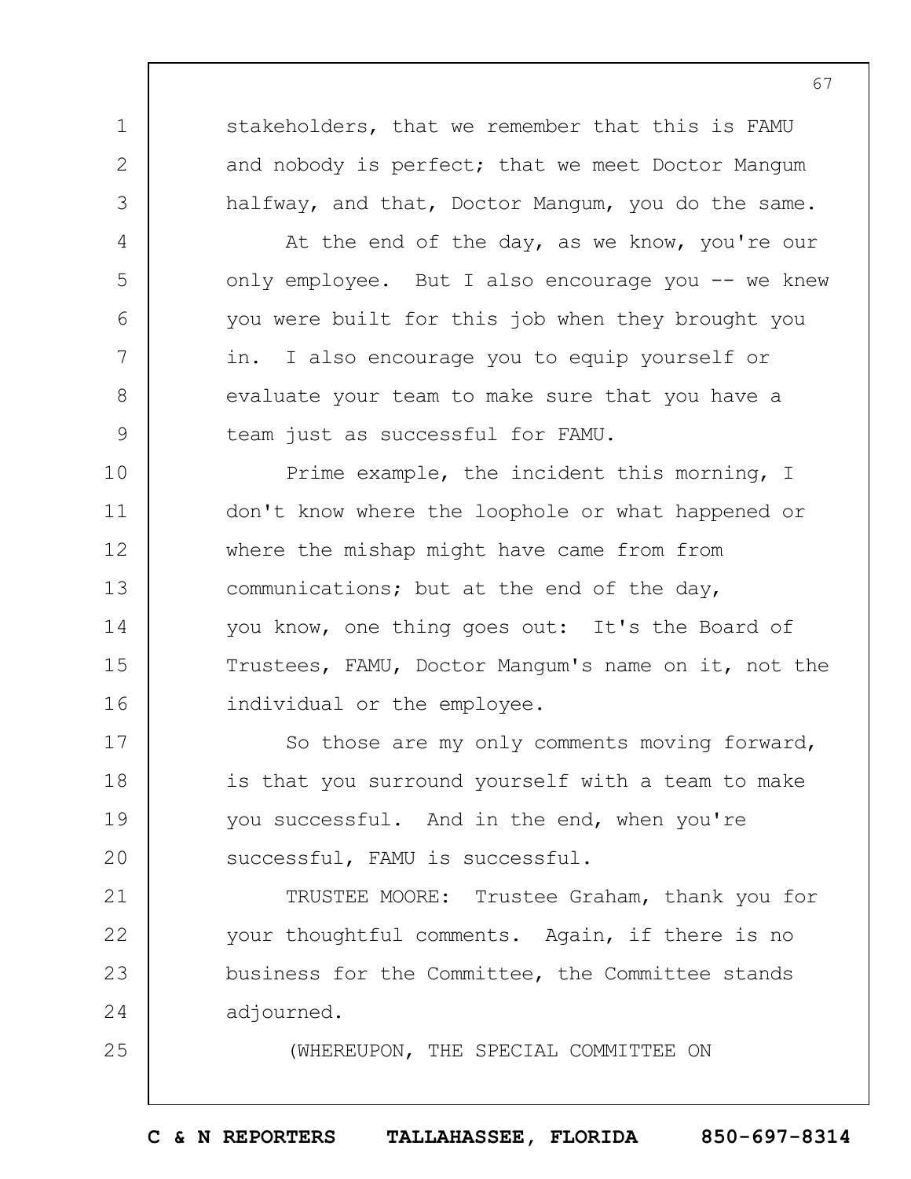stakeholders, that we remember that this is FAMU and nobody is perfect; that we meet Doctor Mangum halfway, and that, Doctor Mangum, you do the same.

At the end of the day, as we know, you're our only employee. But I also encourage you -- we knew you were built for this job when they brought you in. I also encourage you to equip yourself or evaluate your team to make sure that you have a team just as successful for FAMU.

Prime example, the incident this morning, I don't know where the loophole or what happened or where the mishap might have came from from communications; but at the end of the day, you know, one thing goes out: It's the Board of Trustees, FAMU, Doctor Mangum's name on it, not the individual or the employee.

So those are my only comments moving forward, is that you surround yourself with a team to make you successful. And in the end, when you're successful, FAMU is successful.

TRUSTEE MOORE: Trustee Graham, thank you for your thoughtful comments. Again, if there is no business for the Committee, the Committee stands adjourned.

(WHEREUPON, THE SPECIAL COMMITTEE ON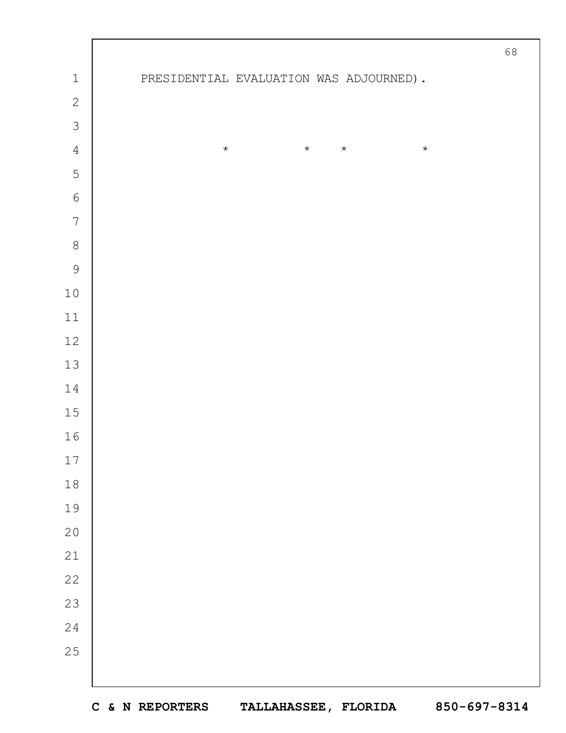PRESIDENTIAL EVALUATION WAS ADJOURNED).

*          *     *          *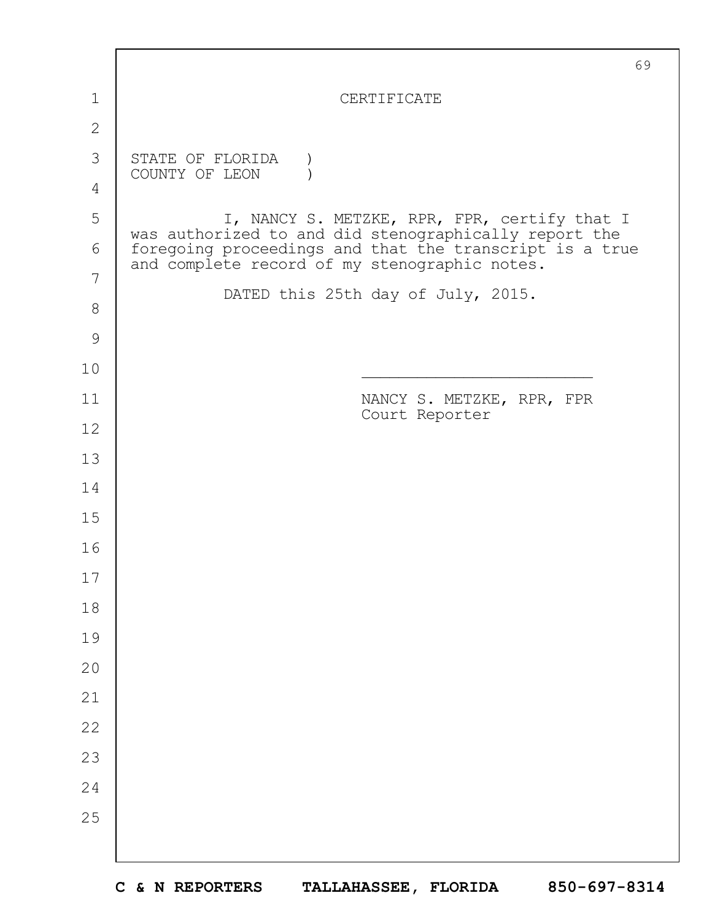# CERTIFICATE

STATE OF FLORIDA )
COUNTY OF LEON )

I, NANCY S. METZKE, RPR, FPR, certify that I was authorized to and did stenographically report the foregoing proceedings and that the transcript is a true and complete record of my stenographic notes.

DATED this 25th day of July, 2015.

_________________________

NANCY S. METZKE, RPR, FPR
Court Reporter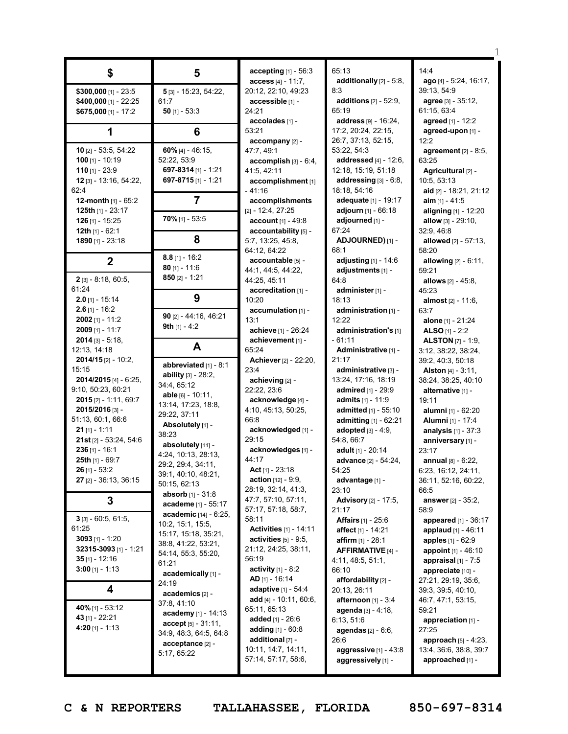## $

**$300,000** [1] - 23:5
**$400,000** [1] - 22:25
**$675,000** [1] - 17:2

## 1

**10** [2] - 53:5, 54:22
**100** [1] - 10:19
**110** [1] - 23:9
**12** [3] - 13:16, 54:22, 62:4
**12-month** [1] - 65:2
**125th** [1] - 23:17
**126** [1] - 15:25
**12th** [1] - 62:1
**1890** [1] - 23:18

## 2

**2** [3] - 8:18, 60:5, 61:24
**2.0** [1] - 15:14
**2.6** [1] - 16:2
**2002** [1] - 11:2
**2009** [1] - 11:7
**2014** [3] - 5:18, 12:13, 14:18
**2014/15** [2] - 10:2, 15:15
**2014/2015** [4] - 6:25, 9:10, 50:23, 60:21
**2015** [2] - 1:11, 69:7
**2015/2016** [3] - 51:13, 60:1, 66:6
**21** [1] - 1:11
**21st** [2] - 53:24, 54:6
**236** [1] - 16:1
**25th** [1] - 69:7
**26** [1] - 53:2
**27** [2] - 36:13, 36:15

## 3

**3** [3] - 60:5, 61:5, 61:25
**3093** [1] - 1:20
**32315-3093** [1] - 1:21
**35** [1] - 12:16
**3:00** [1] - 1:13

## 4

**40%** [1] - 53:12
**43** [1] - 22:21
**4:20** [1] - 1:13

## 5

**5** [3] - 15:23, 54:22, 61:7
**50** [1] - 53:3

## 6

**60%** [4] - 46:15, 52:22, 53:9
**697-8314** [1] - 1:21
**697-8715** [1] - 1:21

## 7

**70%** [1] - 53:5

## 8

**8.8** [1] - 16:2
**80** [1] - 11:6
**850** [2] - 1:21

## 9

**90** [2] - 44:16, 46:21
**9th** [1] - 4:2

## A

**abbreviated** [1] - 8:1
**ability** [3] - 28:2, 34:4, 65:12
**able** [6] - 10:11, 13:14, 17:23, 18:8, 29:22, 37:11
**Absolutely** [1] - 38:23
**absolutely** [11] - 4:24, 10:13, 28:13, 29:2, 29:4, 34:11, 39:1, 40:10, 48:21, 50:15, 62:13
**absorb** [1] - 31:8
**academe** [1] - 55:17
**academic** [14] - 6:25, 10:2, 15:1, 15:5, 15:17, 15:18, 35:21, 38:8, 41:22, 53:21, 54:14, 55:3, 55:20, 61:21
**academically** [1] - 24:19
**academics** [2] - 37:8, 41:10
**academy** [1] - 14:13
**accept** [5] - 31:11, 34:9, 48:3, 64:5, 64:8
**acceptance** [2] - 5:17, 65:22
**accepting** [1] - 56:3
**access** [4] - 11:7, 20:12, 22:10, 49:23
**accessible** [1] - 24:21
**accolades** [1] - 53:21
**accompany** [2] - 47:7, 49:1
**accomplish** [3] - 6:4, 41:5, 42:11
**accomplishment** [1] - 41:16
**accomplishments** [2] - 12:4, 27:25
**account** [1] - 49:8
**accountability** [5] - 5:7, 13:25, 45:8, 64:12, 64:22
**accountable** [5] - 44:1, 44:5, 44:22, 44:25, 45:11
**accreditation** [1] - 10:20
**accumulation** [1] - 13:1
**achieve** [1] - 26:24
**achievement** [1] - 65:24
**Achiever** [2] - 22:20, 23:4
**achieving** [2] - 22:22, 23:6
**acknowledge** [4] - 4:10, 45:13, 50:25, 66:8
**acknowledged** [1] - 29:15
**acknowledges** [1] - 44:17
**Act** [1] - 23:18
**action** [12] - 9:9, 28:19, 32:14, 41:3, 47:7, 57:10, 57:11, 57:17, 57:18, 58:7, 58:11
**Activities** [1] - 14:11
**activities** [5] - 9:5, 21:12, 24:25, 38:11, 56:19
**activity** [1] - 8:2
**AD** [1] - 16:14
**adaptive** [1] - 54:4
**add** [4] - 10:11, 60:6, 65:11, 65:13
**added** [1] - 26:6
**adding** [1] - 60:8
**additional** [7] - 10:11, 14:7, 14:11, 57:14, 57:17, 58:6, 65:13
**additionally** [2] - 5:8, 8:3
**additions** [2] - 52:9, 65:19
**address** [9] - 16:24, 17:2, 20:24, 22:15, 26:7, 37:13, 52:15, 53:22, 54:3
**addressed** [4] - 12:6, 12:18, 15:19, 51:18
**addressing** [3] - 6:8, 18:18, 54:16
**adequate** [1] - 19:17
**adjourn** [1] - 66:18
**adjourned** [1] - 67:24
**ADJOURNED)** [1] - 68:1
**adjusting** [1] - 14:6
**adjustments** [1] - 64:8
**administer** [1] - 18:13
**administration** [1] - 12:22
**administration's** [1] - 61:11
**Administrative** [1] - 21:17
**administrative** [3] - 13:24, 17:16, 18:19
**admired** [1] - 29:9
**admits** [1] - 11:9
**admitted** [1] - 55:10
**admitting** [1] - 62:21
**adopted** [3] - 4:9, 54:8, 66:7
**adult** [1] - 20:14
**advance** [2] - 54:24, 54:25
**advantage** [1] - 23:10
**Advisory** [2] - 17:5, 21:17
**Affairs** [1] - 25:6
**affect** [1] - 14:21
**affirm** [1] - 28:1
**AFFIRMATIVE** [4] - 4:11, 48:5, 51:1, 66:10
**affordability** [2] - 20:13, 26:11
**afternoon** [1] - 3:4
**agenda** [3] - 4:18, 6:13, 51:6
**agendas** [2] - 6:6, 26:6
**aggressive** [1] - 43:8
**aggressively** [1] - 14:4
**ago** [4] - 5:24, 16:17, 39:13, 54:9
**agree** [3] - 35:12, 61:15, 63:4
**agreed** [1] - 12:2
**agreed-upon** [1] - 12:2
**agreement** [2] - 8:5, 63:25
**Agricultural** [2] - 10:5, 53:13
**aid** [2] - 18:21, 21:12
**aim** [1] - 41:5
**aligning** [1] - 12:20
**allow** [3] - 29:10, 32:9, 46:8
**allowed** [2] - 57:13, 58:20
**allowing** [2] - 6:11, 59:21
**allows** [2] - 45:8, 45:23
**almost** [2] - 11:6, 63:7
**alone** [1] - 21:24
**ALSO** [1] - 2:2
**ALSTON** [7] - 1:9, 3:12, 38:22, 38:24, 39:2, 40:3, 50:18
**Alston** [4] - 3:11, 38:24, 38:25, 40:10
**alternative** [1] - 19:11
**alumni** [1] - 62:20
**Alumni** [1] - 17:4
**analysis** [1] - 37:3
**anniversary** [1] - 23:17
**annual** [8] - 6:22, 6:23, 16:12, 24:11, 36:11, 52:16, 60:22, 66:5
**answer** [2] - 35:2, 58:9
**appeared** [1] - 36:17
**applaud** [1] - 46:11
**apples** [1] - 62:9
**appoint** [1] - 46:10
**appraisal** [1] - 7:5
**appreciate** [10] - 27:21, 29:19, 35:6, 39:3, 39:5, 40:10, 46:7, 47:1, 53:15, 59:21
**appreciation** [1] - 27:25
**approach** [5] - 4:23, 13:4, 36:6, 38:8, 39:7
**approached** [1] -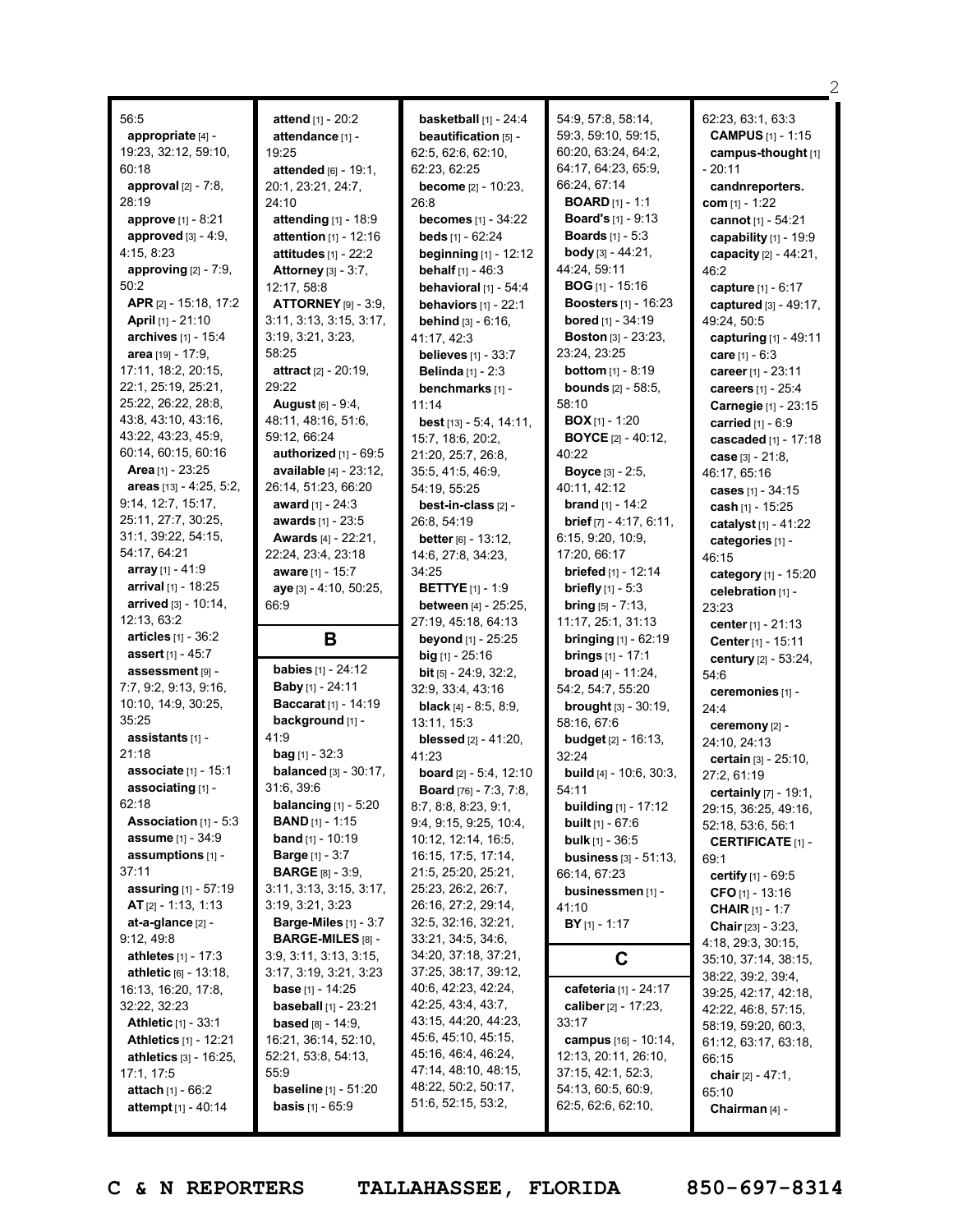56:5
**appropriate** [4] - 19:23, 32:12, 59:10, 60:18
**approval** [2] - 7:8, 28:19
**approve** [1] - 8:21
**approved** [3] - 4:9, 4:15, 8:23
**approving** [2] - 7:9, 50:2
**APR** [2] - 15:18, 17:2
**April** [1] - 21:10
**archives** [1] - 15:4
**area** [19] - 17:9, 17:11, 18:2, 20:15, 22:1, 25:19, 25:21, 25:22, 26:22, 28:8, 43:8, 43:10, 43:16, 43:22, 43:23, 45:9, 60:14, 60:15, 60:16
**Area** [1] - 23:25
**areas** [13] - 4:25, 5:2, 9:14, 12:7, 15:17, 25:11, 27:7, 30:25, 31:1, 39:22, 54:15, 54:17, 64:21
**array** [1] - 41:9
**arrival** [1] - 18:25
**arrived** [3] - 10:14, 12:13, 63:2
**articles** [1] - 36:2
**assert** [1] - 45:7
**assessment** [9] - 7:7, 9:2, 9:13, 9:16, 10:10, 14:9, 30:25, 35:25
**assistants** [1] - 21:18
**associate** [1] - 15:1
**associating** [1] - 62:18
**Association** [1] - 5:3
**assume** [1] - 34:9
**assumptions** [1] - 37:11
**assuring** [1] - 57:19
**AT** [2] - 1:13, 1:13
**at-a-glance** [2] - 9:12, 49:8
**athletes** [1] - 17:3
**athletic** [6] - 13:18, 16:13, 16:20, 17:8, 32:22, 32:23
**Athletic** [1] - 33:1
**Athletics** [1] - 12:21
**athletics** [3] - 16:25, 17:1, 17:5
**attach** [1] - 66:2
**attempt** [1] - 40:14
**attend** [1] - 20:2
**attendance** [1] - 19:25
**attended** [6] - 19:1, 20:1, 23:21, 24:7, 24:10
**attending** [1] - 18:9
**attention** [1] - 12:16
**attitudes** [1] - 22:2
**Attorney** [3] - 3:7, 12:17, 58:8
**ATTORNEY** [9] - 3:9, 3:11, 3:13, 3:15, 3:17, 3:19, 3:21, 3:23, 58:25
**attract** [2] - 20:19, 29:22
**August** [6] - 9:4, 48:11, 48:16, 51:6, 59:12, 66:24
**authorized** [1] - 69:5
**available** [4] - 23:12, 26:14, 51:23, 66:20
**award** [1] - 24:3
**awards** [1] - 23:5
**Awards** [4] - 22:21, 22:24, 23:4, 23:18
**aware** [1] - 15:7
**aye** [3] - 4:10, 50:25, 66:9

## B

**babies** [1] - 24:12
**Baby** [1] - 24:11
**Baccarat** [1] - 14:19
**background** [1] - 41:9
**bag** [1] - 32:3
**balanced** [3] - 30:17, 31:6, 39:6
**balancing** [1] - 5:20
**BAND** [1] - 1:15
**band** [1] - 10:19
**Barge** [1] - 3:7
**BARGE** [8] - 3:9, 3:11, 3:13, 3:15, 3:17, 3:19, 3:21, 3:23
**Barge-Miles** [1] - 3:7
**BARGE-MILES** [8] - 3:9, 3:11, 3:13, 3:15, 3:17, 3:19, 3:21, 3:23
**base** [1] - 14:25
**baseball** [1] - 23:21
**based** [8] - 14:9, 16:21, 36:14, 52:10, 52:21, 53:8, 54:13, 55:9
**baseline** [1] - 51:20
**basis** [1] - 65:9
**basketball** [1] - 24:4
**beautification** [5] - 62:5, 62:6, 62:10, 62:23, 62:25
**become** [2] - 10:23, 26:8
**becomes** [1] - 34:22
**beds** [1] - 62:24
**beginning** [1] - 12:12
**behalf** [1] - 46:3
**behavioral** [1] - 54:4
**behaviors** [1] - 22:1
**behind** [3] - 6:16, 41:17, 42:3
**believes** [1] - 33:7
**Belinda** [1] - 2:3
**benchmarks** [1] - 11:14
**best** [13] - 5:4, 14:11, 15:7, 18:6, 20:2, 21:20, 25:7, 26:8, 35:5, 41:5, 46:9, 54:19, 55:25
**best-in-class** [2] - 26:8, 54:19
**better** [6] - 13:12, 14:6, 27:8, 34:23, 34:25
**BETTYE** [1] - 1:9
**between** [4] - 25:25, 27:19, 45:18, 64:13
**beyond** [1] - 25:25
**big** [1] - 25:16
**bit** [5] - 24:9, 32:2, 32:9, 33:4, 43:16
**black** [4] - 8:5, 8:9, 13:11, 15:3
**blessed** [2] - 41:20, 41:23
**board** [2] - 5:4, 12:10
**Board** [76] - 7:3, 7:8, 8:7, 8:8, 8:23, 9:1, 9:4, 9:15, 9:25, 10:4, 10:12, 12:14, 16:5, 16:15, 17:5, 17:14, 21:5, 25:20, 25:21, 25:23, 26:2, 26:7, 26:16, 27:2, 29:14, 32:5, 32:16, 32:21, 33:21, 34:5, 34:6, 34:20, 37:18, 37:21, 37:25, 38:22, 39:12, 40:6, 42:23, 42:24, 42:25, 43:4, 43:7, 43:15, 44:20, 44:23, 45:6, 45:10, 45:15, 45:16, 46:4, 46:24, 47:14, 48:10, 48:15, 48:22, 50:2, 50:17, 51:6, 52:15, 53:2, 54:9, 57:8, 58:14, 59:3, 59:10, 59:15, 60:20, 63:24, 64:2, 64:17, 64:23, 65:9, 66:24, 67:14
**BOARD** [1] - 1:1
**Board's** [1] - 9:13
**Boards** [1] - 5:3
**body** [3] - 44:21, 44:24, 59:11
**BOG** [1] - 15:16
**Boosters** [1] - 16:23
**bored** [1] - 34:19
**Boston** [3] - 23:23, 23:24, 23:25
**bottom** [1] - 8:19
**bounds** [2] - 58:5, 58:10
**BOX** [1] - 1:20
**BOYCE** [2] - 40:12, 40:22
**Boyce** [3] - 2:5, 40:11, 42:12
**brand** [1] - 14:2
**brief** [7] - 4:17, 6:11, 6:15, 9:20, 10:9, 17:20, 66:17
**briefed** [1] - 12:14
**briefly** [1] - 5:3
**bring** [5] - 7:13, 11:17, 25:1, 31:13
**bringing** [1] - 62:19
**brings** [1] - 17:1
**broad** [4] - 11:24, 54:2, 54:7, 55:20
**brought** [3] - 30:19, 58:16, 67:6
**budget** [2] - 16:13, 32:24
**build** [4] - 10:6, 30:3, 54:11
**building** [1] - 17:12
**built** [1] - 67:6
**bulk** [1] - 36:5
**business** [3] - 51:13, 66:14, 67:23
**businessmen** [1] - 41:10
**BY** [1] - 1:17

## C

**cafeteria** [1] - 24:17
**caliber** [2] - 17:23, 33:17
**campus** [16] - 10:14, 12:13, 20:11, 26:10, 37:15, 42:1, 52:3, 54:13, 60:5, 60:9, 62:5, 62:6, 62:10, 62:23, 63:1, 63:3
**CAMPUS** [1] - 1:15
**campus-thought** [1] - 20:11
**candnreporters.com** [1] - 1:22
**cannot** [1] - 54:21
**capability** [1] - 19:9
**capacity** [2] - 44:21, 46:2
**capture** [1] - 6:17
**captured** [3] - 49:17, 49:24, 50:5
**capturing** [1] - 49:11
**care** [1] - 6:3
**career** [1] - 23:11
**careers** [1] - 25:4
**Carnegie** [1] - 23:15
**carried** [1] - 6:9
**cascaded** [1] - 17:18
**case** [3] - 21:8, 46:17, 65:16
**cases** [1] - 34:15
**cash** [1] - 15:25
**catalyst** [1] - 41:22
**categories** [1] - 46:15
**category** [1] - 15:20
**celebration** [1] - 23:23
**center** [1] - 21:13
**Center** [1] - 15:11
**century** [2] - 53:24, 54:6
**ceremonies** [1] - 24:4
**ceremony** [2] - 24:10, 24:13
**certain** [3] - 25:10, 27:2, 61:19
**certainly** [7] - 19:1, 29:15, 36:25, 49:16, 52:18, 53:6, 56:1
**CERTIFICATE** [1] - 69:1
**certify** [1] - 69:5
**CFO** [1] - 13:16
**CHAIR** [1] - 1:7
**Chair** [23] - 3:23, 4:18, 29:3, 30:15, 35:10, 37:14, 38:15, 38:22, 39:2, 39:4, 39:25, 42:17, 42:18, 42:22, 46:8, 57:15, 58:19, 59:20, 60:3, 61:12, 63:17, 63:18, 66:15
**chair** [2] - 47:1, 65:10
**Chairman** [4] -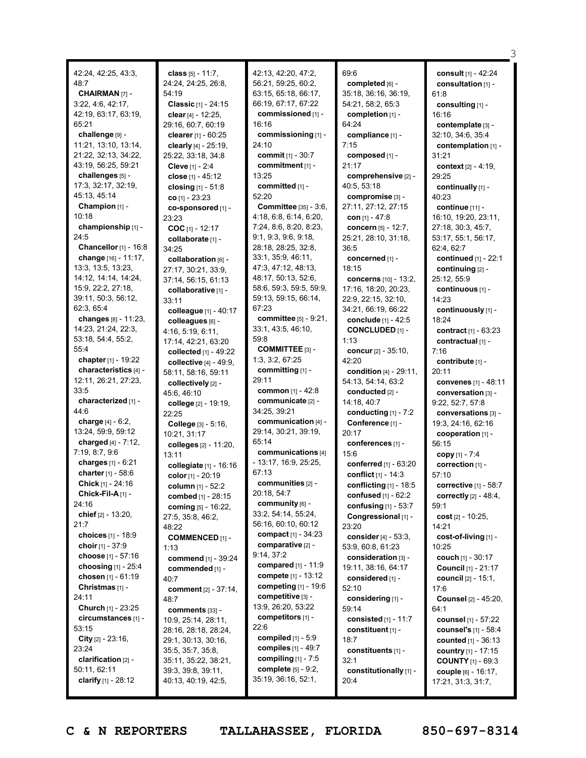42:24, 42:25, 43:3, 48:7

**CHAIRMAN** [7] - 3:22, 4:6, 42:17, 42:19, 63:17, 63:19, 65:21

**challenge** [9] - 11:21, 13:10, 13:14, 21:22, 32:13, 34:22, 43:19, 56:25, 59:21

**challenges** [5] - 17:3, 32:17, 32:19, 45:13, 45:14

**Champion** [1] - 10:18

**championship** [1] - 24:5

**Chancellor** [1] - 16:8

**change** [16] - 11:17, 13:3, 13:5, 13:23, 14:12, 14:14, 14:24, 15:9, 22:2, 27:18, 39:11, 50:3, 56:12, 62:3, 65:4

**changes** [8] - 11:23, 14:23, 21:24, 22:3, 53:18, 54:4, 55:2, 55:4

**chapter** [1] - 19:22

**characteristics** [4] - 12:11, 26:21, 27:23, 33:5

**characterized** [1] - 44:6

**charge** [4] - 6:2, 13:24, 59:9, 59:12

**charged** [4] - 7:12, 7:19, 8:7, 9:6

**charges** [1] - 6:21

**charter** [1] - 58:6

**Chick** [1] - 24:16

**Chick-Fil-A** [1] - 24:16

**chief** [2] - 13:20, 21:7

**choices** [1] - 18:9

**choir** [1] - 37:9

**choose** [1] - 57:16

**choosing** [1] - 25:4

**chosen** [1] - 61:19

**Christmas** [1] - 24:11

**Church** [1] - 23:25

**circumstances** [1] - 53:15

**City** [2] - 23:16, 23:24

**clarification** [2] - 50:11, 62:11

**clarify** [1] - 28:12

**class** [5] - 11:7, 24:24, 24:25, 26:8, 54:19

**Classic** [1] - 24:15

**clear** [4] - 12:25, 29:16, 60:7, 60:19

**clearer** [1] - 60:25

**clearly** [4] - 25:19, 25:22, 33:18, 34:8

**Cleve** [1] - 2:4

**close** [1] - 45:12

**closing** [1] - 51:8

**co** [1] - 23:23

**co-sponsored** [1] - 23:23

**COC** [1] - 12:17

**collaborate** [1] - 34:25

**collaboration** [6] - 27:17, 30:21, 33:9, 37:14, 56:15, 61:13

**collaborative** [1] - 33:11

**colleague** [1] - 40:17

**colleagues** [6] - 4:16, 5:19, 6:11, 17:14, 42:21, 63:20

**collected** [1] - 49:22

**collective** [4] - 49:9, 58:11, 58:16, 59:11

**collectively** [2] - 45:6, 46:10

**college** [2] - 19:19, 22:25

**College** [3] - 5:16, 10:21, 31:17

**colleges** [2] - 11:20, 13:11

**collegiate** [1] - 16:16

**color** [1] - 20:19

**column** [1] - 52:2

**combed** [1] - 28:15

**coming** [5] - 16:22, 27:5, 35:8, 46:2, 48:22

**COMMENCED** [1] - 1:13

**commend** [1] - 39:24

**commended** [1] - 40:7

**comment** [2] - 37:14, 48:7

**comments** [33] - 10:9, 25:14, 28:11, 28:16, 28:18, 28:24, 29:1, 30:13, 30:16, 35:5, 35:7, 35:8, 35:11, 35:22, 38:21, 39:3, 39:8, 39:11, 40:13, 40:19, 42:5, 42:13, 42:20, 47:2, 56:21, 59:25, 60:2, 63:15, 65:18, 66:17, 66:19, 67:17, 67:22

**commissioned** [1] - 16:16

**commissioning** [1] - 24:10

**commit** [1] - 30:7

**commitment** [1] - 13:25

**committed** [1] - 52:20

**Committee** [35] - 3:6, 4:18, 6:8, 6:14, 6:20, 7:24, 8:6, 8:20, 8:23, 9:1, 9:3, 9:6, 9:18, 28:18, 28:25, 32:8, 33:1, 35:9, 46:11, 47:3, 47:12, 48:13, 48:17, 50:13, 52:6, 58:6, 59:3, 59:5, 59:9, 59:13, 59:15, 66:14, 67:23

**committee** [5] - 9:21, 33:1, 43:5, 46:10, 59:8

**COMMITTEE** [3] - 1:3, 3:2, 67:25

**committing** [1] - 29:11

**common** [1] - 42:8

**communicate** [2] - 34:25, 39:21

**communication** [4] - 29:14, 30:21, 39:19, 65:14

**communications** [4] - 13:17, 16:9, 25:25, 67:13

**communities** [2] - 20:18, 54:7

**community** [6] - 33:2, 54:14, 55:24, 56:16, 60:10, 60:12

**compact** [1] - 34:23

**comparative** [2] - 9:14, 37:2

**compared** [1] - 11:9

**compete** [1] - 13:12

**competing** [1] - 19:6

**competitive** [3] - 13:9, 26:20, 53:22

**competitors** [1] - 22:6

**compiled** [1] - 5:9

**compiles** [1] - 49:7

**compiling** [1] - 7:5

**complete** [5] - 9:2, 35:19, 36:16, 52:1, 69:6

**completed** [6] - 35:18, 36:16, 36:19, 54:21, 58:2, 65:3

**completion** [1] - 64:24

**compliance** [1] - 7:15

**composed** [1] - 21:17

**comprehensive** [2] - 40:5, 53:18

**compromise** [3] - 27:11, 27:12, 27:15

**con** [1] - 47:8

**concern** [5] - 12:7, 25:21, 28:10, 31:18, 36:5

**concerned** [1] - 18:15

**concerns** [10] - 13:2, 17:16, 18:20, 20:23, 22:9, 22:15, 32:10, 34:21, 66:19, 66:22

**conclude** [1] - 42:5

**CONCLUDED** [1] - 1:13

**concur** [2] - 35:10, 42:20

**condition** [4] - 29:11, 54:13, 54:14, 63:2

**conducted** [2] - 14:18, 40:7

**conducting** [1] - 7:2

**Conference** [1] - 20:17

**conferences** [1] - 15:6

**conferred** [1] - 63:20

**conflict** [1] - 14:3

**conflicting** [1] - 18:5

**confused** [1] - 62:2

**confusing** [1] - 53:7

**Congressional** [1] - 23:20

**consider** [4] - 53:3, 53:9, 60:8, 61:23

**consideration** [3] - 19:11, 38:16, 64:17

**considered** [1] - 52:10

**considering** [1] - 59:14

**consisted** [1] - 11:7

**constituent** [1] - 18:7

**constituents** [1] - 32:1

**constitutionally** [1] - 20:4

**consult** [1] - 42:24

**consultation** [1] - 61:8

**consulting** [1] - 16:16

**contemplate** [3] - 32:10, 34:6, 35:4

**contemplation** [1] - 31:21

**context** [2] - 4:19, 29:25

**continually** [1] - 40:23

**continue** [11] - 16:10, 19:20, 23:11, 27:18, 30:3, 45:7, 53:17, 55:1, 56:17, 62:4, 62:7

**continued** [1] - 22:1

**continuing** [2] - 25:12, 55:9

**continuous** [1] - 14:23

**continuously** [1] - 18:24

**contract** [1] - 63:23

**contractual** [1] - 7:16

**contribute** [1] - 20:11

**convenes** [1] - 48:11

**conversation** [3] - 9:22, 52:7, 57:8

**conversations** [3] - 19:3, 24:16, 62:16

**cooperation** [1] - 56:15

**copy** [1] - 7:4

**correction** [1] - 57:10

**corrective** [1] - 58:7

**correctly** [2] - 48:4, 59:1

**cost** [2] - 10:25, 14:21

**cost-of-living** [1] - 10:25

**couch** [1] - 30:17

**Council** [1] - 21:17

**council** [2] - 15:1, 17:6

**Counsel** [2] - 45:20, 64:1

**counsel** [1] - 57:22

**counsel's** [1] - 58:4

**counted** [1] - 36:13

**country** [1] - 17:15

**COUNTY** [1] - 69:3

**couple** [6] - 16:17, 17:21, 31:3, 31:7,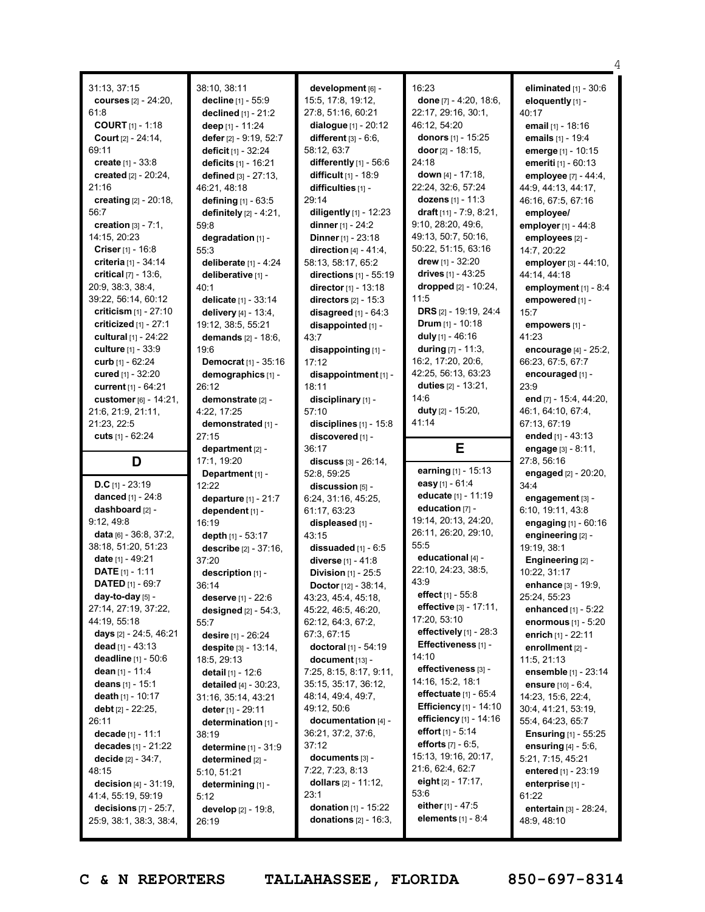31:13, 37:15
**courses** [2] - 24:20, 61:8
**COURT** [1] - 1:18
**Court** [2] - 24:14, 69:11
**create** [1] - 33:8
**created** [2] - 20:24, 21:16
**creating** [2] - 20:18, 56:7
**creation** [3] - 7:1, 14:15, 20:23
**Criser** [1] - 16:8
**criteria** [1] - 34:14
**critical** [7] - 13:6, 20:9, 38:3, 38:4, 39:22, 56:14, 60:12
**criticism** [1] - 27:10
**criticized** [1] - 27:1
**cultural** [1] - 24:22
**culture** [1] - 33:9
**curb** [1] - 62:24
**cured** [1] - 32:20
**current** [1] - 64:21
**customer** [6] - 14:21, 21:6, 21:9, 21:11, 21:23, 22:5
**cuts** [1] - 62:24

## D

**D.C** [1] - 23:19
**danced** [1] - 24:8
**dashboard** [2] - 9:12, 49:8
**data** [6] - 36:8, 37:2, 38:18, 51:20, 51:23
**date** [1] - 49:21
**DATE** [1] - 1:11
**DATED** [1] - 69:7
**day-to-day** [5] - 27:14, 27:19, 37:22, 44:19, 55:18
**days** [2] - 24:5, 46:21
**dead** [1] - 43:13
**deadline** [1] - 50:6
**dean** [1] - 11:4
**deans** [1] - 15:1
**death** [1] - 10:17
**debt** [2] - 22:25, 26:11
**decade** [1] - 11:1
**decades** [1] - 21:22
**decide** [2] - 34:7, 48:15
**decision** [4] - 31:19, 41:4, 55:19, 59:19
**decisions** [7] - 25:7, 25:9, 38:1, 38:3, 38:4, 38:10, 38:11
**decline** [1] - 55:9
**declined** [1] - 21:2
**deep** [1] - 11:24
**defer** [2] - 9:19, 52:7
**deficit** [1] - 32:24
**deficits** [1] - 16:21
**defined** [3] - 27:13, 46:21, 48:18
**defining** [1] - 63:5
**definitely** [2] - 4:21, 59:8
**degradation** [1] - 55:3
**deliberate** [1] - 4:24
**deliberative** [1] - 40:1
**delicate** [1] - 33:14
**delivery** [4] - 13:4, 19:12, 38:5, 55:21
**demands** [2] - 18:6, 19:6
**Democrat** [1] - 35:16
**demographics** [1] - 26:12
**demonstrate** [2] - 4:22, 17:25
**demonstrated** [1] - 27:15
**department** [2] - 17:1, 19:20
**Department** [1] - 12:22
**departure** [1] - 21:7
**dependent** [1] - 16:19
**depth** [1] - 53:17
**describe** [2] - 37:16, 37:20
**description** [1] - 36:14
**deserve** [1] - 22:6
**designed** [2] - 54:3, 55:7
**desire** [1] - 26:24
**despite** [3] - 13:14, 18:5, 29:13
**detail** [1] - 12:6
**detailed** [4] - 30:23, 31:16, 35:14, 43:21
**deter** [1] - 29:11
**determination** [1] - 38:19
**determine** [1] - 31:9
**determined** [2] - 5:10, 51:21
**determining** [1] - 5:12
**develop** [2] - 19:8, 26:19
**development** [6] - 15:5, 17:8, 19:12, 27:8, 51:16, 60:21
**dialogue** [1] - 20:12
**different** [3] - 6:6, 58:12, 63:7
**differently** [1] - 56:6
**difficult** [1] - 18:9
**difficulties** [1] - 29:14
**diligently** [1] - 12:23
**dinner** [1] - 24:2
**Dinner** [1] - 23:18
**direction** [4] - 41:4, 58:13, 58:17, 65:2
**directions** [1] - 55:19
**director** [1] - 13:18
**directors** [2] - 15:3
**disagreed** [1] - 64:3
**disappointed** [1] - 43:7
**disappointing** [1] - 17:12
**disappointment** [1] - 18:11
**disciplinary** [1] - 57:10
**disciplines** [1] - 15:8
**discovered** [1] - 36:17
**discuss** [3] - 26:14, 52:8, 59:25
**discussion** [5] - 6:24, 31:16, 45:25, 61:17, 63:23
**displeased** [1] - 43:15
**dissuaded** [1] - 6:5
**diverse** [1] - 41:8
**Division** [1] - 25:5
**Doctor** [12] - 38:14, 43:23, 45:4, 45:18, 45:22, 46:5, 46:20, 62:12, 64:3, 67:2, 67:3, 67:15
**doctoral** [1] - 54:19
**document** [13] - 7:25, 8:15, 8:17, 9:11, 35:15, 35:17, 36:12, 48:14, 49:4, 49:7, 49:12, 50:6
**documentation** [4] - 36:21, 37:2, 37:6, 37:12
**documents** [3] - 7:22, 7:23, 8:13
**dollars** [2] - 11:12, 23:1
**donation** [1] - 15:22
**donations** [2] - 16:3, 16:23
**done** [7] - 4:20, 18:6, 22:17, 29:16, 30:1, 46:12, 54:20
**donors** [1] - 15:25
**door** [2] - 18:15, 24:18
**down** [4] - 17:18, 22:24, 32:6, 57:24
**dozens** [1] - 11:3
**draft** [11] - 7:9, 8:21, 9:10, 28:20, 49:6, 49:13, 50:7, 50:16, 50:22, 51:15, 63:16
**drew** [1] - 32:20
**drives** [1] - 43:25
**dropped** [2] - 10:24, 11:5
**DRS** [2] - 19:19, 24:4
**Drum** [1] - 10:18
**duly** [1] - 46:16
**during** [7] - 11:3, 16:2, 17:20, 20:6, 42:25, 56:13, 63:23
**duties** [2] - 13:21, 14:6
**duty** [2] - 15:20, 41:14

## E

**earning** [1] - 15:13
**easy** [1] - 61:4
**educate** [1] - 11:19
**education** [7] - 19:14, 20:13, 24:20, 26:11, 26:20, 29:10, 55:5
**educational** [4] - 22:10, 24:23, 38:5, 43:9
**effect** [1] - 55:8
**effective** [3] - 17:11, 17:20, 53:10
**effectively** [1] - 28:3
**Effectiveness** [1] - 14:10
**effectiveness** [3] - 14:16, 15:2, 18:1
**effectuate** [1] - 65:4
**Efficiency** [1] - 14:10
**efficiency** [1] - 14:16
**effort** [1] - 5:14
**efforts** [7] - 6:5, 15:13, 19:16, 20:17, 21:6, 62:4, 62:7
**eight** [2] - 17:17, 53:6
**either** [1] - 47:5
**elements** [1] - 8:4
**eliminated** [1] - 30:6
**eloquently** [1] - 40:17
**email** [1] - 18:16
**emails** [1] - 19:4
**emerge** [1] - 10:15
**emeriti** [1] - 60:13
**employee** [7] - 44:4, 44:9, 44:13, 44:17, 46:16, 67:5, 67:16
**employee/ employer** [1] - 44:8
**employees** [2] - 14:7, 20:22
**employer** [3] - 44:10, 44:14, 44:18
**employment** [1] - 8:4
**empowered** [1] - 15:7
**empowers** [1] - 41:23
**encourage** [4] - 25:2, 66:23, 67:5, 67:7
**encouraged** [1] - 23:9
**end** [7] - 15:4, 44:20, 46:1, 64:10, 67:4, 67:13, 67:19
**ended** [1] - 43:13
**engage** [3] - 8:11, 27:8, 56:16
**engaged** [2] - 20:20, 34:4
**engagement** [3] - 6:10, 19:11, 43:8
**engaging** [1] - 60:16
**engineering** [2] - 19:19, 38:1
**Engineering** [2] - 10:22, 31:17
**enhance** [3] - 19:9, 25:24, 55:23
**enhanced** [1] - 5:22
**enormous** [1] - 5:20
**enrich** [1] - 22:11
**enrollment** [2] - 11:5, 21:13
**ensemble** [1] - 23:14
**ensure** [10] - 6:4, 14:23, 15:6, 22:4, 30:4, 41:21, 53:19, 55:4, 64:23, 65:7
**Ensuring** [1] - 55:25
**ensuring** [4] - 5:6, 5:21, 7:15, 45:21
**entered** [1] - 23:19
**enterprise** [1] - 61:22
**entertain** [3] - 28:24, 48:9, 48:10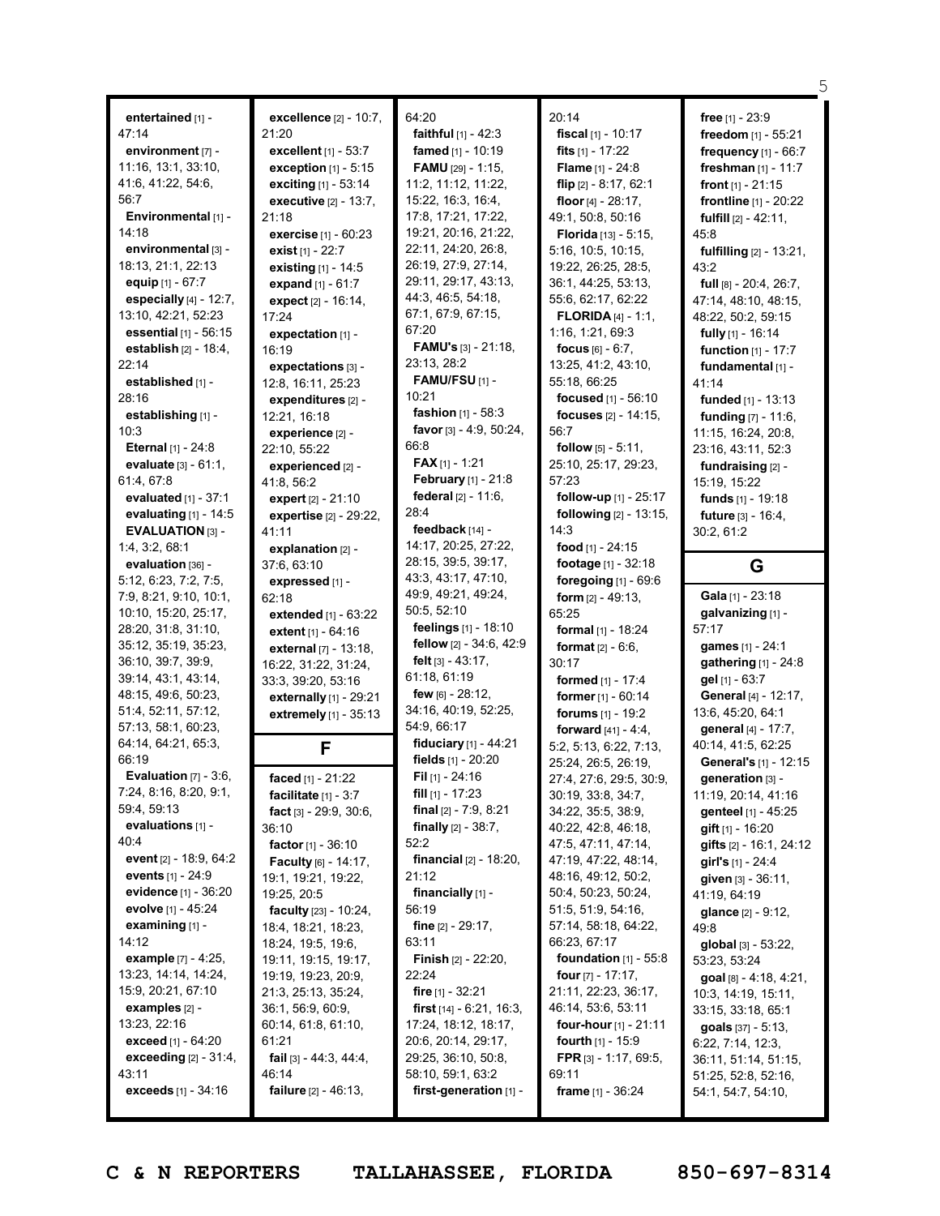**entertained** [1] - 47:14
**environment** [7] - 11:16, 13:1, 33:10, 41:6, 41:22, 54:6, 56:7
**Environmental** [1] - 14:18
**environmental** [3] - 18:13, 21:1, 22:13
**equip** [1] - 67:7
**especially** [4] - 12:7, 13:10, 42:21, 52:23
**essential** [1] - 56:15
**establish** [2] - 18:4, 22:14
**established** [1] - 28:16
**establishing** [1] - 10:3
**Eternal** [1] - 24:8
**evaluate** [3] - 61:1, 61:4, 67:8
**evaluated** [1] - 37:1
**evaluating** [1] - 14:5
**EVALUATION** [3] - 1:4, 3:2, 68:1
**evaluation** [36] - 5:12, 6:23, 7:2, 7:5, 7:9, 8:21, 9:10, 10:1, 10:10, 15:20, 25:17, 28:20, 31:8, 31:10, 35:12, 35:19, 35:23, 36:10, 39:7, 39:9, 39:14, 43:1, 43:14, 48:15, 49:6, 50:23, 51:4, 52:11, 57:12, 57:13, 58:1, 60:23, 64:14, 64:21, 65:3, 66:19
**Evaluation** [7] - 3:6, 7:24, 8:16, 8:20, 9:1, 59:4, 59:13
**evaluations** [1] - 40:4
**event** [2] - 18:9, 64:2
**events** [1] - 24:9
**evidence** [1] - 36:20
**evolve** [1] - 45:24
**examining** [1] - 14:12
**example** [7] - 4:25, 13:23, 14:14, 14:24, 15:9, 20:21, 67:10
**examples** [2] - 13:23, 22:16
**exceed** [1] - 64:20
**exceeding** [2] - 31:4, 43:11
**exceeds** [1] - 34:16
**excellence** [2] - 10:7, 21:20
**excellent** [1] - 53:7
**exception** [1] - 5:15
**exciting** [1] - 53:14
**executive** [2] - 13:7, 21:18
**exercise** [1] - 60:23
**exist** [1] - 22:7
**existing** [1] - 14:5
**expand** [1] - 61:7
**expect** [2] - 16:14, 17:24
**expectation** [1] - 16:19
**expectations** [3] - 12:8, 16:11, 25:23
**expenditures** [2] - 12:21, 16:18
**experience** [2] - 22:10, 55:22
**experienced** [2] - 41:8, 56:2
**expert** [2] - 21:10
**expertise** [2] - 29:22, 41:11
**explanation** [2] - 37:6, 63:10
**expressed** [1] - 62:18
**extended** [1] - 63:22
**extent** [1] - 64:16
**external** [7] - 13:18, 16:22, 31:22, 31:24, 33:3, 39:20, 53:16
**externally** [1] - 29:21
**extremely** [1] - 35:13

## F

**faced** [1] - 21:22
**facilitate** [1] - 3:7
**fact** [3] - 29:9, 30:6, 36:10
**factor** [1] - 36:10
**Faculty** [6] - 14:17, 19:1, 19:21, 19:22, 19:25, 20:5
**faculty** [23] - 10:24, 18:4, 18:21, 18:23, 18:24, 19:5, 19:6, 19:11, 19:15, 19:17, 19:19, 19:23, 20:9, 21:3, 25:13, 35:24, 36:1, 56:9, 60:9, 60:14, 61:8, 61:10, 61:21
**fail** [3] - 44:3, 44:4, 46:14
**failure** [2] - 46:13, 64:20
**faithful** [1] - 42:3
**famed** [1] - 10:19
**FAMU** [29] - 1:15, 11:2, 11:12, 11:22, 15:22, 16:3, 16:4, 17:8, 17:21, 17:22, 19:21, 20:16, 21:22, 22:11, 24:20, 26:8, 26:19, 27:9, 27:14, 29:11, 29:17, 43:13, 44:3, 46:5, 54:18, 67:1, 67:9, 67:15, 67:20
**FAMU's** [3] - 21:18, 23:13, 28:2
**FAMU/FSU** [1] - 10:21
**fashion** [1] - 58:3
**favor** [3] - 4:9, 50:24, 66:8
**FAX** [1] - 1:21
**February** [1] - 21:8
**federal** [2] - 11:6, 28:4
**feedback** [14] - 14:17, 20:25, 27:22, 28:15, 39:5, 39:17, 43:3, 43:17, 47:10, 49:9, 49:21, 49:24, 50:5, 52:10
**feelings** [1] - 18:10
**fellow** [2] - 34:6, 42:9
**felt** [3] - 43:17, 61:18, 61:19
**few** [6] - 28:12, 34:16, 40:19, 52:25, 54:9, 66:17
**fiduciary** [1] - 44:21
**fields** [1] - 20:20
**Fil** [1] - 24:16
**fill** [1] - 17:23
**final** [2] - 7:9, 8:21
**finally** [2] - 38:7, 52:2
**financial** [2] - 18:20, 21:12
**financially** [1] - 56:19
**fine** [2] - 29:17, 63:11
**Finish** [2] - 22:20, 22:24
**fire** [1] - 32:21
**first** [14] - 6:21, 16:3, 17:24, 18:12, 18:17, 20:6, 20:14, 29:17, 29:25, 36:10, 50:8, 58:10, 59:1, 63:2
**first-generation** [1] - 20:14
**fiscal** [1] - 10:17
**fits** [1] - 17:22
**Flame** [1] - 24:8
**flip** [2] - 8:17, 62:1
**floor** [4] - 28:17, 49:1, 50:8, 50:16
**Florida** [13] - 5:15, 5:16, 10:5, 10:15, 19:22, 26:25, 28:5, 36:1, 44:25, 53:13, 55:6, 62:17, 62:22
**FLORIDA** [4] - 1:1, 1:16, 1:21, 69:3
**focus** [6] - 6:7, 13:25, 41:2, 43:10, 55:18, 66:25
**focused** [1] - 56:10
**focuses** [2] - 14:15, 56:7
**follow** [5] - 5:11, 25:10, 25:17, 29:23, 57:23
**follow-up** [1] - 25:17
**following** [2] - 13:15, 14:3
**food** [1] - 24:15
**footage** [1] - 32:18
**foregoing** [1] - 69:6
**form** [2] - 49:13, 65:25
**formal** [1] - 18:24
**format** [2] - 6:6, 30:17
**formed** [1] - 17:4
**former** [1] - 60:14
**forums** [1] - 19:2
**forward** [41] - 4:4, 5:2, 5:13, 6:22, 7:13, 25:24, 26:5, 26:19, 27:4, 27:6, 29:5, 30:9, 30:19, 33:8, 34:7, 34:22, 35:5, 38:9, 40:22, 42:8, 46:18, 47:5, 47:11, 47:14, 47:19, 47:22, 48:14, 48:16, 49:12, 50:2, 50:4, 50:23, 50:24, 51:5, 51:9, 54:16, 57:14, 58:18, 64:22, 66:23, 67:17
**foundation** [1] - 55:8
**four** [7] - 17:17, 21:11, 22:23, 36:17, 46:14, 53:6, 53:11
**four-hour** [1] - 21:11
**fourth** [1] - 15:9
**FPR** [3] - 1:17, 69:5, 69:11
**frame** [1] - 36:24
**free** [1] - 23:9
**freedom** [1] - 55:21
**frequency** [1] - 66:7
**freshman** [1] - 11:7
**front** [1] - 21:15
**frontline** [1] - 20:22
**fulfill** [2] - 42:11, 45:8
**fulfilling** [2] - 13:21, 43:2
**full** [8] - 20:4, 26:7, 47:14, 48:10, 48:15, 48:22, 50:2, 59:15
**fully** [1] - 16:14
**function** [1] - 17:7
**fundamental** [1] - 41:14
**funded** [1] - 13:13
**funding** [7] - 11:6, 11:15, 16:24, 20:8, 23:16, 43:11, 52:3
**fundraising** [2] - 15:19, 15:22
**funds** [1] - 19:18
**future** [3] - 16:4, 30:2, 61:2

## G

**Gala** [1] - 23:18
**galvanizing** [1] - 57:17
**games** [1] - 24:1
**gathering** [1] - 24:8
**gel** [1] - 63:7
**General** [4] - 12:17, 13:6, 45:20, 64:1
**general** [4] - 17:7, 40:14, 41:5, 62:25
**General's** [1] - 12:15
**generation** [3] - 11:19, 20:14, 41:16
**genteel** [1] - 45:25
**gift** [1] - 16:20
**gifts** [2] - 16:1, 24:12
**girl's** [1] - 24:4
**given** [3] - 36:11, 41:19, 64:19
**glance** [2] - 9:12, 49:8
**global** [3] - 53:22, 53:23, 53:24
**goal** [8] - 4:18, 4:21, 10:3, 14:19, 15:11, 33:15, 33:18, 65:1
**goals** [37] - 5:13, 6:22, 7:14, 12:3, 36:11, 51:14, 51:15, 51:25, 52:8, 52:16, 54:1, 54:7, 54:10,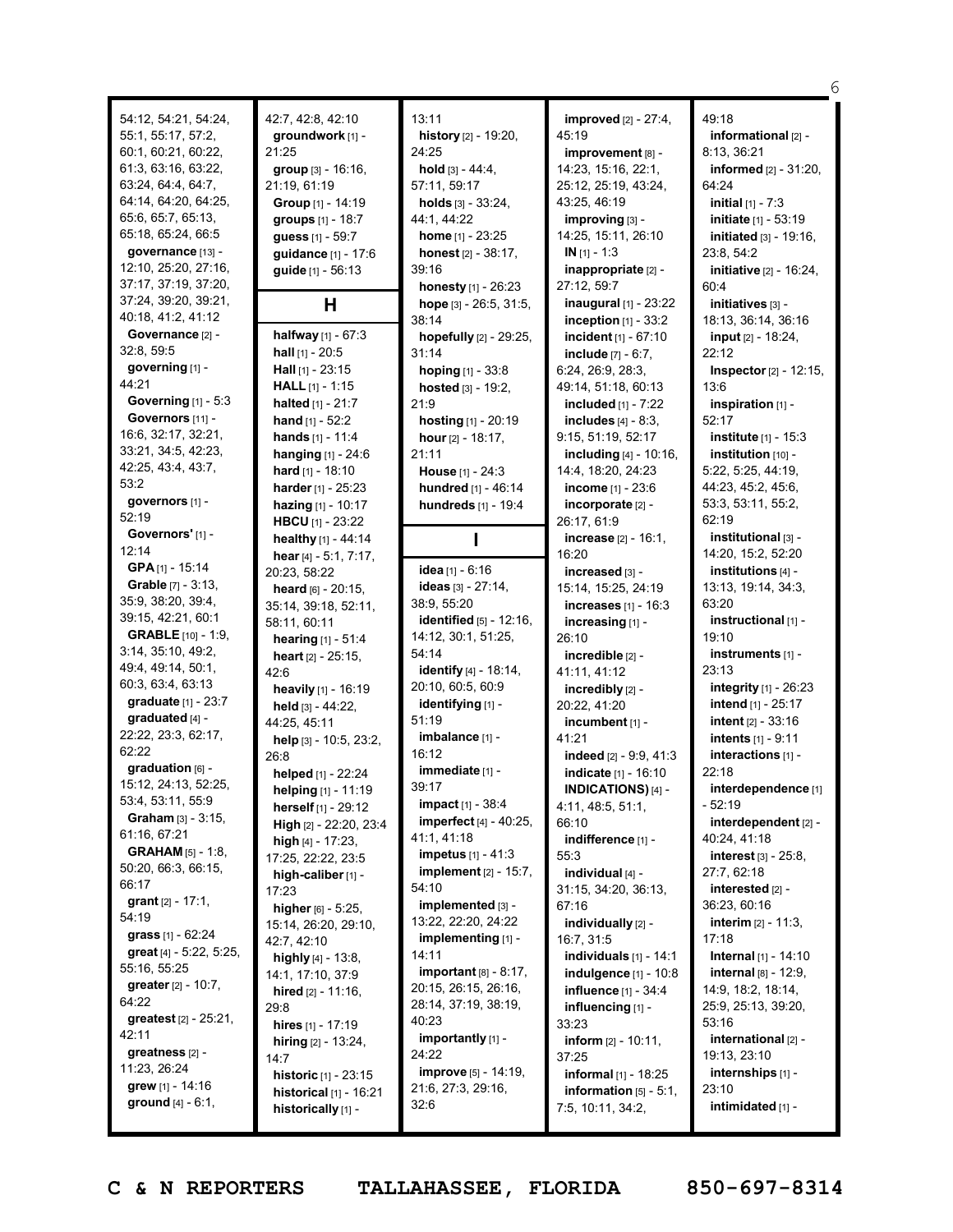54:12, 54:21, 54:24, 55:1, 55:17, 57:2, 60:1, 60:21, 60:22, 61:3, 63:16, 63:22, 63:24, 64:4, 64:7, 64:14, 64:20, 64:25, 65:6, 65:7, 65:13, 65:18, 65:24, 66:5

**governance** [13] - 12:10, 25:20, 27:16, 37:17, 37:19, 37:20, 37:24, 39:20, 39:21, 40:18, 41:2, 41:12

**Governance** [2] - 32:8, 59:5

**governing** [1] - 44:21

**Governing** [1] - 5:3

**Governors** [11] - 16:6, 32:17, 32:21, 33:21, 34:5, 42:23, 42:25, 43:4, 43:7, 53:2

**governors** [1] - 52:19

**Governors'** [1] - 12:14

**GPA** [1] - 15:14

**Grable** [7] - 3:13, 35:9, 38:20, 39:4, 39:15, 42:21, 60:1

**GRABLE** [10] - 1:9, 3:14, 35:10, 49:2, 49:4, 49:14, 50:1, 60:3, 63:4, 63:13

**graduate** [1] - 23:7

**graduated** [4] - 22:22, 23:3, 62:17, 62:22

**graduation** [6] - 15:12, 24:13, 52:25, 53:4, 53:11, 55:9

**Graham** [3] - 3:15, 61:16, 67:21

**GRAHAM** [5] - 1:8, 50:20, 66:3, 66:15, 66:17

**grant** [2] - 17:1, 54:19

**grass** [1] - 62:24

**great** [4] - 5:22, 5:25, 55:16, 55:25

**greater** [2] - 10:7, 64:22

**greatest** [2] - 25:21, 42:11

**greatness** [2] - 11:23, 26:24

**grew** [1] - 14:16

**ground** [4] - 6:1, 42:7, 42:8, 42:10

**groundwork** [1] - 21:25

**group** [3] - 16:16, 21:19, 61:19

**Group** [1] - 14:19

**groups** [1] - 18:7

**guess** [1] - 59:7

**guidance** [1] - 17:6

**guide** [1] - 56:13

## H

**halfway** [1] - 67:3

**hall** [1] - 20:5

**Hall** [1] - 23:15

**HALL** [1] - 1:15

**halted** [1] - 21:7

**hand** [1] - 52:2

**hands** [1] - 11:4

**hanging** [1] - 24:6

**hard** [1] - 18:10

**harder** [1] - 25:23

**hazing** [1] - 10:17

**HBCU** [1] - 23:22

**healthy** [1] - 44:14

**hear** [4] - 5:1, 7:17, 20:23, 58:22

**heard** [6] - 20:15, 35:14, 39:18, 52:11, 58:11, 60:11

**hearing** [1] - 51:4

**heart** [2] - 25:15, 42:6

**heavily** [1] - 16:19

**held** [3] - 44:22, 44:25, 45:11

**help** [3] - 10:5, 23:2, 26:8

**helped** [1] - 22:24

**helping** [1] - 29:12

**herself** [1] - 11:19

**High** [2] - 22:20, 23:4

**high** [4] - 17:23, 17:25, 22:22, 23:5

**high-caliber** [1] - 17:23

**higher** [6] - 5:25, 15:14, 26:20, 29:10, 42:7, 42:10

**highly** [4] - 13:8, 14:1, 17:10, 37:9

**hired** [2] - 11:16, 29:8

**hires** [1] - 17:19

**hiring** [2] - 13:24, 14:7

**historic** [1] - 23:15

**historical** [1] - 16:21

**historically** [1] - 13:11

**history** [2] - 19:20, 24:25

**hold** [3] - 44:4, 57:11, 59:17

**holds** [3] - 33:24, 44:1, 44:22

**home** [1] - 23:25

**honest** [2] - 38:17, 39:16

**honesty** [1] - 26:23

**hope** [3] - 26:5, 31:5, 38:14

**hopefully** [2] - 29:25, 31:14

**hoping** [1] - 33:8

**hosted** [3] - 19:2, 21:9

**hosting** [1] - 20:19

**hour** [2] - 18:17, 21:11

**House** [1] - 24:3

**hundred** [1] - 46:14

**hundreds** [1] - 19:4

## I

**idea** [1] - 6:16

**ideas** [3] - 27:14, 38:9, 55:20

**identified** [5] - 12:16, 14:12, 30:1, 51:25, 54:14

**identify** [4] - 18:14, 20:10, 60:5, 60:9

**identifying** [1] - 51:19

**imbalance** [1] - 16:12

**immediate** [1] - 39:17

**impact** [1] - 38:4

**imperfect** [4] - 40:25, 41:1, 41:18

**impetus** [1] - 41:3

**implement** [2] - 15:7, 54:10

**implemented** [3] - 13:22, 22:20, 24:22

**implementing** [1] - 14:11

**important** [8] - 8:17, 20:15, 26:15, 26:16, 28:14, 37:19, 38:19, 40:23

**importantly** [1] - 24:22

**improve** [5] - 14:19, 21:6, 27:3, 29:16, 32:6

**improved** [2] - 27:4, 45:19

**improvement** [8] - 14:23, 15:16, 22:1, 25:12, 25:19, 43:24, 43:25, 46:19

**improving** [3] - 14:25, 15:11, 26:10

**IN** [1] - 1:3

**inappropriate** [2] - 27:12, 59:7

**inaugural** [1] - 23:22

**inception** [1] - 33:2

**incident** [1] - 67:10

**include** [7] - 6:7, 6:24, 26:9, 28:3, 49:14, 51:18, 60:13

**included** [1] - 7:22

**includes** [4] - 8:3, 9:15, 51:19, 52:17

**including** [4] - 10:16, 14:4, 18:20, 24:23

**income** [1] - 23:6

**incorporate** [2] - 26:17, 61:9

**increase** [2] - 16:1, 16:20

**increased** [3] - 15:14, 15:25, 24:19

**increases** [1] - 16:3

**increasing** [1] - 26:10

**incredible** [2] - 41:11, 41:12

**incredibly** [2] - 20:22, 41:20

**incumbent** [1] - 41:21

**indeed** [2] - 9:9, 41:3

**indicate** [1] - 16:10

**INDICATIONS)** [4] - 4:11, 48:5, 51:1, 66:10

**indifference** [1] - 55:3

**individual** [4] - 31:15, 34:20, 36:13, 67:16

**individually** [2] - 16:7, 31:5

**individuals** [1] - 14:1

**indulgence** [1] - 10:8

**influence** [1] - 34:4

**influencing** [1] - 33:23

**inform** [2] - 10:11, 37:25

**informal** [1] - 18:25

**information** [5] - 5:1, 7:5, 10:11, 34:2, 49:18

**informational** [2] - 8:13, 36:21

**informed** [2] - 31:20, 64:24

**initial** [1] - 7:3

**initiate** [1] - 53:19

**initiated** [3] - 19:16, 23:8, 54:2

**initiative** [2] - 16:24, 60:4

**initiatives** [3] - 18:13, 36:14, 36:16

**input** [2] - 18:24, 22:12

**Inspector** [2] - 12:15, 13:6

**inspiration** [1] - 52:17

**institute** [1] - 15:3

**institution** [10] - 5:22, 5:25, 44:19, 44:23, 45:2, 45:6, 53:3, 53:11, 55:2, 62:19

**institutional** [3] - 14:20, 15:2, 52:20

**institutions** [4] - 13:13, 19:14, 34:3, 63:20

**instructional** [1] - 19:10

**instruments** [1] - 23:13

**integrity** [1] - 26:23

**intend** [1] - 25:17

**intent** [2] - 33:16

**intents** [1] - 9:11

**interactions** [1] - 22:18

**interdependence** [1] - 52:19

**interdependent** [2] - 40:24, 41:18

**interest** [3] - 25:8, 27:7, 62:18

**interested** [2] - 36:23, 60:16

**interim** [2] - 11:3, 17:18

**Internal** [1] - 14:10

**internal** [8] - 12:9, 14:9, 18:2, 18:14, 25:9, 25:13, 39:20, 53:16

**international** [2] - 19:13, 23:10

**internships** [1] - 23:10

**intimidated** [1] -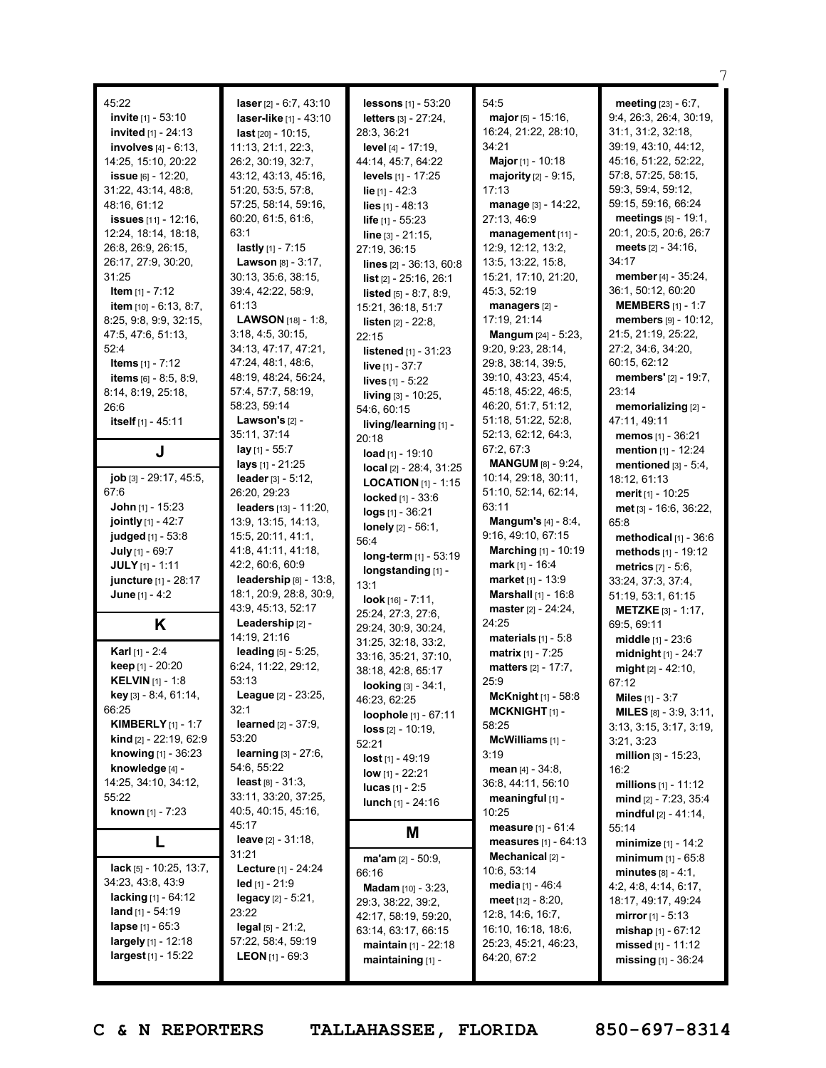45:22
**invite** [1] - 53:10
**invited** [1] - 24:13
**involves** [4] - 6:13, 14:25, 15:10, 20:22
**issue** [6] - 12:20, 31:22, 43:14, 48:8, 48:16, 61:12
**issues** [11] - 12:16, 12:24, 18:14, 18:18, 26:8, 26:9, 26:15, 26:17, 27:9, 30:20, 31:25
**Item** [1] - 7:12
**item** [10] - 6:13, 8:7, 8:25, 9:8, 9:9, 32:15, 47:5, 47:6, 51:13, 52:4
**Items** [1] - 7:12
**items** [6] - 8:5, 8:9, 8:14, 8:19, 25:18, 26:6
**itself** [1] - 45:11

## J

**job** [3] - 29:17, 45:5, 67:6
**John** [1] - 15:23
**jointly** [1] - 42:7
**judged** [1] - 53:8
**July** [1] - 69:7
**JULY** [1] - 1:11
**juncture** [1] - 28:17
**June** [1] - 4:2

## K

**Karl** [1] - 2:4
**keep** [1] - 20:20
**KELVIN** [1] - 1:8
**key** [3] - 8:4, 61:14, 66:25
**KIMBERLY** [1] - 1:7
**kind** [2] - 22:19, 62:9
**knowing** [1] - 36:23
**knowledge** [4] - 14:25, 34:10, 34:12, 55:22
**known** [1] - 7:23

## L

**lack** [5] - 10:25, 13:7, 34:23, 43:8, 43:9
**lacking** [1] - 64:12
**land** [1] - 54:19
**lapse** [1] - 65:3
**largely** [1] - 12:18
**largest** [1] - 15:22
**laser** [2] - 6:7, 43:10
**laser-like** [1] - 43:10
**last** [20] - 10:15, 11:13, 21:1, 22:3, 26:2, 30:19, 32:7, 43:12, 43:13, 45:16, 51:20, 53:5, 57:8, 57:25, 58:14, 59:16, 60:20, 61:5, 61:6, 63:1
**lastly** [1] - 7:15
**Lawson** [8] - 3:17, 30:13, 35:6, 38:15, 39:4, 42:22, 58:9, 61:13
**LAWSON** [18] - 1:8, 3:18, 4:5, 30:15, 34:13, 47:17, 47:21, 47:24, 48:1, 48:6, 48:19, 48:24, 56:24, 57:4, 57:7, 58:19, 58:23, 59:14
**Lawson's** [2] - 35:11, 37:14
**lay** [1] - 55:7
**lays** [1] - 21:25
**leader** [3] - 5:12, 26:20, 29:23
**leaders** [13] - 11:20, 13:9, 13:15, 14:13, 15:5, 20:11, 41:1, 41:8, 41:11, 41:18, 42:2, 60:6, 60:9
**leadership** [8] - 13:8, 18:1, 20:9, 28:8, 30:9, 43:9, 45:13, 52:17
**Leadership** [2] - 14:19, 21:16
**leading** [5] - 5:25, 6:24, 11:22, 29:12, 53:13
**League** [2] - 23:25, 32:1
**learned** [2] - 37:9, 53:20
**learning** [3] - 27:6, 54:6, 55:22
**least** [8] - 31:3, 33:11, 33:20, 37:25, 40:5, 40:15, 45:16, 45:17
**leave** [2] - 31:18, 31:21
**Lecture** [1] - 24:24
**led** [1] - 21:9
**legacy** [2] - 5:21, 23:22
**legal** [5] - 21:2, 57:22, 58:4, 59:19
**LEON** [1] - 69:3
**lessons** [1] - 53:20
**letters** [3] - 27:24, 28:3, 36:21
**level** [4] - 17:19, 44:14, 45:7, 64:22
**levels** [1] - 17:25
**lie** [1] - 42:3
**lies** [1] - 48:13
**life** [1] - 55:23
**line** [3] - 21:15, 27:19, 36:15
**lines** [2] - 36:13, 60:8
**list** [2] - 25:16, 26:1
**listed** [5] - 8:7, 8:9, 15:21, 36:18, 51:7
**listen** [2] - 22:8, 22:15
**listened** [1] - 31:23
**live** [1] - 37:7
**lives** [1] - 5:22
**living** [3] - 10:25, 54:6, 60:15
**living/learning** [1] - 20:18
**load** [1] - 19:10
**local** [2] - 28:4, 31:25
**LOCATION** [1] - 1:15
**locked** [1] - 33:6
**logs** [1] - 36:21
**lonely** [2] - 56:1, 56:4
**long-term** [1] - 53:19
**longstanding** [1] - 13:1
**look** [16] - 7:11, 25:24, 27:3, 27:6, 29:24, 30:9, 30:24, 31:25, 32:18, 33:2, 33:16, 35:21, 37:10, 38:18, 42:8, 65:17
**looking** [3] - 34:1, 46:23, 62:25
**loophole** [1] - 67:11
**loss** [2] - 10:19, 52:21
**lost** [1] - 49:19
**low** [1] - 22:21
**lucas** [1] - 2:5
**lunch** [1] - 24:16

## M

**ma'am** [2] - 50:9, 66:16
**Madam** [10] - 3:23, 29:3, 38:22, 39:2, 42:17, 58:19, 59:20, 63:14, 63:17, 66:15
**maintain** [1] - 22:18
**maintaining** [1] - 54:5
**major** [5] - 15:16, 16:24, 21:22, 28:10, 34:21
**Major** [1] - 10:18
**majority** [2] - 9:15, 17:13
**manage** [3] - 14:22, 27:13, 46:9
**management** [11] - 12:9, 12:12, 13:2, 13:5, 13:22, 15:8, 15:21, 17:10, 21:20, 45:3, 52:19
**managers** [2] - 17:19, 21:14
**Mangum** [24] - 5:23, 9:20, 9:23, 28:14, 29:8, 38:14, 39:5, 39:10, 43:23, 45:4, 45:18, 45:22, 46:5, 46:20, 51:7, 51:12, 51:18, 51:22, 52:8, 52:13, 62:12, 64:3, 67:2, 67:3
**MANGUM** [8] - 9:24, 10:14, 29:18, 30:11, 51:10, 52:14, 62:14, 63:11
**Mangum's** [4] - 8:4, 9:16, 49:10, 67:15
**Marching** [1] - 10:19
**mark** [1] - 16:4
**market** [1] - 13:9
**Marshall** [1] - 16:8
**master** [2] - 24:24, 24:25
**materials** [1] - 5:8
**matrix** [1] - 7:25
**matters** [2] - 17:7, 25:9
**McKnight** [1] - 58:8
**MCKNIGHT** [1] - 58:25
**McWilliams** [1] - 3:19
**mean** [4] - 34:8, 36:8, 44:11, 56:10
**meaningful** [1] - 10:25
**measure** [1] - 61:4
**measures** [1] - 64:13
**Mechanical** [2] - 10:6, 53:14
**media** [1] - 46:4
**meet** [12] - 8:20, 12:8, 14:6, 16:7, 16:10, 16:18, 18:6, 25:23, 45:21, 46:23, 64:20, 67:2
**meeting** [23] - 6:7, 9:4, 26:3, 26:4, 30:19, 31:1, 31:2, 32:18, 39:19, 43:10, 44:12, 45:16, 51:22, 52:22, 57:8, 57:25, 58:15, 59:3, 59:4, 59:12, 59:15, 59:16, 66:24
**meetings** [5] - 19:1, 20:1, 20:5, 20:6, 26:7
**meets** [2] - 34:16, 34:17
**member** [4] - 35:24, 36:1, 50:12, 60:20
**MEMBERS** [1] - 1:7
**members** [9] - 10:12, 21:5, 21:19, 25:22, 27:2, 34:6, 34:20, 60:15, 62:12
**members'** [2] - 19:7, 23:14
**memorializing** [2] - 47:11, 49:11
**memos** [1] - 36:21
**mention** [1] - 12:24
**mentioned** [3] - 5:4, 18:12, 61:13
**merit** [1] - 10:25
**met** [3] - 16:6, 36:22, 65:8
**methodical** [1] - 36:6
**methods** [1] - 19:12
**metrics** [7] - 5:6, 33:24, 37:3, 37:4, 51:19, 53:1, 61:15
**METZKE** [3] - 1:17, 69:5, 69:11
**middle** [1] - 23:6
**midnight** [1] - 24:7
**might** [2] - 42:10, 67:12
**Miles** [1] - 3:7
**MILES** [8] - 3:9, 3:11, 3:13, 3:15, 3:17, 3:19, 3:21, 3:23
**million** [3] - 15:23, 16:2
**millions** [1] - 11:12
**mind** [2] - 7:23, 35:4
**mindful** [2] - 41:14, 55:14
**minimize** [1] - 14:2
**minimum** [1] - 65:8
**minutes** [8] - 4:1, 4:2, 4:8, 4:14, 6:17, 18:17, 49:17, 49:24
**mirror** [1] - 5:13
**mishap** [1] - 67:12
**missed** [1] - 11:12
**missing** [1] - 36:24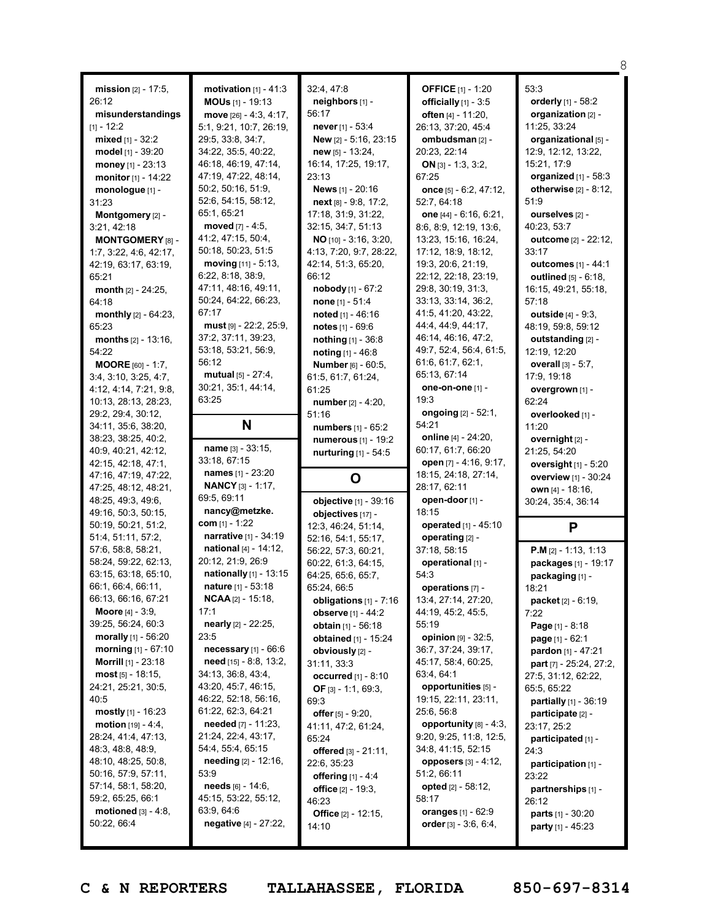**mission** [2] - 17:5, 26:12
**misunderstandings** [1] - 12:2
**mixed** [1] - 32:2
**model** [1] - 39:20
**money** [1] - 23:13
**monitor** [1] - 14:22
**monologue** [1] - 31:23
**Montgomery** [2] - 3:21, 42:18
**MONTGOMERY** [8] - 1:7, 3:22, 4:6, 42:17, 42:19, 63:17, 63:19, 65:21
**month** [2] - 24:25, 64:18
**monthly** [2] - 64:23, 65:23
**months** [2] - 13:16, 54:22
**MOORE** [60] - 1:7, 3:4, 3:10, 3:25, 4:7, 4:12, 4:14, 7:21, 9:8, 10:13, 28:13, 28:23, 29:2, 29:4, 30:12, 34:11, 35:6, 38:20, 38:23, 38:25, 40:2, 40:9, 40:21, 42:12, 42:15, 42:18, 47:1, 47:16, 47:19, 47:22, 47:25, 48:12, 48:21, 48:25, 49:3, 49:6, 49:16, 50:3, 50:15, 50:19, 50:21, 51:2, 51:4, 51:11, 57:2, 57:6, 58:8, 58:21, 58:24, 59:22, 62:13, 63:15, 63:18, 65:10, 66:1, 66:4, 66:11, 66:13, 66:16, 67:21
**Moore** [4] - 3:9, 39:25, 56:24, 60:3
**morally** [1] - 56:20
**morning** [1] - 67:10
**Morrill** [1] - 23:18
**most** [5] - 18:15, 24:21, 25:21, 30:5, 40:5
**mostly** [1] - 16:23
**motion** [19] - 4:4, 28:24, 41:4, 47:13, 48:3, 48:8, 48:9, 48:10, 48:25, 50:8, 50:16, 57:9, 57:11, 57:14, 58:1, 58:20, 59:2, 65:25, 66:1
**motioned** [3] - 4:8, 50:22, 66:4
**motivation** [1] - 41:3
**MOUs** [1] - 19:13
**move** [26] - 4:3, 4:17, 5:1, 9:21, 10:7, 26:19, 29:5, 33:8, 34:7, 34:22, 35:5, 40:22, 46:18, 46:19, 47:14, 47:19, 47:22, 48:14, 50:2, 50:16, 51:9, 52:6, 54:15, 58:12, 65:1, 65:21
**moved** [7] - 4:5, 41:2, 47:15, 50:4, 50:18, 50:23, 51:5
**moving** [11] - 5:13, 6:22, 8:18, 38:9, 47:11, 48:16, 49:11, 50:24, 64:22, 66:23, 67:17
**must** [9] - 22:2, 25:9, 37:2, 37:11, 39:23, 53:18, 53:21, 56:9, 56:12
**mutual** [5] - 27:4, 30:21, 35:1, 44:14, 63:25

## N

**name** [3] - 33:15, 33:18, 67:15
**names** [1] - 23:20
**NANCY** [3] - 1:17, 69:5, 69:11
**nancy@metzke.com** [1] - 1:22
**narrative** [1] - 34:19
**national** [4] - 14:12, 20:12, 21:9, 26:9
**nationally** [1] - 13:15
**nature** [1] - 53:18
**NCAA** [2] - 15:18, 17:1
**nearly** [2] - 22:25, 23:5
**necessary** [1] - 66:6
**need** [15] - 8:8, 13:2, 34:13, 36:8, 43:4, 43:20, 45:7, 46:15, 46:22, 52:18, 56:16, 61:22, 62:3, 64:21
**needed** [7] - 11:23, 21:24, 22:4, 43:17, 54:4, 55:4, 65:15
**needing** [2] - 12:16, 53:9
**needs** [6] - 14:6, 45:15, 53:22, 55:12, 63:9, 64:6
**negative** [4] - 27:22, 32:4, 47:8
**neighbors** [1] - 56:17
**never** [1] - 53:4
**New** [2] - 5:16, 23:15
**new** [5] - 13:24, 16:14, 17:25, 19:17, 23:13
**News** [1] - 20:16
**next** [8] - 9:8, 17:2, 17:18, 31:9, 31:22, 32:15, 34:7, 51:13
**NO** [10] - 3:16, 3:20, 4:13, 7:20, 9:7, 28:22, 42:14, 51:3, 65:20, 66:12
**nobody** [1] - 67:2
**none** [1] - 51:4
**noted** [1] - 46:16
**notes** [1] - 69:6
**nothing** [1] - 36:8
**noting** [1] - 46:8
**Number** [6] - 60:5, 61:5, 61:7, 61:24, 61:25
**number** [2] - 4:20, 51:16
**numbers** [1] - 65:2
**numerous** [1] - 19:2
**nurturing** [1] - 54:5

## O

**objective** [1] - 39:16
**objectives** [17] - 12:3, 46:24, 51:14, 52:16, 54:1, 55:17, 56:22, 57:3, 60:21, 60:22, 61:3, 64:15, 64:25, 65:6, 65:7, 65:24, 66:5
**obligations** [1] - 7:16
**observe** [1] - 44:2
**obtain** [1] - 56:18
**obtained** [1] - 15:24
**obviously** [2] - 31:11, 33:3
**occurred** [1] - 8:10
**OF** [3] - 1:1, 69:3, 69:3
**offer** [5] - 9:20, 41:11, 47:2, 61:24, 65:24
**offered** [3] - 21:11, 22:6, 35:23
**offering** [1] - 4:4
**office** [2] - 19:3, 46:23
**Office** [2] - 12:15, 14:10
**OFFICE** [1] - 1:20
**officially** [1] - 3:5
**often** [4] - 11:20, 26:13, 37:20, 45:4
**ombudsman** [2] - 20:23, 22:14
**ON** [3] - 1:3, 3:2, 67:25
**once** [5] - 6:2, 47:12, 52:7, 64:18
**one** [44] - 6:16, 6:21, 8:6, 8:9, 12:19, 13:6, 13:23, 15:16, 16:24, 17:12, 18:9, 18:12, 19:3, 20:6, 21:19, 22:12, 22:18, 23:19, 29:8, 30:19, 31:3, 33:13, 33:14, 36:2, 41:5, 41:20, 43:22, 44:4, 44:9, 44:17, 46:14, 46:16, 47:2, 49:7, 52:4, 56:4, 61:5, 61:6, 61:7, 62:1, 65:13, 67:14
**one-on-one** [1] - 19:3
**ongoing** [2] - 52:1, 54:21
**online** [4] - 24:20, 60:17, 61:7, 66:20
**open** [7] - 4:16, 9:17, 18:15, 24:18, 27:14, 28:17, 62:11
**open-door** [1] - 18:15
**operated** [1] - 45:10
**operating** [2] - 37:18, 58:15
**operational** [1] - 54:3
**operations** [7] - 13:4, 27:14, 27:20, 44:19, 45:2, 45:5, 55:19
**opinion** [9] - 32:5, 36:7, 37:24, 39:17, 45:17, 58:4, 60:25, 63:4, 64:1
**opportunities** [5] - 19:15, 22:11, 23:11, 25:6, 56:8
**opportunity** [8] - 4:3, 9:20, 9:25, 11:8, 12:5, 34:8, 41:15, 52:15
**opposers** [3] - 4:12, 51:2, 66:11
**opted** [2] - 58:12, 58:17
**oranges** [1] - 62:9
**order** [3] - 3:6, 6:4, 53:3
**orderly** [1] - 58:2
**organization** [2] - 11:25, 33:24
**organizational** [5] - 12:9, 12:12, 13:22, 15:21, 17:9
**organized** [1] - 58:3
**otherwise** [2] - 8:12, 51:9
**ourselves** [2] - 40:23, 53:7
**outcome** [2] - 22:12, 33:17
**outcomes** [1] - 44:1
**outlined** [5] - 6:18, 16:15, 49:21, 55:18, 57:18
**outside** [4] - 9:3, 48:19, 59:8, 59:12
**outstanding** [2] - 12:19, 12:20
**overall** [3] - 5:7, 17:9, 19:18
**overgrown** [1] - 62:24
**overlooked** [1] - 11:20
**overnight** [2] - 21:25, 54:20
**oversight** [1] - 5:20
**overview** [1] - 30:24
**own** [4] - 18:16, 30:24, 35:4, 36:14

## P

**P.M** [2] - 1:13, 1:13
**packages** [1] - 19:17
**packaging** [1] - 18:21
**packet** [2] - 6:19, 7:22
**Page** [1] - 8:18
**page** [1] - 62:1
**pardon** [1] - 47:21
**part** [7] - 25:24, 27:2, 27:5, 31:12, 62:22, 65:5, 65:22
**partially** [1] - 36:19
**participate** [2] - 23:17, 25:2
**participated** [1] - 24:3
**participation** [1] - 23:22
**partnerships** [1] - 26:12
**parts** [1] - 30:20
**party** [1] - 45:23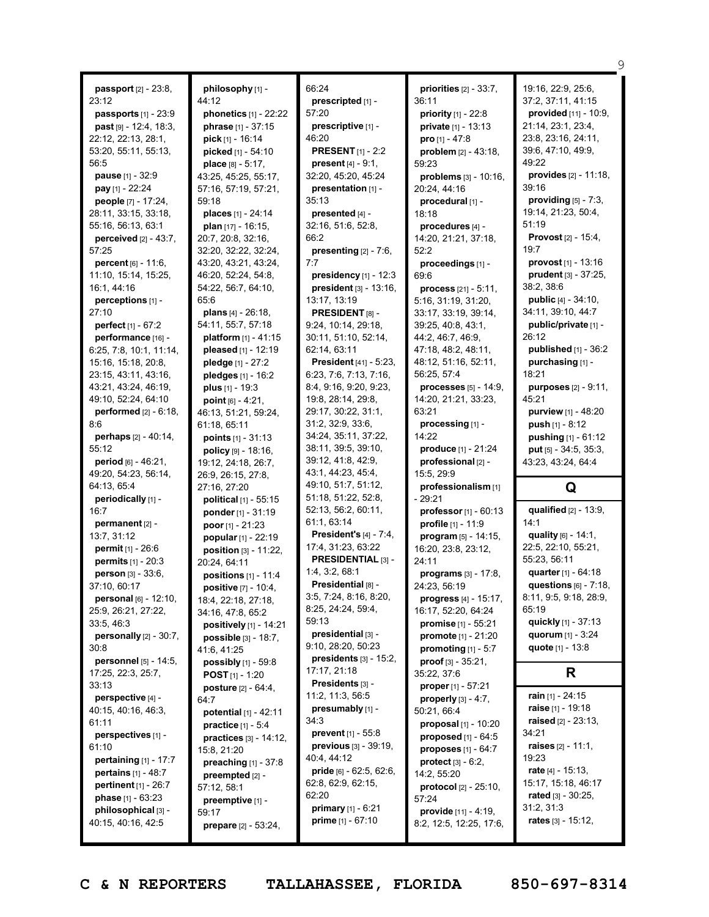**passport** [2] - 23:8, 23:12
**passports** [1] - 23:9
**past** [9] - 12:4, 18:3, 22:12, 22:13, 28:1, 53:20, 55:11, 55:13, 56:5
**pause** [1] - 32:9
**pay** [1] - 22:24
**people** [7] - 17:24, 28:11, 33:15, 33:18, 55:16, 56:13, 63:1
**perceived** [2] - 43:7, 57:25
**percent** [6] - 11:6, 11:10, 15:14, 15:25, 16:1, 44:16
**perceptions** [1] - 27:10
**perfect** [1] - 67:2
**performance** [16] - 6:25, 7:8, 10:1, 11:14, 15:16, 15:18, 20:8, 23:15, 43:11, 43:16, 43:21, 43:24, 46:19, 49:10, 52:24, 64:10
**performed** [2] - 6:18, 8:6
**perhaps** [2] - 40:14, 55:12
**period** [6] - 46:21, 49:20, 54:23, 56:14, 64:13, 65:4
**periodically** [1] - 16:7
**permanent** [2] - 13:7, 31:12
**permit** [1] - 26:6
**permits** [1] - 20:3
**person** [3] - 33:6, 37:10, 60:17
**personal** [6] - 12:10, 25:9, 26:21, 27:22, 33:5, 46:3
**personally** [2] - 30:7, 30:8
**personnel** [5] - 14:5, 17:25, 22:3, 25:7, 33:13
**perspective** [4] - 40:15, 40:16, 46:3, 61:11
**perspectives** [1] - 61:10
**pertaining** [1] - 17:7
**pertains** [1] - 48:7
**pertinent** [1] - 26:7
**phase** [1] - 63:23
**philosophical** [3] - 40:15, 40:16, 42:5
**philosophy** [1] - 44:12
**phonetics** [1] - 22:22
**phrase** [1] - 37:15
**pick** [1] - 16:14
**picked** [1] - 54:10
**place** [8] - 5:17, 43:25, 45:25, 55:17, 57:16, 57:19, 57:21, 59:18
**places** [1] - 24:14
**plan** [17] - 16:15, 20:7, 20:8, 32:16, 32:20, 32:22, 32:24, 43:20, 43:21, 43:24, 46:20, 52:24, 54:8, 54:22, 56:7, 64:10, 65:6
**plans** [4] - 26:18, 54:11, 55:7, 57:18
**platform** [1] - 41:15
**pleased** [1] - 12:19
**pledge** [1] - 27:2
**pledges** [1] - 16:2
**plus** [1] - 19:3
**point** [6] - 4:21, 46:13, 51:21, 59:24, 61:18, 65:11
**points** [1] - 31:13
**policy** [9] - 18:16, 19:12, 24:18, 26:7, 26:9, 26:15, 27:8, 27:16, 27:20
**political** [1] - 55:15
**ponder** [1] - 31:19
**poor** [1] - 21:23
**popular** [1] - 22:19
**position** [3] - 11:22, 20:24, 64:11
**positions** [1] - 11:4
**positive** [7] - 10:4, 18:4, 22:18, 27:18, 34:16, 47:8, 65:2
**positively** [1] - 14:21
**possible** [3] - 18:7, 41:6, 41:25
**possibly** [1] - 59:8
**POST** [1] - 1:20
**posture** [2] - 64:4, 64:7
**potential** [1] - 42:11
**practice** [1] - 5:4
**practices** [3] - 14:12, 15:8, 21:20
**preaching** [1] - 37:8
**preempted** [2] - 57:12, 58:1
**preemptive** [1] - 59:17
**prepare** [2] - 53:24, 66:24
**prescripted** [1] - 57:20
**prescriptive** [1] - 46:20
**PRESENT** [1] - 2:2
**present** [4] - 9:1, 32:20, 45:20, 45:24
**presentation** [1] - 35:13
**presented** [4] - 32:16, 51:6, 52:8, 66:2
**presenting** [2] - 7:6, 7:7
**presidency** [1] - 12:3
**president** [3] - 13:16, 13:17, 13:19
**PRESIDENT** [8] - 9:24, 10:14, 29:18, 30:11, 51:10, 52:14, 62:14, 63:11
**President** [41] - 5:23, 6:23, 7:6, 7:13, 7:16, 8:4, 9:16, 9:20, 9:23, 19:8, 28:14, 29:8, 29:17, 30:22, 31:1, 31:2, 32:9, 33:6, 34:24, 35:11, 37:22, 38:11, 39:5, 39:10, 39:12, 41:8, 42:9, 43:1, 44:23, 45:4, 49:10, 51:7, 51:12, 51:18, 51:22, 52:8, 52:13, 56:2, 60:11, 61:1, 63:14
**President's** [4] - 7:4, 17:4, 31:23, 63:22
**PRESIDENTIAL** [3] - 1:4, 3:2, 68:1
**Presidential** [8] - 3:5, 7:24, 8:16, 8:20, 8:25, 24:24, 59:4, 59:13
**presidential** [3] - 9:10, 28:20, 50:23
**presidents** [3] - 15:2, 17:17, 21:18
**Presidents** [3] - 11:2, 11:3, 56:5
**presumably** [1] - 34:3
**prevent** [1] - 55:8
**previous** [3] - 39:19, 40:4, 44:12
**pride** [6] - 62:5, 62:6, 62:8, 62:9, 62:15, 62:20
**primary** [1] - 6:21
**prime** [1] - 67:10
**priorities** [2] - 33:7, 36:11
**priority** [1] - 22:8
**private** [1] - 13:13
**pro** [1] - 47:8
**problem** [2] - 43:18, 59:23
**problems** [3] - 10:16, 20:24, 44:16
**procedural** [1] - 18:18
**procedures** [4] - 14:20, 21:21, 37:18, 52:2
**proceedings** [1] - 69:6
**process** [21] - 5:11, 5:16, 31:19, 31:20, 33:17, 33:19, 39:14, 39:25, 40:8, 43:1, 44:2, 46:7, 46:9, 47:18, 48:2, 48:11, 48:12, 51:16, 52:11, 56:25, 57:4
**processes** [5] - 14:9, 14:20, 21:21, 33:23, 63:21
**processing** [1] - 14:22
**produce** [1] - 21:24
**professional** [2] - 15:5, 29:9
**professionalism** [1] - 29:21
**professor** [1] - 60:13
**profile** [1] - 11:9
**program** [5] - 14:15, 16:20, 23:8, 23:12, 24:11
**programs** [3] - 17:8, 24:23, 56:19
**progress** [4] - 15:17, 16:17, 52:20, 64:24
**promise** [1] - 55:21
**promote** [1] - 21:20
**promoting** [1] - 5:7
**proof** [3] - 35:21, 35:22, 37:6
**proper** [1] - 57:21
**properly** [3] - 4:7, 50:21, 66:4
**proposal** [1] - 10:20
**proposed** [1] - 64:5
**proposes** [1] - 64:7
**protect** [3] - 6:2, 14:2, 55:20
**protocol** [2] - 25:10, 57:24
**provide** [11] - 4:19, 8:2, 12:5, 12:25, 17:6, 19:16, 22:9, 25:6, 37:2, 37:11, 41:15
**provided** [11] - 10:9, 21:14, 23:1, 23:4, 23:8, 23:16, 24:11, 39:6, 47:10, 49:9, 49:22
**provides** [2] - 11:18, 39:16
**providing** [5] - 7:3, 19:14, 21:23, 50:4, 51:19
**Provost** [2] - 15:4, 19:7
**provost** [1] - 13:16
**prudent** [3] - 37:25, 38:2, 38:6
**public** [4] - 34:10, 34:11, 39:10, 44:7
**public/private** [1] - 26:12
**published** [1] - 36:2
**purchasing** [1] - 18:21
**purposes** [2] - 9:11, 45:21
**purview** [1] - 48:20
**push** [1] - 8:12
**pushing** [1] - 61:12
**put** [5] - 34:5, 35:3, 43:23, 43:24, 64:4

## Q

**qualified** [2] - 13:9, 14:1
**quality** [6] - 14:1, 22:5, 22:10, 55:21, 55:23, 56:11
**quarter** [1] - 64:18
**questions** [6] - 7:18, 8:11, 9:5, 9:18, 28:9, 65:19
**quickly** [1] - 37:13
**quorum** [1] - 3:24
**quote** [1] - 13:8

## R

**rain** [1] - 24:15
**raise** [1] - 19:18
**raised** [2] - 23:13, 34:21
**raises** [2] - 11:1, 19:23
**rate** [4] - 15:13, 15:17, 15:18, 46:17
**rated** [3] - 30:25, 31:2, 31:3
**rates** [3] - 15:12,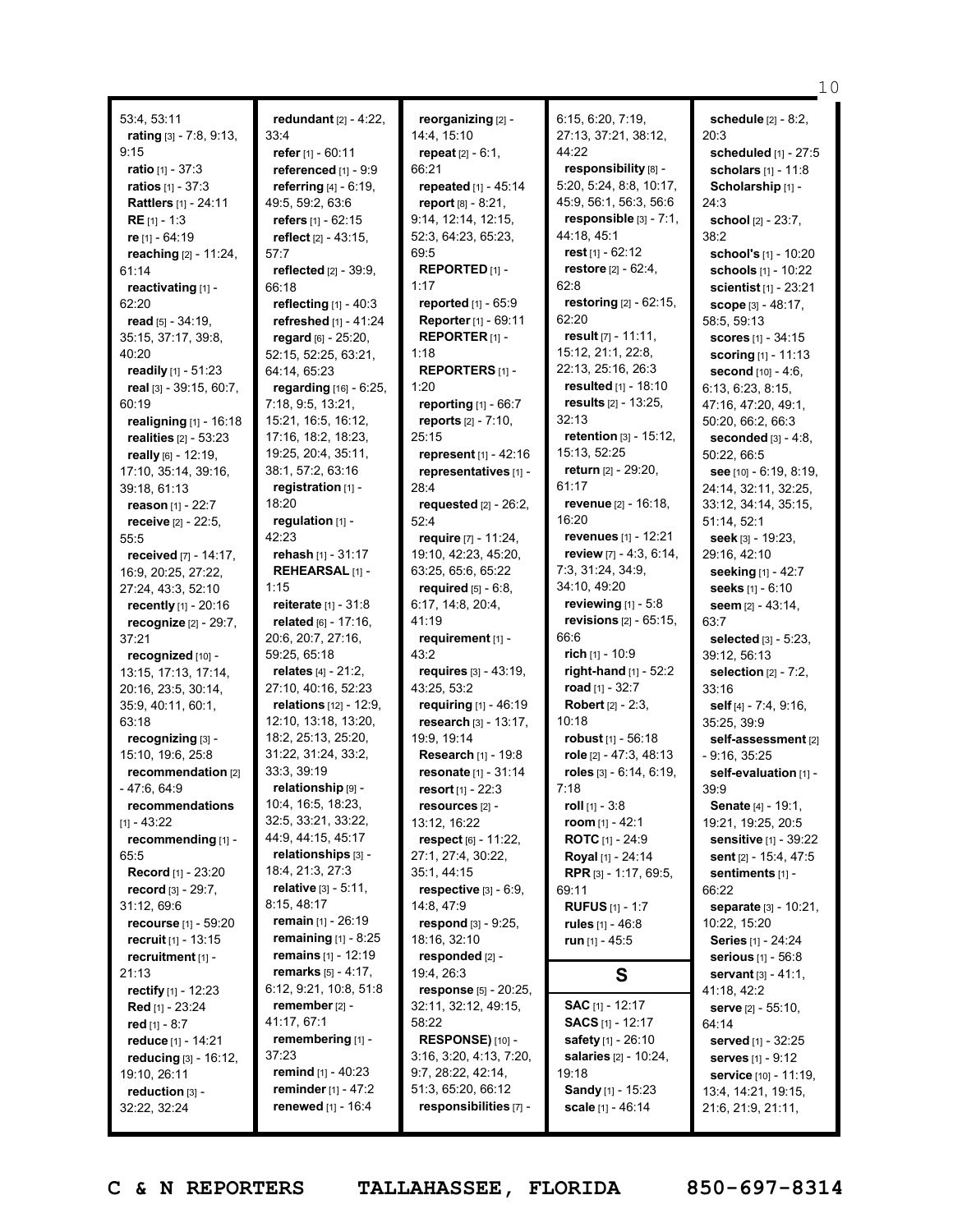53:4, 53:11
**rating** [3] - 7:8, 9:13, 9:15
**ratio** [1] - 37:3
**ratios** [1] - 37:3
**Rattlers** [1] - 24:11
**RE** [1] - 1:3
**re** [1] - 64:19
**reaching** [2] - 11:24, 61:14
**reactivating** [1] - 62:20
**read** [5] - 34:19, 35:15, 37:17, 39:8, 40:20
**readily** [1] - 51:23
**real** [3] - 39:15, 60:7, 60:19
**realigning** [1] - 16:18
**realities** [2] - 53:23
**really** [6] - 12:19, 17:10, 35:14, 39:16, 39:18, 61:13
**reason** [1] - 22:7
**receive** [2] - 22:5, 55:5
**received** [7] - 14:17, 16:9, 20:25, 27:22, 27:24, 43:3, 52:10
**recently** [1] - 20:16
**recognize** [2] - 29:7, 37:21
**recognized** [10] - 13:15, 17:13, 17:14, 20:16, 23:5, 30:14, 35:9, 40:11, 60:1, 63:18
**recognizing** [3] - 15:10, 19:6, 25:8
**recommendation** [2] - 47:6, 64:9
**recommendations** [1] - 43:22
**recommending** [1] - 65:5
**Record** [1] - 23:20
**record** [3] - 29:7, 31:12, 69:6
**recourse** [1] - 59:20
**recruit** [1] - 13:15
**recruitment** [1] - 21:13
**rectify** [1] - 12:23
**Red** [1] - 23:24
**red** [1] - 8:7
**reduce** [1] - 14:21
**reducing** [3] - 16:12, 19:10, 26:11
**reduction** [3] - 32:22, 32:24
**redundant** [2] - 4:22, 33:4
**refer** [1] - 60:11
**referenced** [1] - 9:9
**referring** [4] - 6:19, 49:5, 59:2, 63:6
**refers** [1] - 62:15
**reflect** [2] - 43:15, 57:7
**reflected** [2] - 39:9, 66:18
**reflecting** [1] - 40:3
**refreshed** [1] - 41:24
**regard** [6] - 25:20, 52:15, 52:25, 63:21, 64:14, 65:23
**regarding** [16] - 6:25, 7:18, 9:5, 13:21, 15:21, 16:5, 16:12, 17:16, 18:2, 18:23, 19:25, 20:4, 35:11, 38:1, 57:2, 63:16
**registration** [1] - 18:20
**regulation** [1] - 42:23
**rehash** [1] - 31:17
**REHEARSAL** [1] - 1:15
**reiterate** [1] - 31:8
**related** [6] - 17:16, 20:6, 20:7, 27:16, 59:25, 65:18
**relates** [4] - 21:2, 27:10, 40:16, 52:23
**relations** [12] - 12:9, 12:10, 13:18, 13:20, 18:2, 25:13, 25:20, 31:22, 31:24, 33:2, 33:3, 39:19
**relationship** [9] - 10:4, 16:5, 18:23, 32:5, 33:21, 33:22, 44:9, 44:15, 45:17
**relationships** [3] - 18:4, 21:3, 27:3
**relative** [3] - 5:11, 8:15, 48:17
**remain** [1] - 26:19
**remaining** [1] - 8:25
**remains** [1] - 12:19
**remarks** [5] - 4:17, 6:12, 9:21, 10:8, 51:8
**remember** [2] - 41:17, 67:1
**remembering** [1] - 37:23
**remind** [1] - 40:23
**reminder** [1] - 47:2
**renewed** [1] - 16:4
**reorganizing** [2] - 14:4, 15:10
**repeat** [2] - 6:1, 66:21
**repeated** [1] - 45:14
**report** [8] - 8:21, 9:14, 12:14, 12:15, 52:3, 64:23, 65:23, 69:5
**REPORTED** [1] - 1:17
**reported** [1] - 65:9
**Reporter** [1] - 69:11
**REPORTER** [1] - 1:18
**REPORTERS** [1] - 1:20
**reporting** [1] - 66:7
**reports** [2] - 7:10, 25:15
**represent** [1] - 42:16
**representatives** [1] - 28:4
**requested** [2] - 26:2, 52:4
**require** [7] - 11:24, 19:10, 42:23, 45:20, 63:25, 65:6, 65:22
**required** [5] - 6:8, 6:17, 14:8, 20:4, 41:19
**requirement** [1] - 43:2
**requires** [3] - 43:19, 43:25, 53:2
**requiring** [1] - 46:19
**research** [3] - 13:17, 19:9, 19:14
**Research** [1] - 19:8
**resonate** [1] - 31:14
**resort** [1] - 22:3
**resources** [2] - 13:12, 16:22
**respect** [6] - 11:22, 27:1, 27:4, 30:22, 35:1, 44:15
**respective** [3] - 6:9, 14:8, 47:9
**respond** [3] - 9:25, 18:16, 32:10
**responded** [2] - 19:4, 26:3
**response** [5] - 20:25, 32:11, 32:12, 49:15, 58:22
**RESPONSE)** [10] - 3:16, 3:20, 4:13, 7:20, 9:7, 28:22, 42:14, 51:3, 65:20, 66:12
**responsibilities** [7] - 6:15, 6:20, 7:19, 27:13, 37:21, 38:12, 44:22
**responsibility** [8] - 5:20, 5:24, 8:8, 10:17, 45:9, 56:1, 56:3, 56:6
**responsible** [3] - 7:1, 44:18, 45:1
**rest** [1] - 62:12
**restore** [2] - 62:4, 62:8
**restoring** [2] - 62:15, 62:20
**result** [7] - 11:11, 15:12, 21:1, 22:8, 22:13, 25:16, 26:3
**resulted** [1] - 18:10
**results** [2] - 13:25, 32:13
**retention** [3] - 15:12, 15:13, 52:25
**return** [2] - 29:20, 61:17
**revenue** [2] - 16:18, 16:20
**revenues** [1] - 12:21
**review** [7] - 4:3, 6:14, 7:3, 31:24, 34:9, 34:10, 49:20
**reviewing** [1] - 5:8
**revisions** [2] - 65:15, 66:6
**rich** [1] - 10:9
**right-hand** [1] - 52:2
**road** [1] - 32:7
**Robert** [2] - 2:3, 10:18
**robust** [1] - 56:18
**role** [2] - 47:3, 48:13
**roles** [3] - 6:14, 6:19, 7:18
**roll** [1] - 3:8
**room** [1] - 42:1
**ROTC** [1] - 24:9
**Royal** [1] - 24:14
**RPR** [3] - 1:17, 69:5, 69:11
**RUFUS** [1] - 1:7
**rules** [1] - 46:8
**run** [1] - 45:5

## S

**SAC** [1] - 12:17
**SACS** [1] - 12:17
**safety** [1] - 26:10
**salaries** [2] - 10:24, 19:18
**Sandy** [1] - 15:23
**scale** [1] - 46:14
**schedule** [2] - 8:2, 20:3
**scheduled** [1] - 27:5
**scholars** [1] - 11:8
**Scholarship** [1] - 24:3
**school** [2] - 23:7, 38:2
**school's** [1] - 10:20
**schools** [1] - 10:22
**scientist** [1] - 23:21
**scope** [3] - 48:17, 58:5, 59:13
**scores** [1] - 34:15
**scoring** [1] - 11:13
**second** [10] - 4:6, 6:13, 6:23, 8:15, 47:16, 47:20, 49:1, 50:20, 66:2, 66:3
**seconded** [3] - 4:8, 50:22, 66:5
**see** [10] - 6:19, 8:19, 24:14, 32:11, 32:25, 33:12, 34:14, 35:15, 51:14, 52:1
**seek** [3] - 19:23, 29:16, 42:10
**seeking** [1] - 42:7
**seeks** [1] - 6:10
**seem** [2] - 43:14, 63:7
**selected** [3] - 5:23, 39:12, 56:13
**selection** [2] - 7:2, 33:16
**self** [4] - 7:4, 9:16, 35:25, 39:9
**self-assessment** [2] - 9:16, 35:25
**self-evaluation** [1] - 39:9
**Senate** [4] - 19:1, 19:21, 19:25, 20:5
**sensitive** [1] - 39:22
**sent** [2] - 15:4, 47:5
**sentiments** [1] - 66:22
**separate** [3] - 10:21, 10:22, 15:20
**Series** [1] - 24:24
**serious** [1] - 56:8
**servant** [3] - 41:1, 41:18, 42:2
**serve** [2] - 55:10, 64:14
**served** [1] - 32:25
**serves** [1] - 9:12
**service** [10] - 11:19, 13:4, 14:21, 19:15, 21:6, 21:9, 21:11,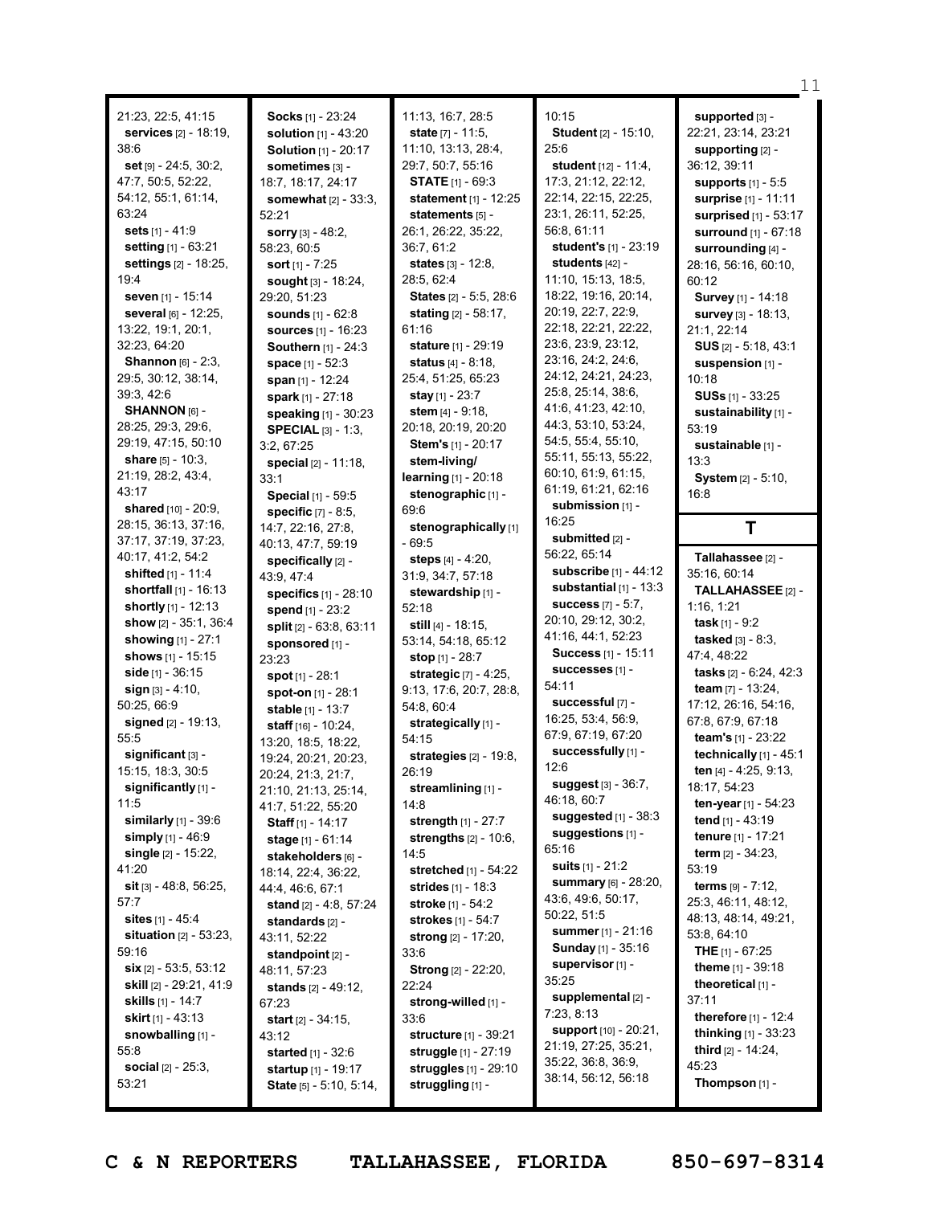21:23, 22:5, 41:15
**services** [2] - 18:19, 38:6
**set** [9] - 24:5, 30:2, 47:7, 50:5, 52:22, 54:12, 55:1, 61:14, 63:24
**sets** [1] - 41:9
**setting** [1] - 63:21
**settings** [2] - 18:25, 19:4
**seven** [1] - 15:14
**several** [6] - 12:25, 13:22, 19:1, 20:1, 32:23, 64:20
**Shannon** [6] - 2:3, 29:5, 30:12, 38:14, 39:3, 42:6
**SHANNON** [6] - 28:25, 29:3, 29:6, 29:19, 47:15, 50:10
**share** [5] - 10:3, 21:19, 28:2, 43:4, 43:17
**shared** [10] - 20:9, 28:15, 36:13, 37:16, 37:17, 37:19, 37:23, 40:17, 41:2, 54:2
**shifted** [1] - 11:4
**shortfall** [1] - 16:13
**shortly** [1] - 12:13
**show** [2] - 35:1, 36:4
**showing** [1] - 27:1
**shows** [1] - 15:15
**side** [1] - 36:15
**sign** [3] - 4:10, 50:25, 66:9
**signed** [2] - 19:13, 55:5
**significant** [3] - 15:15, 18:3, 30:5
**significantly** [1] - 11:5
**similarly** [1] - 39:6
**simply** [1] - 46:9
**single** [2] - 15:22, 41:20
**sit** [3] - 48:8, 56:25, 57:7
**sites** [1] - 45:4
**situation** [2] - 53:23, 59:16
**six** [2] - 53:5, 53:12
**skill** [2] - 29:21, 41:9
**skills** [1] - 14:7
**skirt** [1] - 43:13
**snowballing** [1] - 55:8
**social** [2] - 25:3, 53:21
**Socks** [1] - 23:24
**solution** [1] - 43:20
**Solution** [1] - 20:17
**sometimes** [3] - 18:7, 18:17, 24:17
**somewhat** [2] - 33:3, 52:21
**sorry** [3] - 48:2, 58:23, 60:5
**sort** [1] - 7:25
**sought** [3] - 18:24, 29:20, 51:23
**sounds** [1] - 62:8
**sources** [1] - 16:23
**Southern** [1] - 24:3
**space** [1] - 52:3
**span** [1] - 12:24
**spark** [1] - 27:18
**speaking** [1] - 30:23
**SPECIAL** [3] - 1:3, 3:2, 67:25
**special** [2] - 11:18, 33:1
**Special** [1] - 59:5
**specific** [7] - 8:5, 14:7, 22:16, 27:8, 40:13, 47:7, 59:19
**specifically** [2] - 43:9, 47:4
**specifics** [1] - 28:10
**spend** [1] - 23:2
**split** [2] - 63:8, 63:11
**sponsored** [1] - 23:23
**spot** [1] - 28:1
**spot-on** [1] - 28:1
**stable** [1] - 13:7
**staff** [16] - 10:24, 13:20, 18:5, 18:22, 19:24, 20:21, 20:23, 20:24, 21:3, 21:7, 21:10, 21:13, 25:14, 41:7, 51:22, 55:20
**Staff** [1] - 14:17
**stage** [1] - 61:14
**stakeholders** [6] - 18:14, 22:4, 36:22, 44:4, 46:6, 67:1
**stand** [2] - 4:8, 57:24
**standards** [2] - 43:11, 52:22
**standpoint** [2] - 48:11, 57:23
**stands** [2] - 49:12, 67:23
**start** [2] - 34:15, 43:12
**started** [1] - 32:6
**startup** [1] - 19:17
**State** [5] - 5:10, 5:14, 11:13, 16:7, 28:5
**state** [7] - 11:5, 11:10, 13:13, 28:4, 29:7, 50:7, 55:16
**STATE** [1] - 69:3
**statement** [1] - 12:25
**statements** [5] - 26:1, 26:22, 35:22, 36:7, 61:2
**states** [3] - 12:8, 28:5, 62:4
**States** [2] - 5:5, 28:6
**stating** [2] - 58:17, 61:16
**stature** [1] - 29:19
**status** [4] - 8:18, 25:4, 51:25, 65:23
**stay** [1] - 23:7
**stem** [4] - 9:18, 20:18, 20:19, 20:20
**Stem's** [1] - 20:17
**stem-living/ learning** [1] - 20:18
**stenographic** [1] - 69:6
**stenographically** [1] - 69:5
**steps** [4] - 4:20, 31:9, 34:7, 57:18
**stewardship** [1] - 52:18
**still** [4] - 18:15, 53:14, 54:18, 65:12
**stop** [1] - 28:7
**strategic** [7] - 4:25, 9:13, 17:6, 20:7, 28:8, 54:8, 60:4
**strategically** [1] - 54:15
**strategies** [2] - 19:8, 26:19
**streamlining** [1] - 14:8
**strength** [1] - 27:7
**strengths** [2] - 10:6, 14:5
**stretched** [1] - 54:22
**strides** [1] - 18:3
**stroke** [1] - 54:2
**strokes** [1] - 54:7
**strong** [2] - 17:20, 33:6
**Strong** [2] - 22:20, 22:24
**strong-willed** [1] - 33:6
**structure** [1] - 39:21
**struggle** [1] - 27:19
**struggles** [1] - 29:10
**struggling** [1] - 10:15
**Student** [2] - 15:10, 25:6
**student** [12] - 11:4, 17:3, 21:12, 22:12, 22:14, 22:15, 22:25, 23:1, 26:11, 52:25, 56:8, 61:11
**student's** [1] - 23:19
**students** [42] - 11:10, 15:13, 18:5, 18:22, 19:16, 20:14, 20:19, 22:7, 22:9, 22:18, 22:21, 22:22, 23:6, 23:9, 23:12, 23:16, 24:2, 24:6, 24:12, 24:21, 24:23, 25:8, 25:14, 38:6, 41:6, 41:23, 42:10, 44:3, 53:10, 53:24, 54:5, 55:4, 55:10, 55:11, 55:13, 55:22, 60:10, 61:9, 61:15, 61:19, 61:21, 62:16
**submission** [1] - 16:25
**submitted** [2] - 56:22, 65:14
**subscribe** [1] - 44:12
**substantial** [1] - 13:3
**success** [7] - 5:7, 20:10, 29:12, 30:2, 41:16, 44:1, 52:23
**Success** [1] - 15:11
**successes** [1] - 54:11
**successful** [7] - 16:25, 53:4, 56:9, 67:9, 67:19, 67:20
**successfully** [1] - 12:6
**suggest** [3] - 36:7, 46:18, 60:7
**suggested** [1] - 38:3
**suggestions** [1] - 65:16
**suits** [1] - 21:2
**summary** [6] - 28:20, 43:6, 49:6, 50:17, 50:22, 51:5
**summer** [1] - 21:16
**Sunday** [1] - 35:16
**supervisor** [1] - 35:25
**supplemental** [2] - 7:23, 8:13
**support** [10] - 20:21, 21:19, 27:25, 35:21, 35:22, 36:8, 36:9, 38:14, 56:12, 56:18
**supported** [3] - 22:21, 23:14, 23:21
**supporting** [2] - 36:12, 39:11
**supports** [1] - 5:5
**surprise** [1] - 11:11
**surprised** [1] - 53:17
**surround** [1] - 67:18
**surrounding** [4] - 28:16, 56:16, 60:10, 60:12
**Survey** [1] - 14:18
**survey** [3] - 18:13, 21:1, 22:14
**SUS** [2] - 5:18, 43:1
**suspension** [1] - 10:18
**SUSs** [1] - 33:25
**sustainability** [1] - 53:19
**sustainable** [1] - 13:3
**System** [2] - 5:10, 16:8

## T

**Tallahassee** [2] - 35:16, 60:14
**TALLAHASSEE** [2] - 1:16, 1:21
**task** [1] - 9:2
**tasked** [3] - 8:3, 47:4, 48:22
**tasks** [2] - 6:24, 42:3
**team** [7] - 13:24, 17:12, 26:16, 54:16, 67:8, 67:9, 67:18
**team's** [1] - 23:22
**technically** [1] - 45:1
**ten** [4] - 4:25, 9:13, 18:17, 54:23
**ten-year** [1] - 54:23
**tend** [1] - 43:19
**tenure** [1] - 17:21
**term** [2] - 34:23, 53:19
**terms** [9] - 7:12, 25:3, 46:11, 48:12, 48:13, 48:14, 49:21, 53:8, 64:10
**THE** [1] - 67:25
**theme** [1] - 39:18
**theoretical** [1] - 37:11
**therefore** [1] - 12:4
**thinking** [1] - 33:23
**third** [2] - 14:24, 45:23
**Thompson** [1] -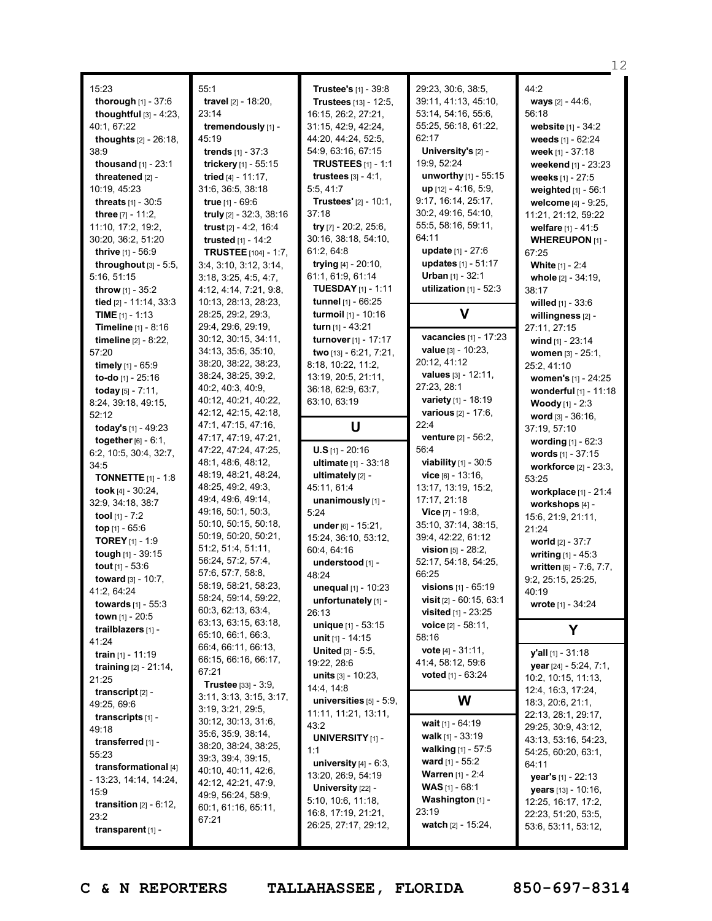15:23
**thorough** [1] - 37:6
**thoughtful** [3] - 4:23, 40:1, 67:22
**thoughts** [2] - 26:18, 38:9
**thousand** [1] - 23:1
**threatened** [2] - 10:19, 45:23
**threats** [1] - 30:5
**three** [7] - 11:2, 11:10, 17:2, 19:2, 30:20, 36:2, 51:20
**thrive** [1] - 56:9
**throughout** [3] - 5:5, 5:16, 51:15
**throw** [1] - 35:2
**tied** [2] - 11:14, 33:3
**TIME** [1] - 1:13
**Timeline** [1] - 8:16
**timeline** [2] - 8:22, 57:20
**timely** [1] - 65:9
**to-do** [1] - 25:16
**today** [5] - 7:11, 8:24, 39:18, 49:15, 52:12
**today's** [1] - 49:23
**together** [6] - 6:1, 6:2, 10:5, 30:4, 32:7, 34:5
**TONNETTE** [1] - 1:8
**took** [4] - 30:24, 32:9, 34:18, 38:7
**tool** [1] - 7:2
**top** [1] - 65:6
**TOREY** [1] - 1:9
**tough** [1] - 39:15
**tout** [1] - 53:6
**toward** [3] - 10:7, 41:2, 64:24
**towards** [1] - 55:3
**town** [1] - 20:5
**trailblazers** [1] - 41:24
**train** [1] - 11:19
**training** [2] - 21:14, 21:25
**transcript** [2] - 49:25, 69:6
**transcripts** [1] - 49:18
**transferred** [1] - 55:23
**transformational** [4] - 13:23, 14:14, 14:24, 15:9
**transition** [2] - 6:12, 23:2
**transparent** [1] - 55:1
**travel** [2] - 18:20, 23:14
**tremendously** [1] - 45:19
**trends** [1] - 37:3
**trickery** [1] - 55:15
**tried** [4] - 11:17, 31:6, 36:5, 38:18
**true** [1] - 69:6
**truly** [2] - 32:3, 38:16
**trust** [2] - 4:2, 16:4
**trusted** [1] - 14:2
**TRUSTEE** [104] - 1:7, 3:4, 3:10, 3:12, 3:14, 3:18, 3:25, 4:5, 4:7, 4:12, 4:14, 7:21, 9:8, 10:13, 28:13, 28:23, 28:25, 29:2, 29:3, 29:4, 29:6, 29:19, 30:12, 30:15, 34:11, 34:13, 35:6, 35:10, 38:20, 38:22, 38:23, 38:24, 38:25, 39:2, 40:2, 40:3, 40:9, 40:12, 40:21, 40:22, 42:12, 42:15, 42:18, 47:1, 47:15, 47:16, 47:17, 47:19, 47:21, 47:22, 47:24, 47:25, 48:1, 48:6, 48:12, 48:19, 48:21, 48:24, 48:25, 49:2, 49:3, 49:4, 49:6, 49:14, 49:16, 50:1, 50:3, 50:10, 50:15, 50:18, 50:19, 50:20, 50:21, 51:2, 51:4, 51:11, 56:24, 57:2, 57:4, 57:6, 57:7, 58:8, 58:19, 58:21, 58:23, 58:24, 59:14, 59:22, 60:3, 62:13, 63:4, 63:13, 63:15, 63:18, 65:10, 66:1, 66:3, 66:4, 66:11, 66:13, 66:15, 66:16, 66:17, 67:21
**Trustee** [33] - 3:9, 3:11, 3:13, 3:15, 3:17, 3:19, 3:21, 29:5, 30:12, 30:13, 31:6, 35:6, 35:9, 38:14, 38:20, 38:24, 38:25, 39:3, 39:4, 39:15, 40:10, 40:11, 42:6, 42:12, 42:21, 47:9, 49:9, 56:24, 58:9, 60:1, 61:16, 65:11, 67:21
**Trustee's** [1] - 39:8
**Trustees** [13] - 12:5, 16:15, 26:2, 27:21, 31:15, 42:9, 42:24, 44:20, 44:24, 52:5, 54:9, 63:16, 67:15
**TRUSTEES** [1] - 1:1
**trustees** [3] - 4:1, 5:5, 41:7
**Trustees'** [2] - 10:1, 37:18
**try** [7] - 20:2, 25:6, 30:16, 38:18, 54:10, 61:2, 64:8
**trying** [4] - 20:10, 61:1, 61:9, 61:14
**TUESDAY** [1] - 1:11
**tunnel** [1] - 66:25
**turmoil** [1] - 10:16
**turn** [1] - 43:21
**turnover** [1] - 17:17
**two** [13] - 6:21, 7:21, 8:18, 10:22, 11:2, 13:19, 20:5, 21:11, 36:18, 62:9, 63:7, 63:10, 63:19

## U

**U.S** [1] - 20:16
**ultimate** [1] - 33:18
**ultimately** [2] - 45:11, 61:4
**unanimously** [1] - 5:24
**under** [6] - 15:21, 15:24, 36:10, 53:12, 60:4, 64:16
**understood** [1] - 48:24
**unequal** [1] - 10:23
**unfortunately** [1] - 26:13
**unique** [1] - 53:15
**unit** [1] - 14:15
**United** [3] - 5:5, 19:22, 28:6
**units** [3] - 10:23, 14:4, 14:8
**universities** [5] - 5:9, 11:11, 11:21, 13:11, 43:2
**UNIVERSITY** [1] - 1:1
**university** [4] - 6:3, 13:20, 26:9, 54:19
**University** [22] - 5:10, 10:6, 11:18, 16:8, 17:19, 21:21, 26:25, 27:17, 29:12, 29:23, 30:6, 38:5, 39:11, 41:13, 45:10, 53:14, 54:16, 55:6, 55:25, 56:18, 61:22, 62:17
**University's** [2] - 19:9, 52:24
**unworthy** [1] - 55:15
**up** [12] - 4:16, 5:9, 9:17, 16:14, 25:17, 30:2, 49:16, 54:10, 55:5, 58:16, 59:11, 64:11
**update** [1] - 27:6
**updates** [1] - 51:17
**Urban** [1] - 32:1
**utilization** [1] - 52:3

## V

**vacancies** [1] - 17:23
**value** [3] - 10:23, 20:12, 41:12
**values** [3] - 12:11, 27:23, 28:1
**variety** [1] - 18:19
**various** [2] - 17:6, 22:4
**venture** [2] - 56:2, 56:4
**viability** [1] - 30:5
**vice** [6] - 13:16, 13:17, 13:19, 15:2, 17:17, 21:18
**Vice** [7] - 19:8, 35:10, 37:14, 38:15, 39:4, 42:22, 61:12
**vision** [5] - 28:2, 52:17, 54:18, 54:25, 66:25
**visions** [1] - 65:19
**visit** [2] - 60:15, 63:1
**visited** [1] - 23:25
**voice** [2] - 58:11, 58:16
**vote** [4] - 31:11, 41:4, 58:12, 59:6
**voted** [1] - 63:24

## W

**wait** [1] - 64:19
**walk** [1] - 33:19
**walking** [1] - 57:5
**ward** [1] - 55:2
**Warren** [1] - 2:4
**WAS** [1] - 68:1
**Washington** [1] - 23:19
**watch** [2] - 15:24, 44:2
**ways** [2] - 44:6, 56:18
**website** [1] - 34:2
**weeds** [1] - 62:24
**week** [1] - 37:18
**weekend** [1] - 23:23
**weeks** [1] - 27:5
**weighted** [1] - 56:1
**welcome** [4] - 9:25, 11:21, 21:12, 59:22
**welfare** [1] - 41:5
**WHEREUPON** [1] - 67:25
**White** [1] - 2:4
**whole** [2] - 34:19, 38:17
**willed** [1] - 33:6
**willingness** [2] - 27:11, 27:15
**wind** [1] - 23:14
**women** [3] - 25:1, 25:2, 41:10
**women's** [1] - 24:25
**wonderful** [1] - 11:18
**Woody** [1] - 2:3
**word** [3] - 36:16, 37:19, 57:10
**wording** [1] - 62:3
**words** [1] - 37:15
**workforce** [2] - 23:3, 53:25
**workplace** [1] - 21:4
**workshops** [4] - 15:6, 21:9, 21:11, 21:24
**world** [2] - 37:7
**writing** [1] - 45:3
**written** [6] - 7:6, 7:7, 9:2, 25:15, 25:25, 40:19
**wrote** [1] - 34:24

## Y

**y'all** [1] - 31:18
**year** [24] - 5:24, 7:1, 10:2, 10:15, 11:13, 12:4, 16:3, 17:24, 18:3, 20:6, 21:1, 22:13, 28:1, 29:17, 29:25, 30:9, 43:12, 43:13, 53:16, 54:23, 54:25, 60:20, 63:1, 64:11
**year's** [1] - 22:13
**years** [13] - 10:16, 12:25, 16:17, 17:2, 22:23, 51:20, 53:5, 53:6, 53:11, 53:12,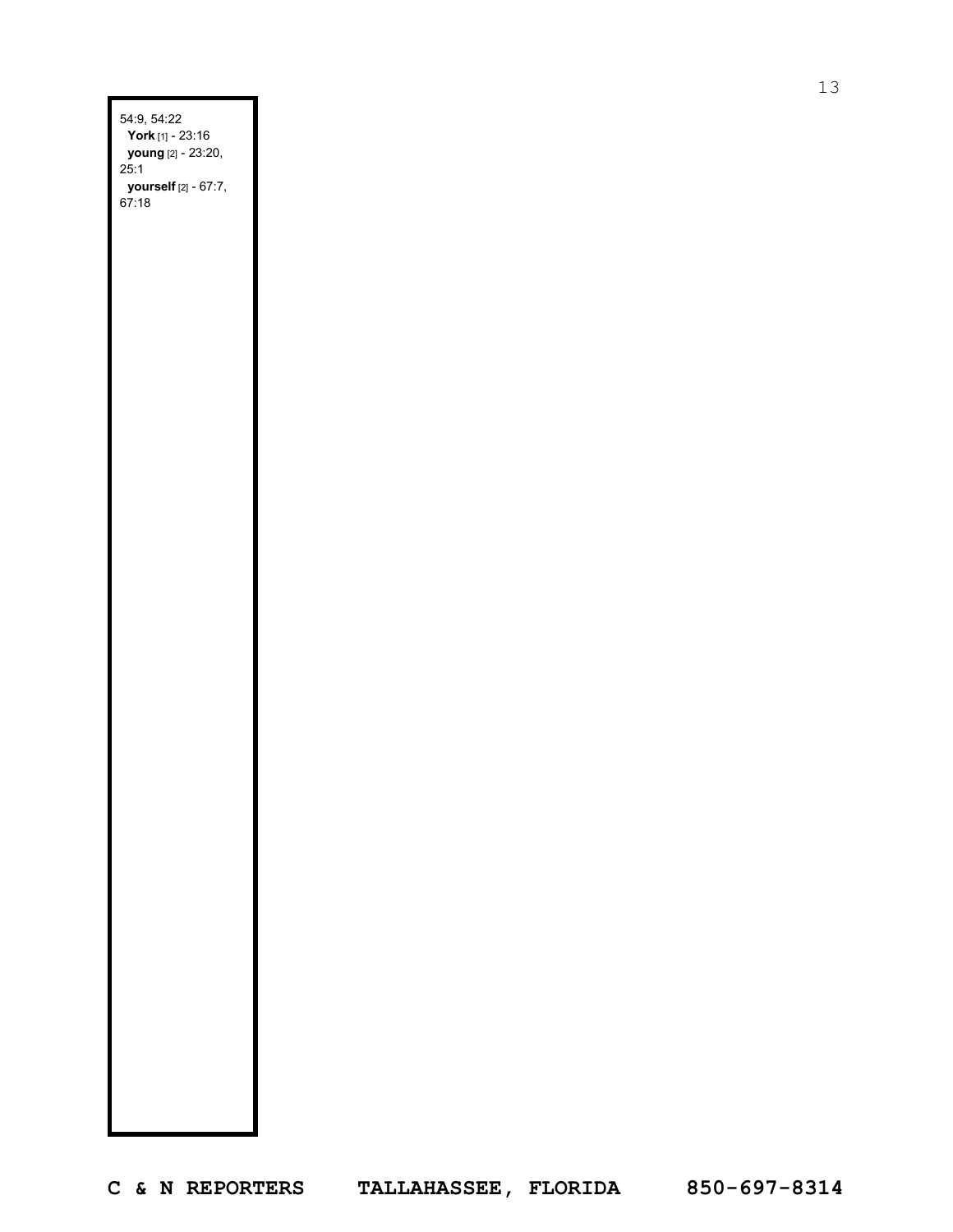54:9, 54:22

**York** [1] - 23:16

**young** [2] - 23:20, 25:1

**yourself** [2] - 67:7, 67:18